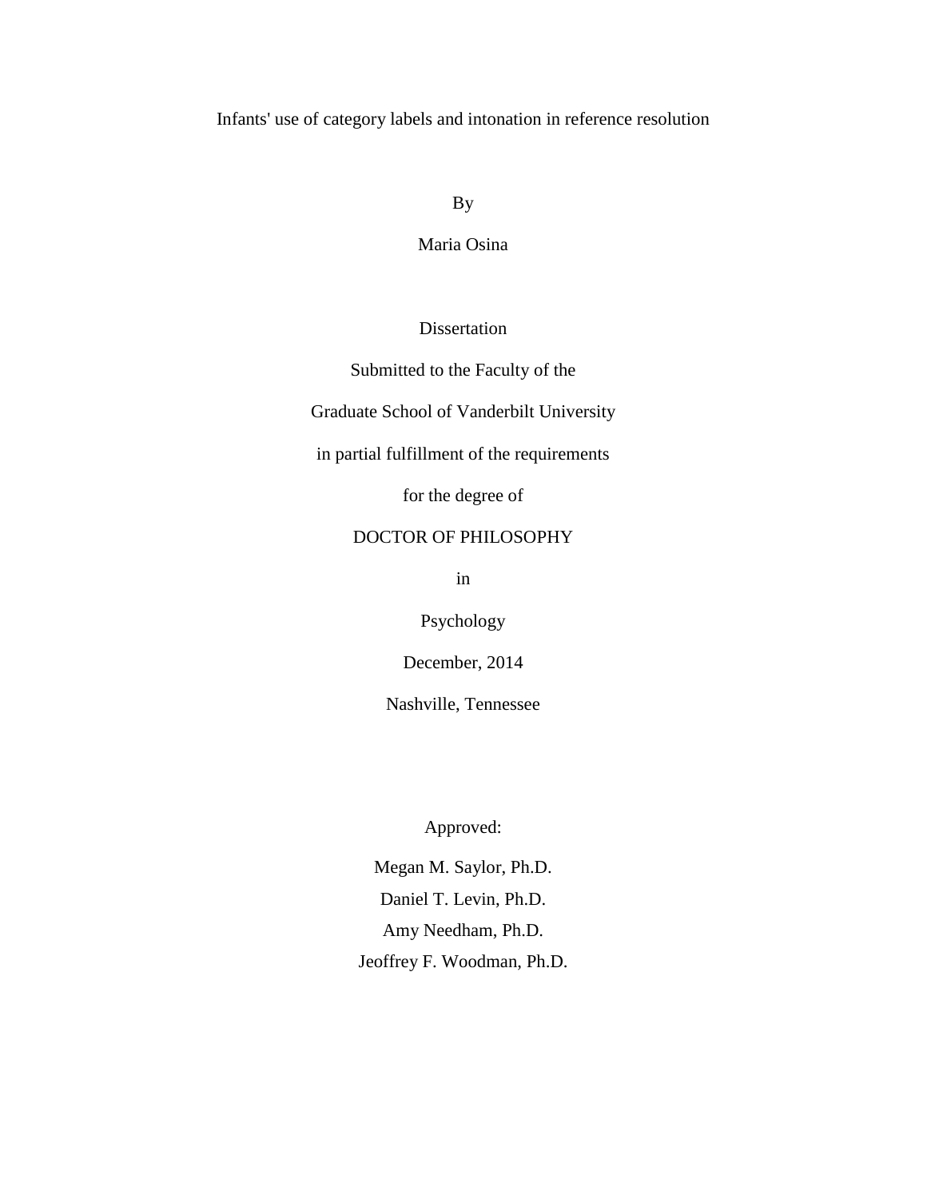# Infants' use of category labels and intonation in reference resolution

By

Maria Osina

Dissertation

Submitted to the Faculty of the

Graduate School of Vanderbilt University

in partial fulfillment of the requirements

for the degree of

DOCTOR OF PHILOSOPHY

in

Psychology

December, 2014

Nashville, Tennessee

Approved:

Megan M. Saylor, Ph.D.

Daniel T. Levin, Ph.D.

Amy Needham, Ph.D.

Jeoffrey F. Woodman, Ph.D.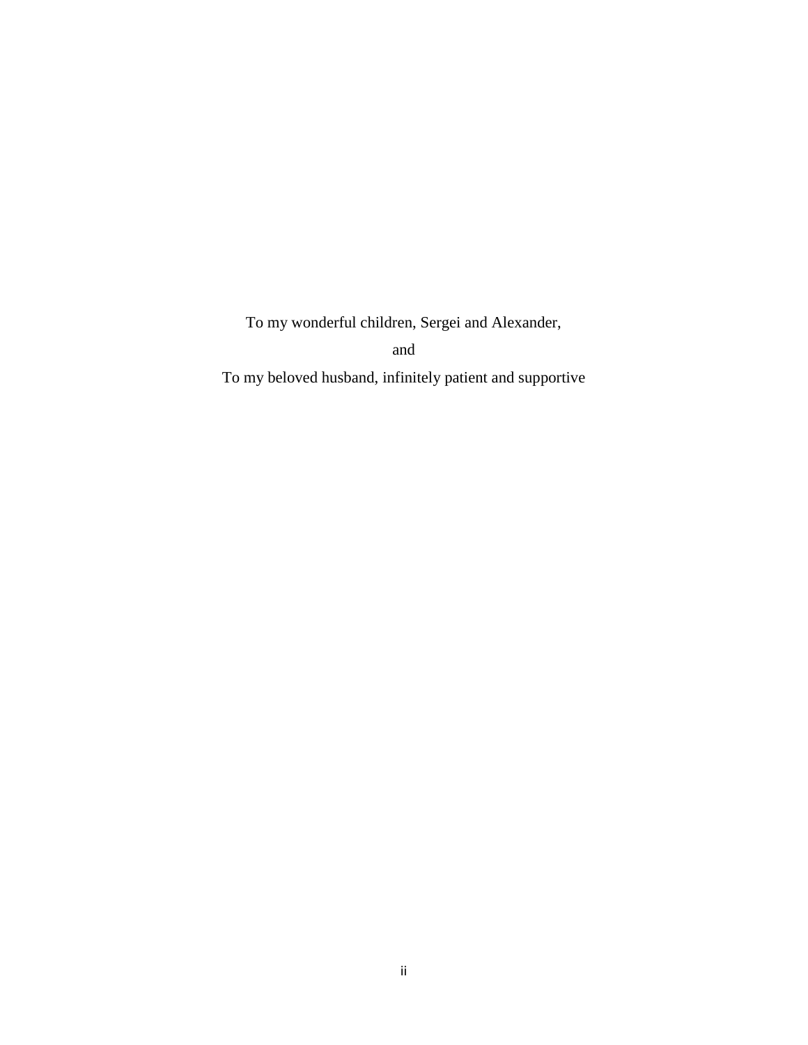To my wonderful children, Sergei and Alexander,

and

To my beloved husband, infinitely patient and supportive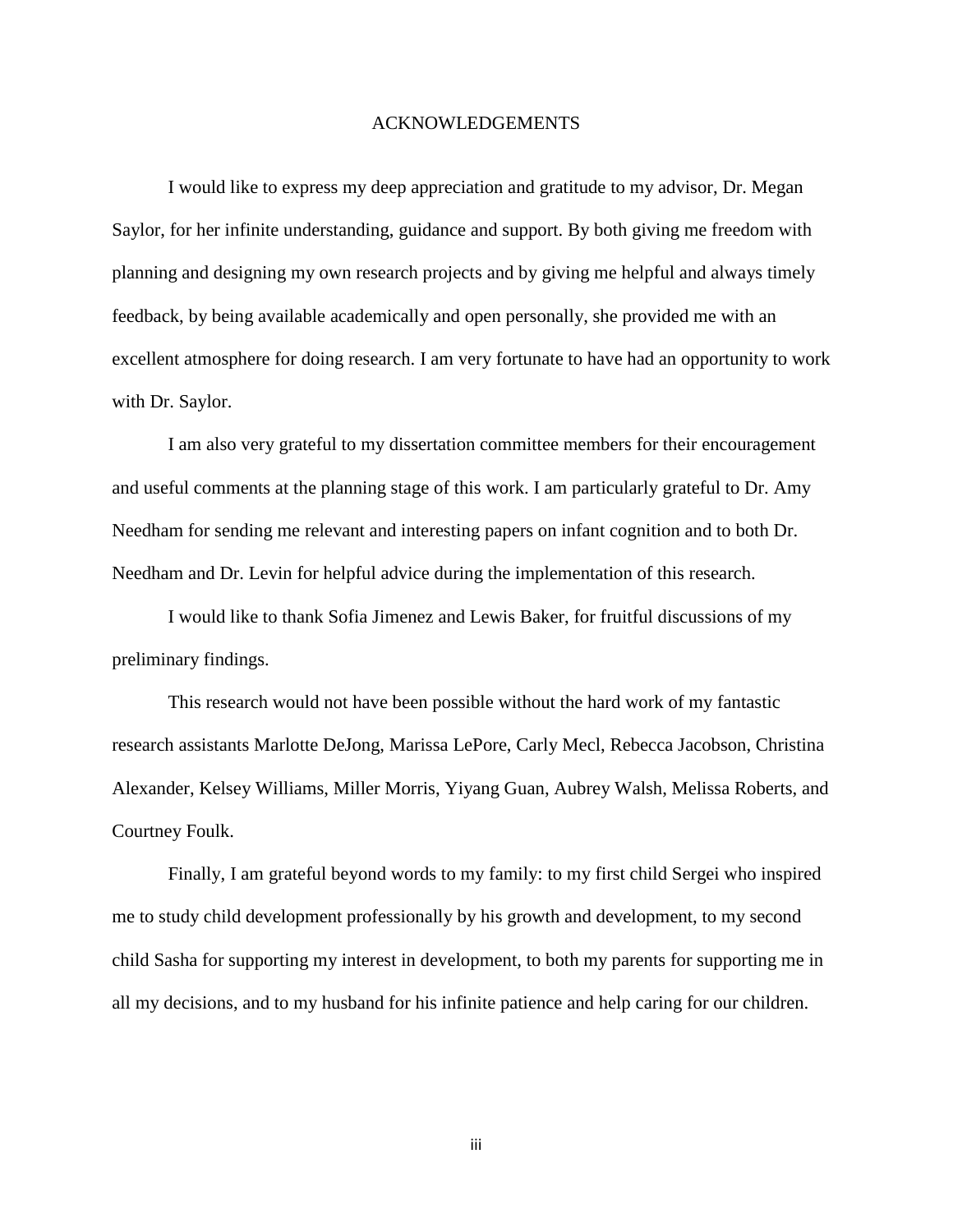# ACKNOWLEDGEMENTS

I would like to express my deep appreciation and gratitude to my advisor, Dr. Megan Saylor, for her infinite understanding, guidance and support. By both giving me freedom with planning and designing my own research projects and by giving me helpful and always timely feedback, by being available academically and open personally, she provided me with an excellent atmosphere for doing research. I am very fortunate to have had an opportunity to work with Dr. Saylor.

I am also very grateful to my dissertation committee members for their encouragement and useful comments at the planning stage of this work. I am particularly grateful to Dr. Amy Needham for sending me relevant and interesting papers on infant cognition and to both Dr. Needham and Dr. Levin for helpful advice during the implementation of this research.

I would like to thank Sofia Jimenez and Lewis Baker, for fruitful discussions of my preliminary findings.

This research would not have been possible without the hard work of my fantastic research assistants Marlotte DeJong, Marissa LePore, Carly Mecl, Rebecca Jacobson, Christina Alexander, Kelsey Williams, Miller Morris, Yiyang Guan, Aubrey Walsh, Melissa Roberts, and Courtney Foulk.

Finally, I am grateful beyond words to my family: to my first child Sergei who inspired me to study child development professionally by his growth and development, to my second child Sasha for supporting my interest in development, to both my parents for supporting me in all my decisions, and to my husband for his infinite patience and help caring for our children.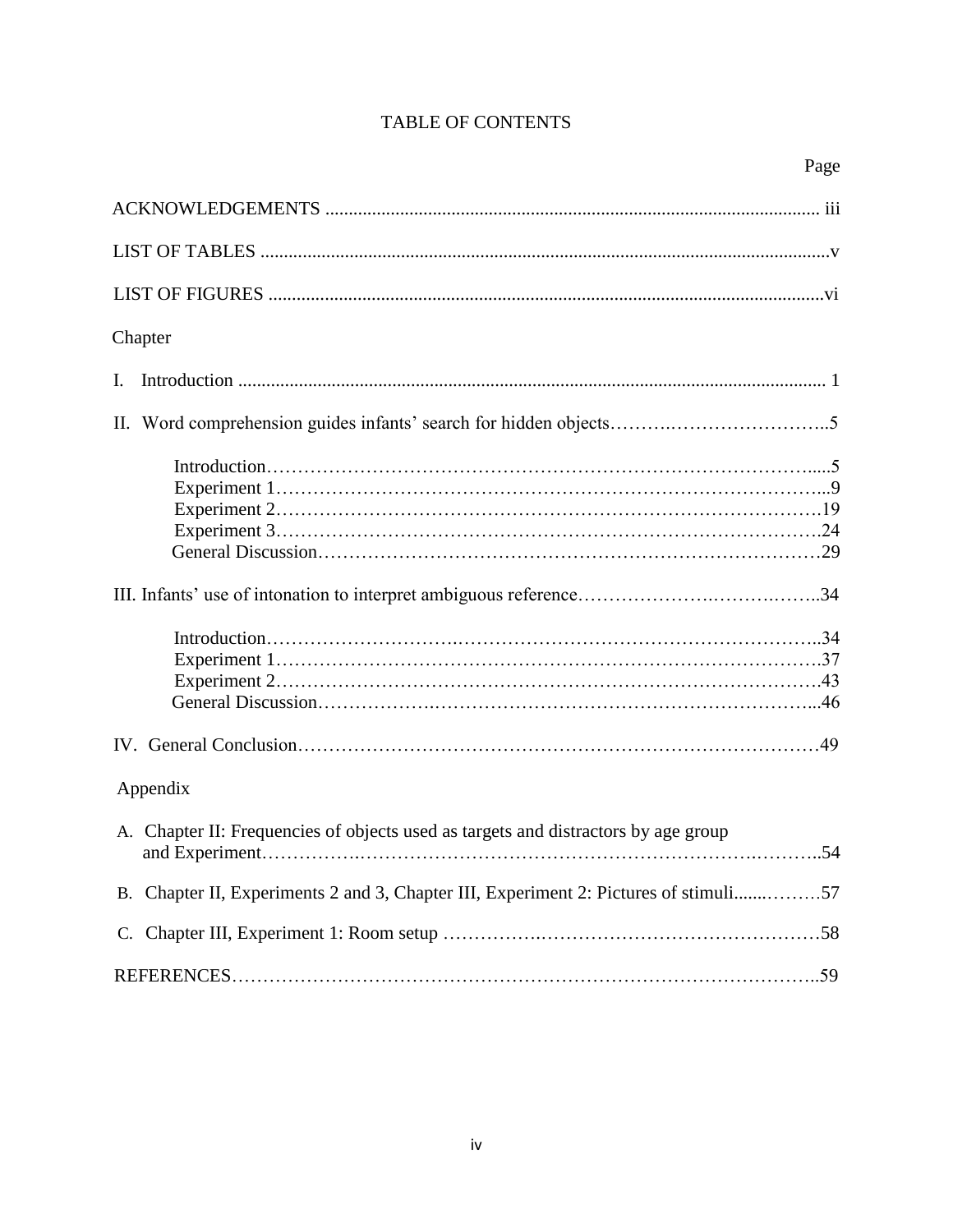# TABLE OF CONTENTS

Page

ACKNOWLEDGEMENTS ........................................................................................................ iii

LIST OF TABLES ........................................................................................................................v

LIST OF FIGURES .....................................................................................................................vi

Chapter

I. Introduction ........................................................................................................................... 1

II. Word comprehension guides infants' search for hidden objects……….……………………..5

- Introduction……………………………………………………………………………......5
- Experiment 1……………………………………………………………………………...9
- Experiment 2…………………………………………………………………………….19
- Experiment 3…………………………………………………………………………….24
- General Discussion………………………………………………………………………29

III. Infants' use of intonation to interpret ambiguous reference………………….…………….…..34

- Introduction…………………….……………………………………………………..34
- Experiment 1…………………………………………………………………………….37
- Experiment 2…………………………………………………………………………….43
- General Discussion……………….…………………………………………………...46

IV. General Conclusion…………………………………………………………………………49

Appendix

A. Chapter II: Frequencies of objects used as targets and distractors by age group and Experiment…………….……………………………………………………….………..54

B. Chapter II, Experiments 2 and 3, Chapter III, Experiment 2: Pictures of stimuli.......………57

C. Chapter III, Experiment 1: Room setup ………….……………………………………………58

REFERENCES………………………………………………………………………………..59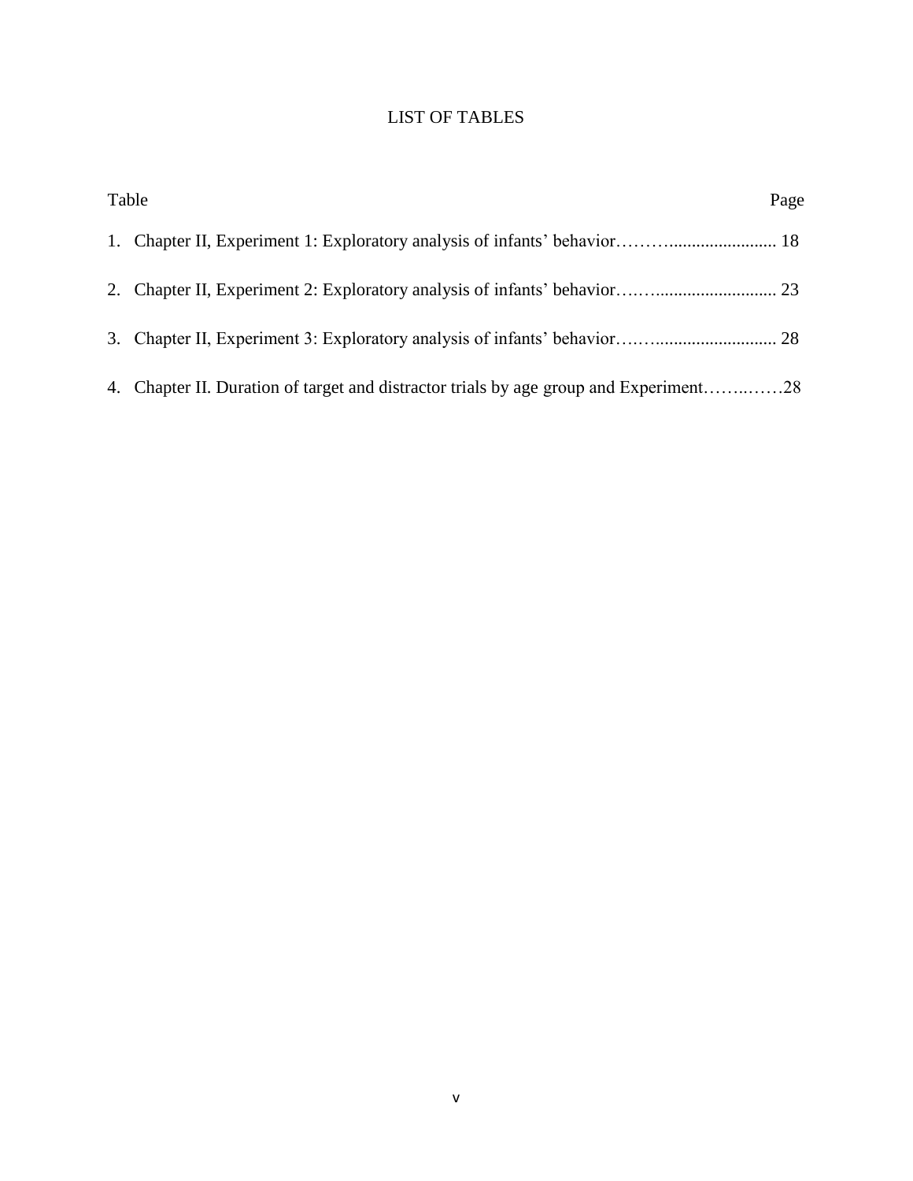# LIST OF TABLES

| Table | Page |
|---|---|
| 1. Chapter II, Experiment 1: Exploratory analysis of infants' behavior | 18 |
| 2. Chapter II, Experiment 2: Exploratory analysis of infants' behavior | 23 |
| 3. Chapter II, Experiment 3: Exploratory analysis of infants' behavior | 28 |
| 4. Chapter II. Duration of target and distractor trials by age group and Experiment | 28 |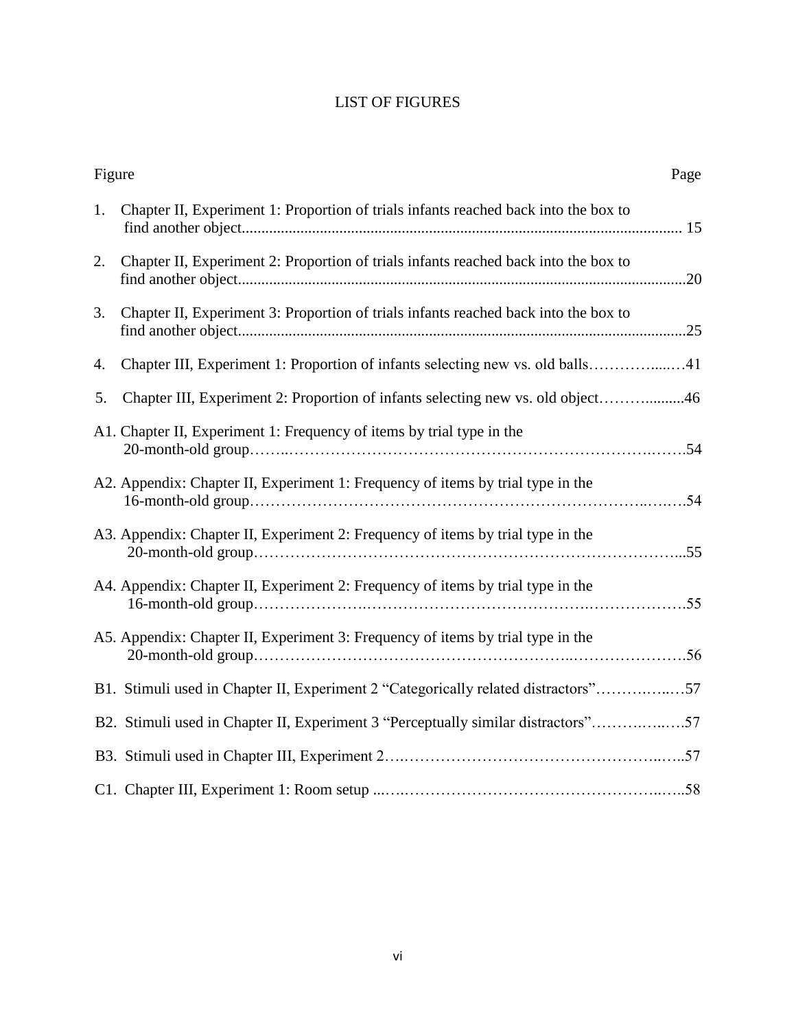# LIST OF FIGURES

| Figure | Page |
|---|---|
| 1. Chapter II, Experiment 1: Proportion of trials infants reached back into the box to find another object | 15 |
| 2. Chapter II, Experiment 2: Proportion of trials infants reached back into the box to find another object | 20 |
| 3. Chapter II, Experiment 3: Proportion of trials infants reached back into the box to find another object | 25 |
| 4. Chapter III, Experiment 1: Proportion of infants selecting new vs. old balls | 41 |
| 5. Chapter III, Experiment 2: Proportion of infants selecting new vs. old object | 46 |
| A1. Chapter II, Experiment 1: Frequency of items by trial type in the 20-month-old group | 54 |
| A2. Appendix: Chapter II, Experiment 1: Frequency of items by trial type in the 16-month-old group | 54 |
| A3. Appendix: Chapter II, Experiment 2: Frequency of items by trial type in the 20-month-old group | 55 |
| A4. Appendix: Chapter II, Experiment 2: Frequency of items by trial type in the 16-month-old group | 55 |
| A5. Appendix: Chapter II, Experiment 3: Frequency of items by trial type in the 20-month-old group | 56 |
| B1. Stimuli used in Chapter II, Experiment 2 "Categorically related distractors" | 57 |
| B2. Stimuli used in Chapter II, Experiment 3 "Perceptually similar distractors" | 57 |
| B3. Stimuli used in Chapter III, Experiment 2 | 57 |
| C1. Chapter III, Experiment 1: Room setup | 58 |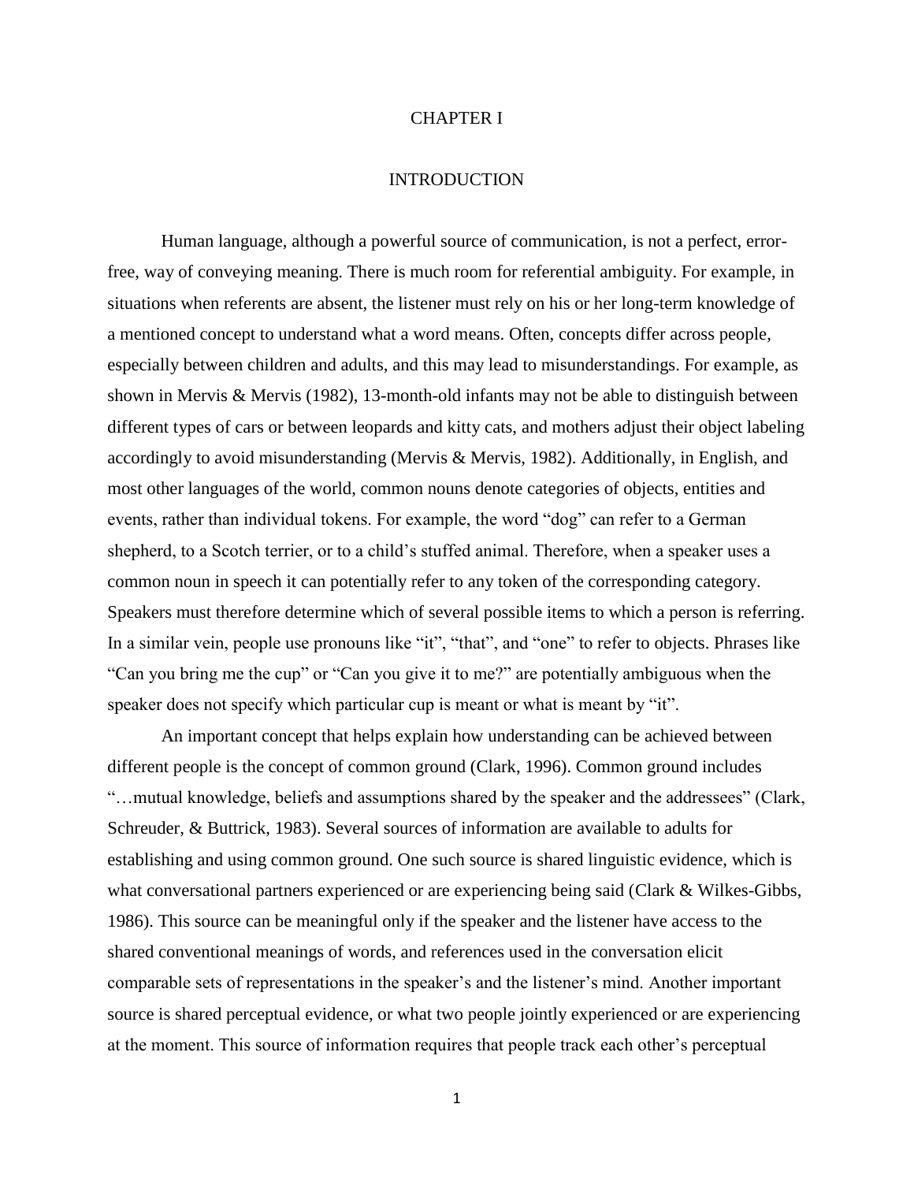# CHAPTER I

## INTRODUCTION

Human language, although a powerful source of communication, is not a perfect, error-free, way of conveying meaning. There is much room for referential ambiguity. For example, in situations when referents are absent, the listener must rely on his or her long-term knowledge of a mentioned concept to understand what a word means. Often, concepts differ across people, especially between children and adults, and this may lead to misunderstandings. For example, as shown in Mervis & Mervis (1982), 13-month-old infants may not be able to distinguish between different types of cars or between leopards and kitty cats, and mothers adjust their object labeling accordingly to avoid misunderstanding (Mervis & Mervis, 1982). Additionally, in English, and most other languages of the world, common nouns denote categories of objects, entities and events, rather than individual tokens. For example, the word "dog" can refer to a German shepherd, to a Scotch terrier, or to a child's stuffed animal. Therefore, when a speaker uses a common noun in speech it can potentially refer to any token of the corresponding category. Speakers must therefore determine which of several possible items to which a person is referring. In a similar vein, people use pronouns like "it", "that", and "one" to refer to objects. Phrases like "Can you bring me the cup" or "Can you give it to me?" are potentially ambiguous when the speaker does not specify which particular cup is meant or what is meant by "it".

An important concept that helps explain how understanding can be achieved between different people is the concept of common ground (Clark, 1996). Common ground includes "…mutual knowledge, beliefs and assumptions shared by the speaker and the addressees" (Clark, Schreuder, & Buttrick, 1983). Several sources of information are available to adults for establishing and using common ground. One such source is shared linguistic evidence, which is what conversational partners experienced or are experiencing being said (Clark & Wilkes-Gibbs, 1986). This source can be meaningful only if the speaker and the listener have access to the shared conventional meanings of words, and references used in the conversation elicit comparable sets of representations in the speaker's and the listener's mind. Another important source is shared perceptual evidence, or what two people jointly experienced or are experiencing at the moment. This source of information requires that people track each other's perceptual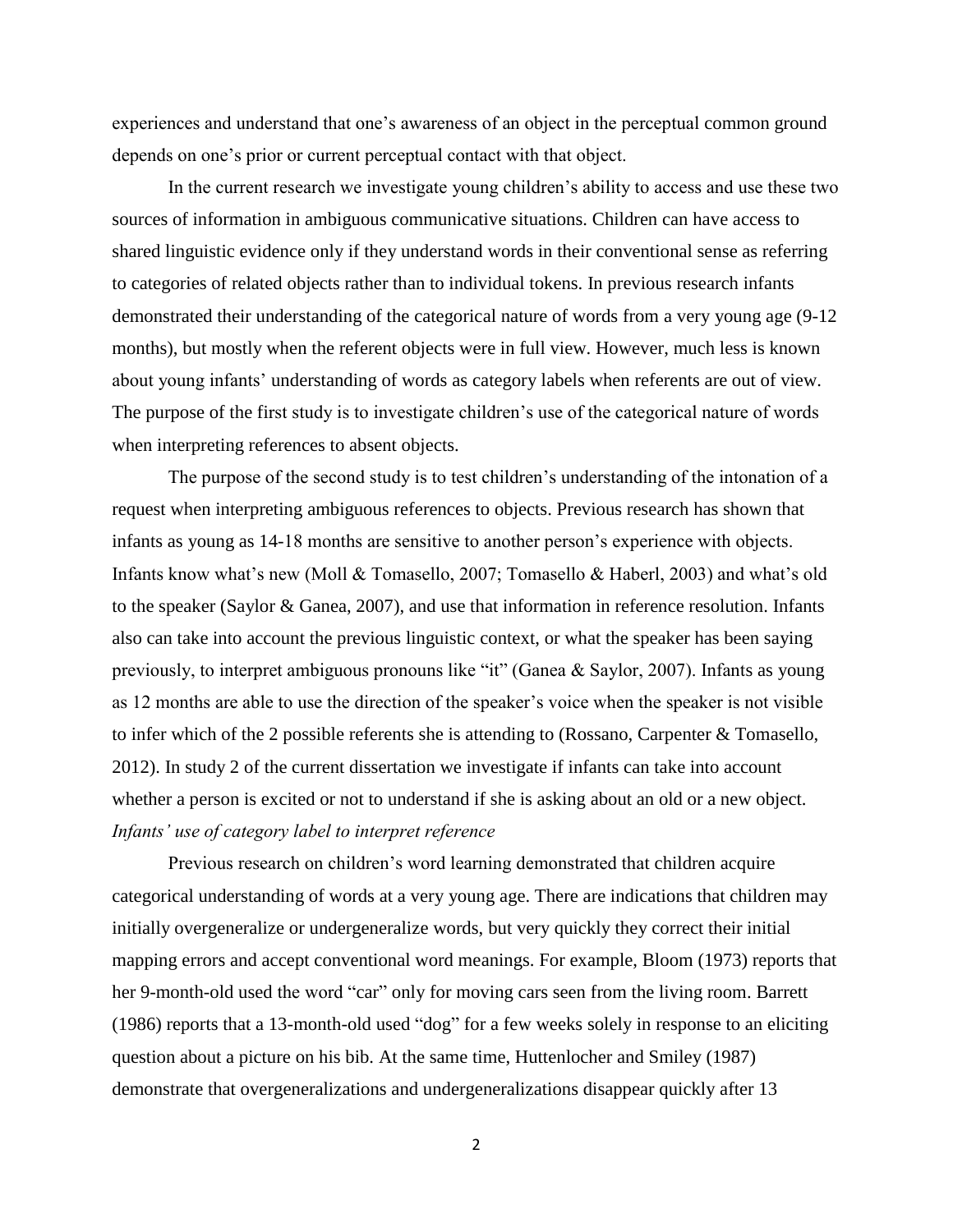experiences and understand that one's awareness of an object in the perceptual common ground depends on one's prior or current perceptual contact with that object.

In the current research we investigate young children's ability to access and use these two sources of information in ambiguous communicative situations. Children can have access to shared linguistic evidence only if they understand words in their conventional sense as referring to categories of related objects rather than to individual tokens. In previous research infants demonstrated their understanding of the categorical nature of words from a very young age (9-12 months), but mostly when the referent objects were in full view. However, much less is known about young infants' understanding of words as category labels when referents are out of view. The purpose of the first study is to investigate children's use of the categorical nature of words when interpreting references to absent objects.

The purpose of the second study is to test children's understanding of the intonation of a request when interpreting ambiguous references to objects. Previous research has shown that infants as young as 14-18 months are sensitive to another person's experience with objects. Infants know what's new (Moll & Tomasello, 2007; Tomasello & Haberl, 2003) and what's old to the speaker (Saylor & Ganea, 2007), and use that information in reference resolution. Infants also can take into account the previous linguistic context, or what the speaker has been saying previously, to interpret ambiguous pronouns like "it" (Ganea & Saylor, 2007). Infants as young as 12 months are able to use the direction of the speaker's voice when the speaker is not visible to infer which of the 2 possible referents she is attending to (Rossano, Carpenter & Tomasello, 2012). In study 2 of the current dissertation we investigate if infants can take into account whether a person is excited or not to understand if she is asking about an old or a new object.

*Infants' use of category label to interpret reference*

Previous research on children's word learning demonstrated that children acquire categorical understanding of words at a very young age. There are indications that children may initially overgeneralize or undergeneralize words, but very quickly they correct their initial mapping errors and accept conventional word meanings. For example, Bloom (1973) reports that her 9-month-old used the word "car" only for moving cars seen from the living room. Barrett (1986) reports that a 13-month-old used "dog" for a few weeks solely in response to an eliciting question about a picture on his bib. At the same time, Huttenlocher and Smiley (1987) demonstrate that overgeneralizations and undergeneralizations disappear quickly after 13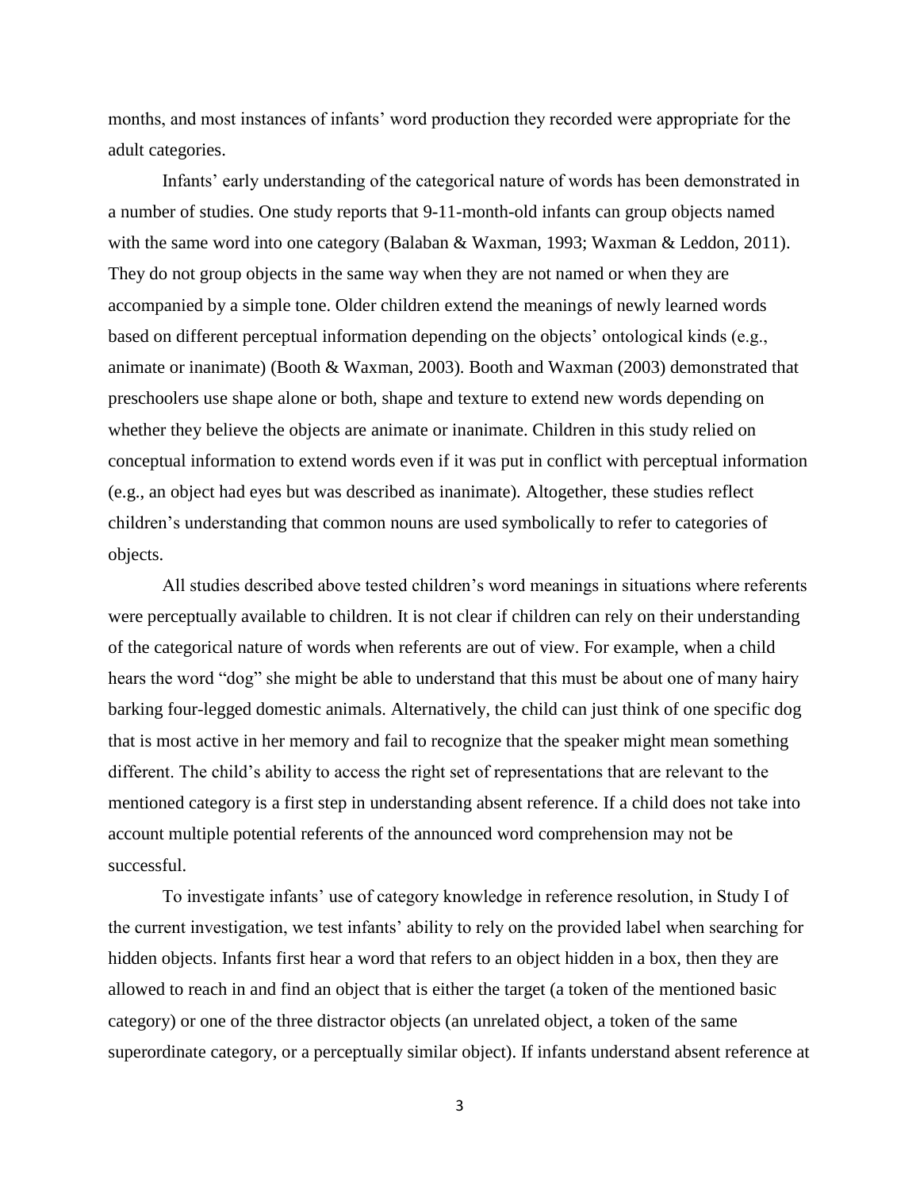months, and most instances of infants' word production they recorded were appropriate for the adult categories.

Infants' early understanding of the categorical nature of words has been demonstrated in a number of studies. One study reports that 9-11-month-old infants can group objects named with the same word into one category (Balaban & Waxman, 1993; Waxman & Leddon, 2011). They do not group objects in the same way when they are not named or when they are accompanied by a simple tone. Older children extend the meanings of newly learned words based on different perceptual information depending on the objects' ontological kinds (e.g., animate or inanimate) (Booth & Waxman, 2003). Booth and Waxman (2003) demonstrated that preschoolers use shape alone or both, shape and texture to extend new words depending on whether they believe the objects are animate or inanimate. Children in this study relied on conceptual information to extend words even if it was put in conflict with perceptual information (e.g., an object had eyes but was described as inanimate). Altogether, these studies reflect children's understanding that common nouns are used symbolically to refer to categories of objects.

All studies described above tested children's word meanings in situations where referents were perceptually available to children. It is not clear if children can rely on their understanding of the categorical nature of words when referents are out of view. For example, when a child hears the word "dog" she might be able to understand that this must be about one of many hairy barking four-legged domestic animals. Alternatively, the child can just think of one specific dog that is most active in her memory and fail to recognize that the speaker might mean something different. The child's ability to access the right set of representations that are relevant to the mentioned category is a first step in understanding absent reference. If a child does not take into account multiple potential referents of the announced word comprehension may not be successful.

To investigate infants' use of category knowledge in reference resolution, in Study I of the current investigation, we test infants' ability to rely on the provided label when searching for hidden objects. Infants first hear a word that refers to an object hidden in a box, then they are allowed to reach in and find an object that is either the target (a token of the mentioned basic category) or one of the three distractor objects (an unrelated object, a token of the same superordinate category, or a perceptually similar object). If infants understand absent reference at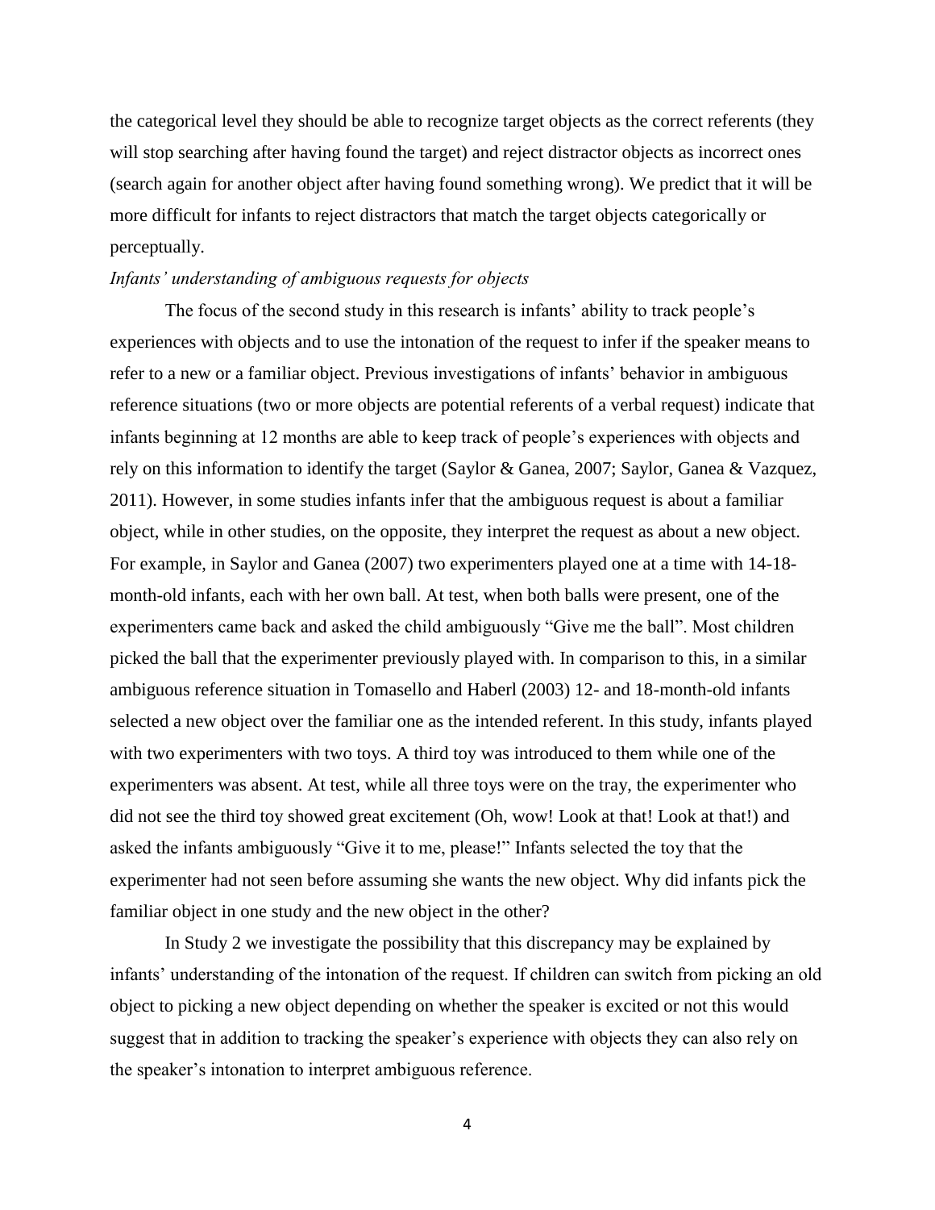the categorical level they should be able to recognize target objects as the correct referents (they will stop searching after having found the target) and reject distractor objects as incorrect ones (search again for another object after having found something wrong). We predict that it will be more difficult for infants to reject distractors that match the target objects categorically or perceptually.

*Infants' understanding of ambiguous requests for objects*

The focus of the second study in this research is infants' ability to track people's experiences with objects and to use the intonation of the request to infer if the speaker means to refer to a new or a familiar object. Previous investigations of infants' behavior in ambiguous reference situations (two or more objects are potential referents of a verbal request) indicate that infants beginning at 12 months are able to keep track of people's experiences with objects and rely on this information to identify the target (Saylor & Ganea, 2007; Saylor, Ganea & Vazquez, 2011). However, in some studies infants infer that the ambiguous request is about a familiar object, while in other studies, on the opposite, they interpret the request as about a new object. For example, in Saylor and Ganea (2007) two experimenters played one at a time with 14-18-month-old infants, each with her own ball. At test, when both balls were present, one of the experimenters came back and asked the child ambiguously "Give me the ball". Most children picked the ball that the experimenter previously played with. In comparison to this, in a similar ambiguous reference situation in Tomasello and Haberl (2003) 12- and 18-month-old infants selected a new object over the familiar one as the intended referent. In this study, infants played with two experimenters with two toys. A third toy was introduced to them while one of the experimenters was absent. At test, while all three toys were on the tray, the experimenter who did not see the third toy showed great excitement (Oh, wow! Look at that! Look at that!) and asked the infants ambiguously "Give it to me, please!" Infants selected the toy that the experimenter had not seen before assuming she wants the new object. Why did infants pick the familiar object in one study and the new object in the other?

In Study 2 we investigate the possibility that this discrepancy may be explained by infants' understanding of the intonation of the request. If children can switch from picking an old object to picking a new object depending on whether the speaker is excited or not this would suggest that in addition to tracking the speaker's experience with objects they can also rely on the speaker's intonation to interpret ambiguous reference.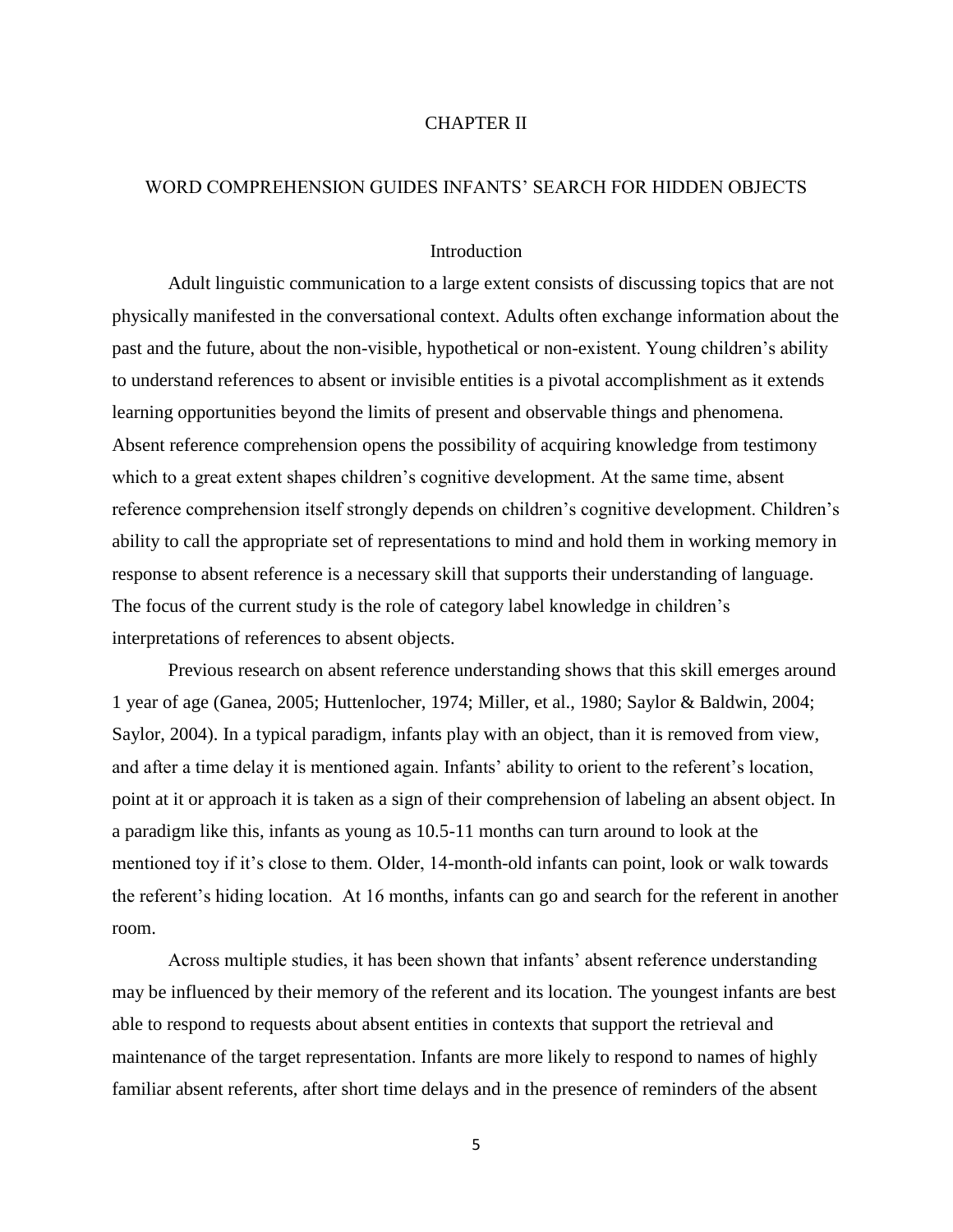# CHAPTER II

## WORD COMPREHENSION GUIDES INFANTS' SEARCH FOR HIDDEN OBJECTS

### Introduction

Adult linguistic communication to a large extent consists of discussing topics that are not physically manifested in the conversational context. Adults often exchange information about the past and the future, about the non-visible, hypothetical or non-existent. Young children's ability to understand references to absent or invisible entities is a pivotal accomplishment as it extends learning opportunities beyond the limits of present and observable things and phenomena. Absent reference comprehension opens the possibility of acquiring knowledge from testimony which to a great extent shapes children's cognitive development. At the same time, absent reference comprehension itself strongly depends on children's cognitive development. Children's ability to call the appropriate set of representations to mind and hold them in working memory in response to absent reference is a necessary skill that supports their understanding of language. The focus of the current study is the role of category label knowledge in children's interpretations of references to absent objects.

Previous research on absent reference understanding shows that this skill emerges around 1 year of age (Ganea, 2005; Huttenlocher, 1974; Miller, et al., 1980; Saylor & Baldwin, 2004; Saylor, 2004). In a typical paradigm, infants play with an object, than it is removed from view, and after a time delay it is mentioned again. Infants' ability to orient to the referent's location, point at it or approach it is taken as a sign of their comprehension of labeling an absent object. In a paradigm like this, infants as young as 10.5-11 months can turn around to look at the mentioned toy if it's close to them. Older, 14-month-old infants can point, look or walk towards the referent's hiding location. At 16 months, infants can go and search for the referent in another room.

Across multiple studies, it has been shown that infants' absent reference understanding may be influenced by their memory of the referent and its location. The youngest infants are best able to respond to requests about absent entities in contexts that support the retrieval and maintenance of the target representation. Infants are more likely to respond to names of highly familiar absent referents, after short time delays and in the presence of reminders of the absent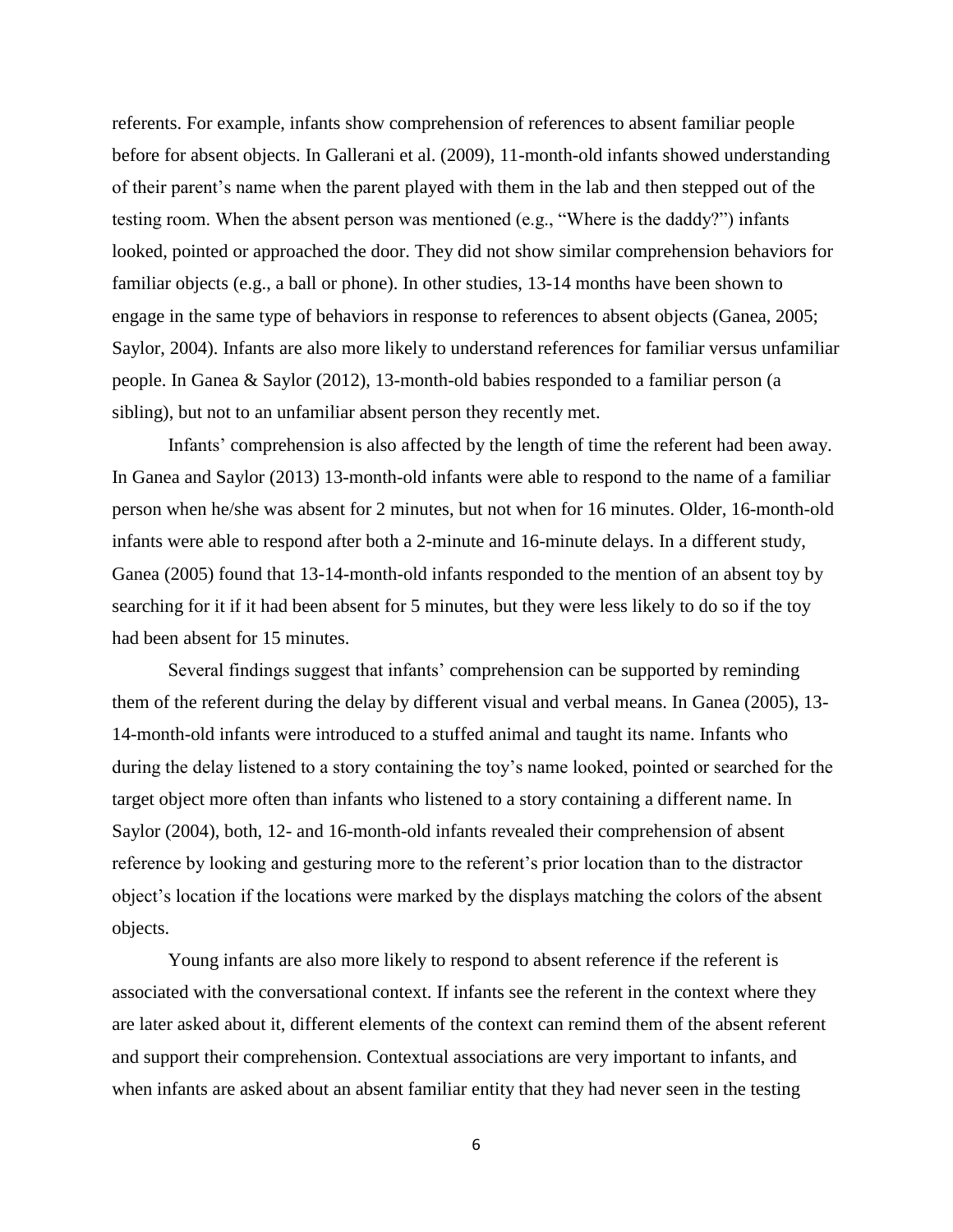referents. For example, infants show comprehension of references to absent familiar people before for absent objects. In Gallerani et al. (2009), 11-month-old infants showed understanding of their parent's name when the parent played with them in the lab and then stepped out of the testing room. When the absent person was mentioned (e.g., "Where is the daddy?") infants looked, pointed or approached the door. They did not show similar comprehension behaviors for familiar objects (e.g., a ball or phone). In other studies, 13-14 months have been shown to engage in the same type of behaviors in response to references to absent objects (Ganea, 2005; Saylor, 2004). Infants are also more likely to understand references for familiar versus unfamiliar people. In Ganea & Saylor (2012), 13-month-old babies responded to a familiar person (a sibling), but not to an unfamiliar absent person they recently met.

Infants' comprehension is also affected by the length of time the referent had been away. In Ganea and Saylor (2013) 13-month-old infants were able to respond to the name of a familiar person when he/she was absent for 2 minutes, but not when for 16 minutes. Older, 16-month-old infants were able to respond after both a 2-minute and 16-minute delays. In a different study, Ganea (2005) found that 13-14-month-old infants responded to the mention of an absent toy by searching for it if it had been absent for 5 minutes, but they were less likely to do so if the toy had been absent for 15 minutes.

Several findings suggest that infants' comprehension can be supported by reminding them of the referent during the delay by different visual and verbal means. In Ganea (2005), 13-14-month-old infants were introduced to a stuffed animal and taught its name. Infants who during the delay listened to a story containing the toy's name looked, pointed or searched for the target object more often than infants who listened to a story containing a different name. In Saylor (2004), both, 12- and 16-month-old infants revealed their comprehension of absent reference by looking and gesturing more to the referent's prior location than to the distractor object's location if the locations were marked by the displays matching the colors of the absent objects.

Young infants are also more likely to respond to absent reference if the referent is associated with the conversational context. If infants see the referent in the context where they are later asked about it, different elements of the context can remind them of the absent referent and support their comprehension. Contextual associations are very important to infants, and when infants are asked about an absent familiar entity that they had never seen in the testing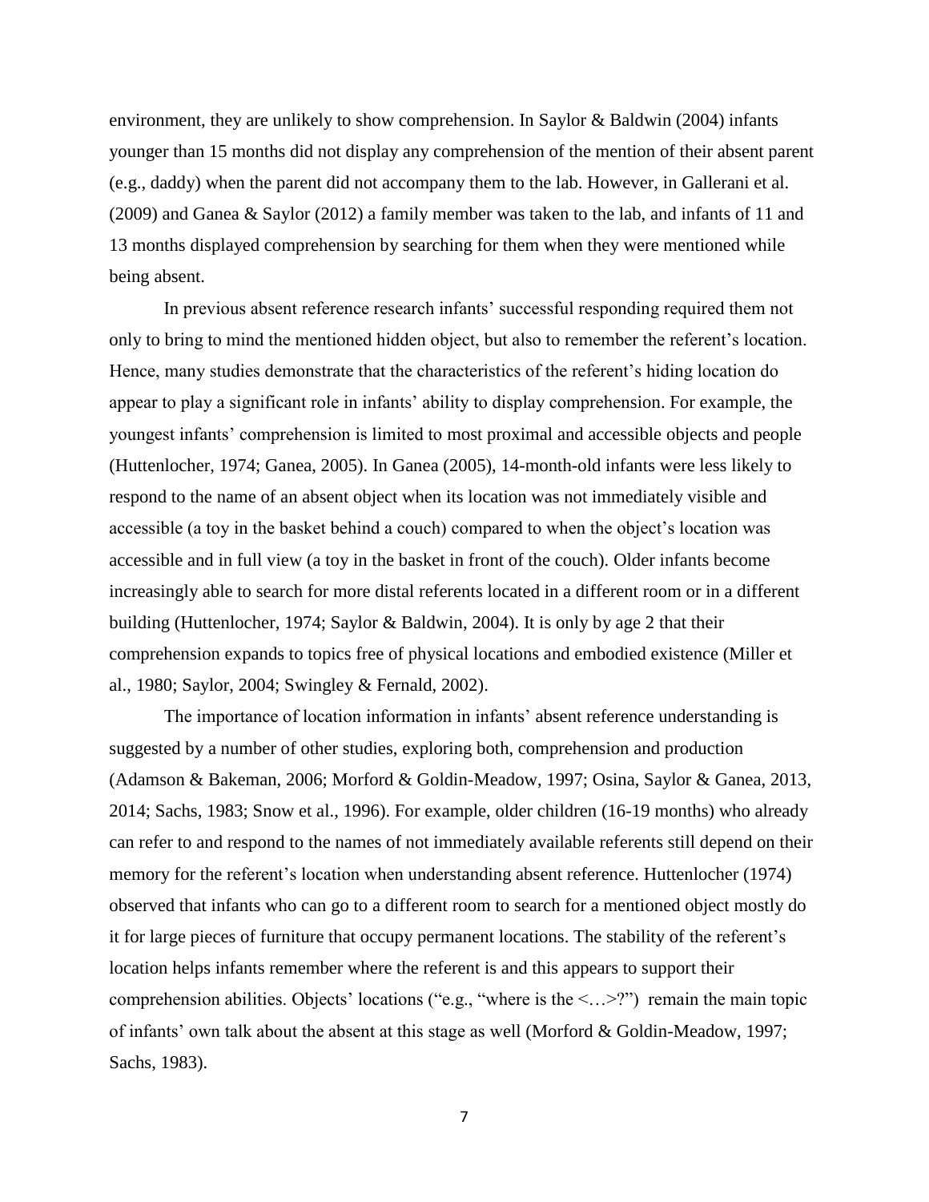environment, they are unlikely to show comprehension. In Saylor & Baldwin (2004) infants younger than 15 months did not display any comprehension of the mention of their absent parent (e.g., daddy) when the parent did not accompany them to the lab. However, in Gallerani et al. (2009) and Ganea & Saylor (2012) a family member was taken to the lab, and infants of 11 and 13 months displayed comprehension by searching for them when they were mentioned while being absent.

In previous absent reference research infants' successful responding required them not only to bring to mind the mentioned hidden object, but also to remember the referent's location. Hence, many studies demonstrate that the characteristics of the referent's hiding location do appear to play a significant role in infants' ability to display comprehension. For example, the youngest infants' comprehension is limited to most proximal and accessible objects and people (Huttenlocher, 1974; Ganea, 2005). In Ganea (2005), 14-month-old infants were less likely to respond to the name of an absent object when its location was not immediately visible and accessible (a toy in the basket behind a couch) compared to when the object's location was accessible and in full view (a toy in the basket in front of the couch). Older infants become increasingly able to search for more distal referents located in a different room or in a different building (Huttenlocher, 1974; Saylor & Baldwin, 2004). It is only by age 2 that their comprehension expands to topics free of physical locations and embodied existence (Miller et al., 1980; Saylor, 2004; Swingley & Fernald, 2002).

The importance of location information in infants' absent reference understanding is suggested by a number of other studies, exploring both, comprehension and production (Adamson & Bakeman, 2006; Morford & Goldin-Meadow, 1997; Osina, Saylor & Ganea, 2013, 2014; Sachs, 1983; Snow et al., 1996). For example, older children (16-19 months) who already can refer to and respond to the names of not immediately available referents still depend on their memory for the referent's location when understanding absent reference. Huttenlocher (1974) observed that infants who can go to a different room to search for a mentioned object mostly do it for large pieces of furniture that occupy permanent locations. The stability of the referent's location helps infants remember where the referent is and this appears to support their comprehension abilities. Objects' locations ("e.g., "where is the <…>?") remain the main topic of infants' own talk about the absent at this stage as well (Morford & Goldin-Meadow, 1997; Sachs, 1983).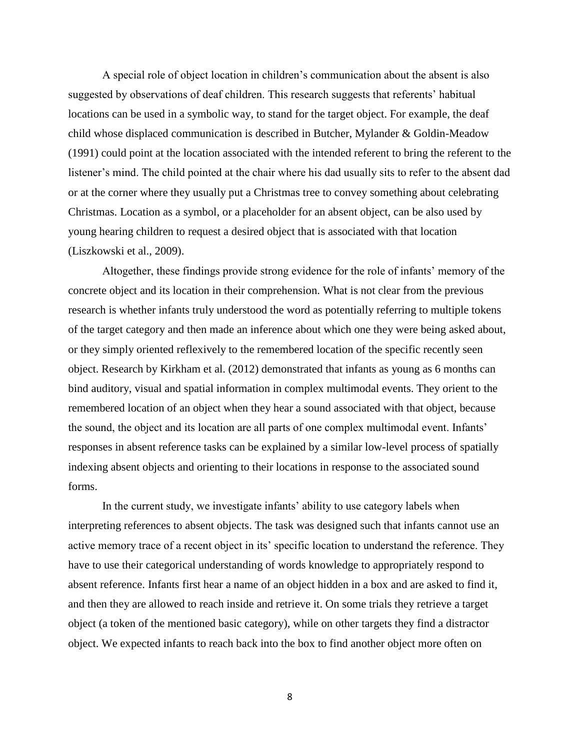A special role of object location in children's communication about the absent is also suggested by observations of deaf children. This research suggests that referents' habitual locations can be used in a symbolic way, to stand for the target object. For example, the deaf child whose displaced communication is described in Butcher, Mylander & Goldin-Meadow (1991) could point at the location associated with the intended referent to bring the referent to the listener's mind. The child pointed at the chair where his dad usually sits to refer to the absent dad or at the corner where they usually put a Christmas tree to convey something about celebrating Christmas. Location as a symbol, or a placeholder for an absent object, can be also used by young hearing children to request a desired object that is associated with that location (Liszkowski et al., 2009).

Altogether, these findings provide strong evidence for the role of infants' memory of the concrete object and its location in their comprehension. What is not clear from the previous research is whether infants truly understood the word as potentially referring to multiple tokens of the target category and then made an inference about which one they were being asked about, or they simply oriented reflexively to the remembered location of the specific recently seen object. Research by Kirkham et al. (2012) demonstrated that infants as young as 6 months can bind auditory, visual and spatial information in complex multimodal events. They orient to the remembered location of an object when they hear a sound associated with that object, because the sound, the object and its location are all parts of one complex multimodal event. Infants' responses in absent reference tasks can be explained by a similar low-level process of spatially indexing absent objects and orienting to their locations in response to the associated sound forms.

In the current study, we investigate infants' ability to use category labels when interpreting references to absent objects. The task was designed such that infants cannot use an active memory trace of a recent object in its' specific location to understand the reference. They have to use their categorical understanding of words knowledge to appropriately respond to absent reference. Infants first hear a name of an object hidden in a box and are asked to find it, and then they are allowed to reach inside and retrieve it. On some trials they retrieve a target object (a token of the mentioned basic category), while on other targets they find a distractor object. We expected infants to reach back into the box to find another object more often on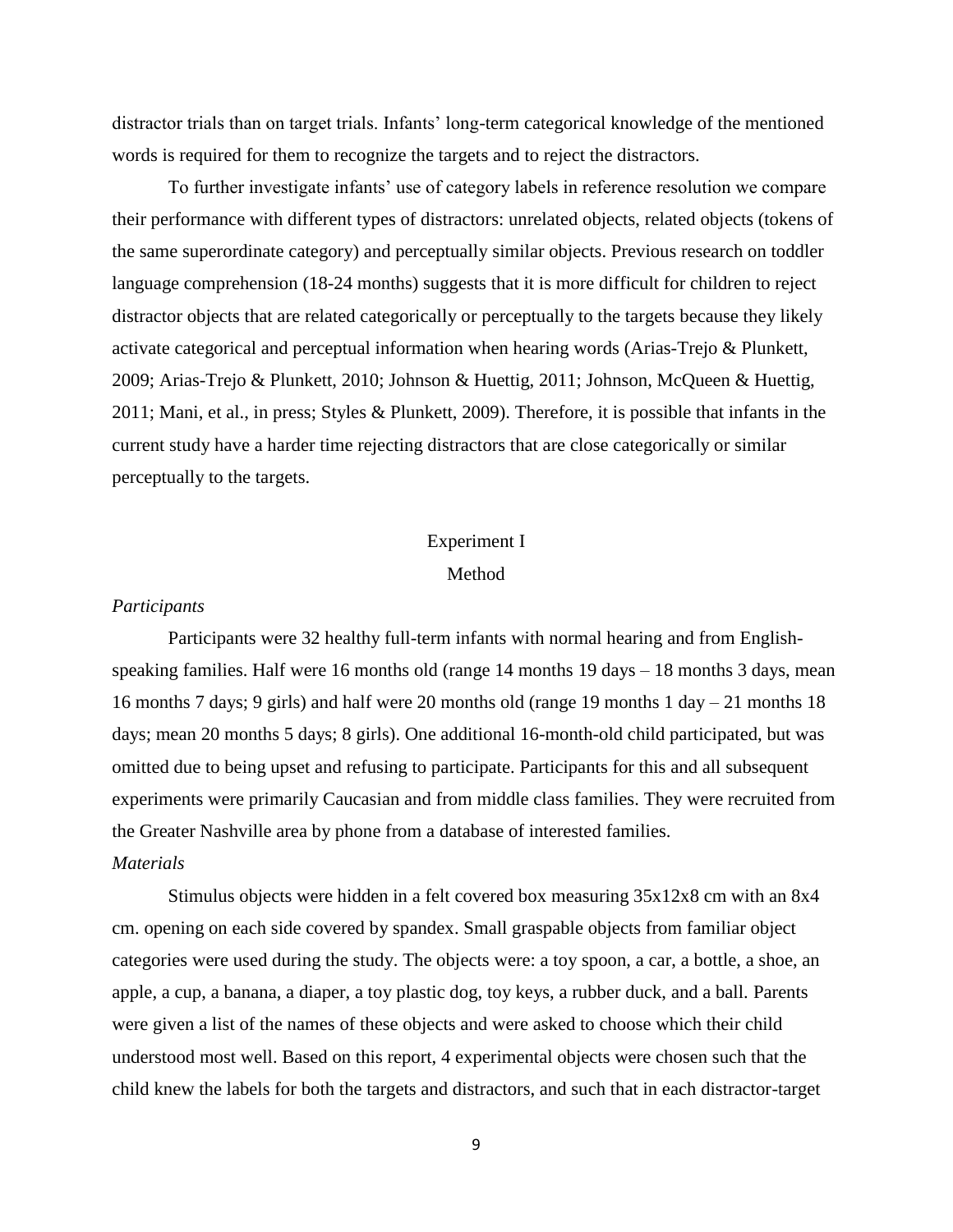distractor trials than on target trials. Infants' long-term categorical knowledge of the mentioned words is required for them to recognize the targets and to reject the distractors.

To further investigate infants' use of category labels in reference resolution we compare their performance with different types of distractors: unrelated objects, related objects (tokens of the same superordinate category) and perceptually similar objects. Previous research on toddler language comprehension (18-24 months) suggests that it is more difficult for children to reject distractor objects that are related categorically or perceptually to the targets because they likely activate categorical and perceptual information when hearing words (Arias-Trejo & Plunkett, 2009; Arias-Trejo & Plunkett, 2010; Johnson & Huettig, 2011; Johnson, McQueen & Huettig, 2011; Mani, et al., in press; Styles & Plunkett, 2009). Therefore, it is possible that infants in the current study have a harder time rejecting distractors that are close categorically or similar perceptually to the targets.

# Experiment I

## Method

### *Participants*

Participants were 32 healthy full-term infants with normal hearing and from English-speaking families. Half were 16 months old (range 14 months 19 days – 18 months 3 days, mean 16 months 7 days; 9 girls) and half were 20 months old (range 19 months 1 day – 21 months 18 days; mean 20 months 5 days; 8 girls). One additional 16-month-old child participated, but was omitted due to being upset and refusing to participate. Participants for this and all subsequent experiments were primarily Caucasian and from middle class families. They were recruited from the Greater Nashville area by phone from a database of interested families.

### *Materials*

Stimulus objects were hidden in a felt covered box measuring 35x12x8 cm with an 8x4 cm. opening on each side covered by spandex. Small graspable objects from familiar object categories were used during the study. The objects were: a toy spoon, a car, a bottle, a shoe, an apple, a cup, a banana, a diaper, a toy plastic dog, toy keys, a rubber duck, and a ball. Parents were given a list of the names of these objects and were asked to choose which their child understood most well. Based on this report, 4 experimental objects were chosen such that the child knew the labels for both the targets and distractors, and such that in each distractor-target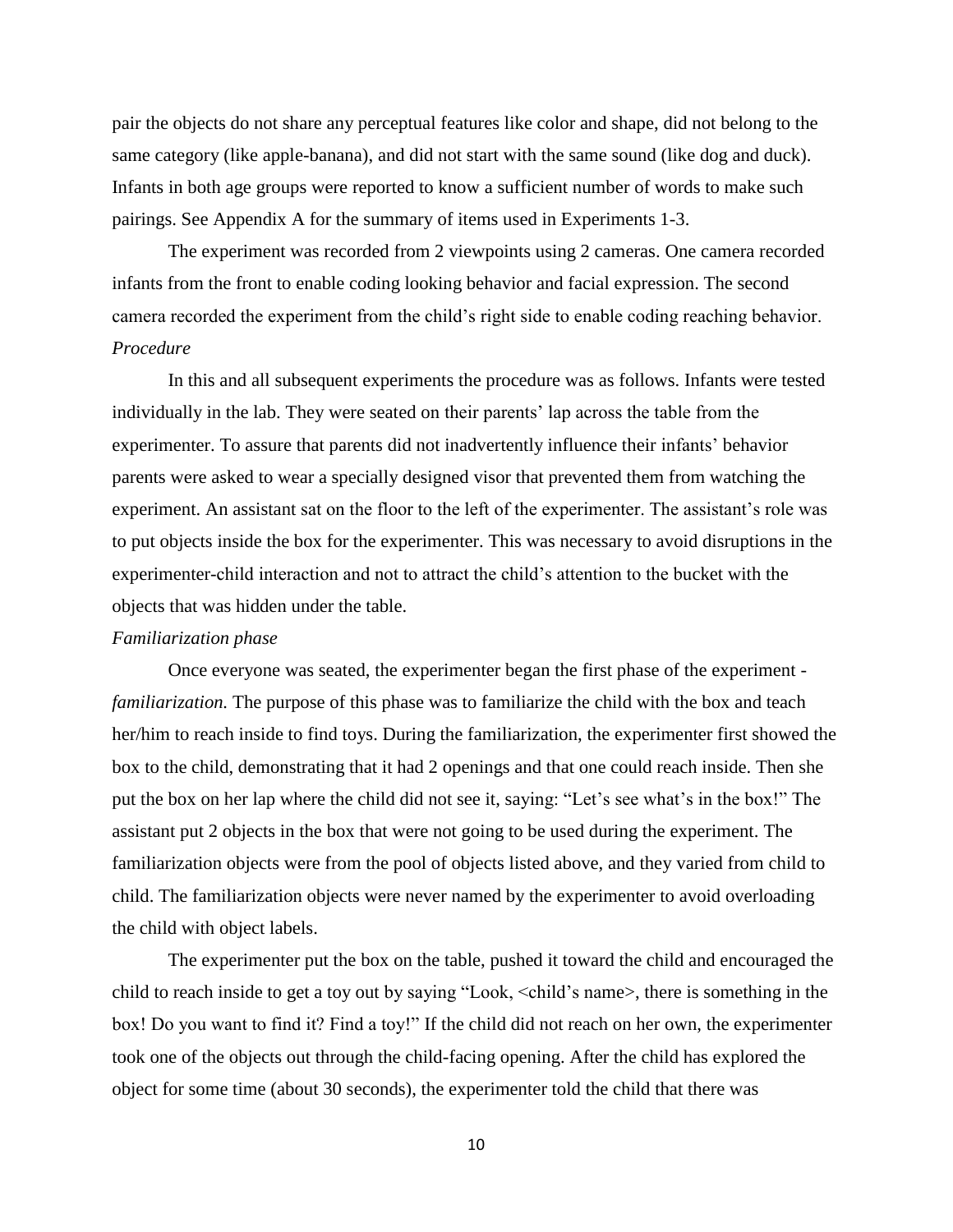pair the objects do not share any perceptual features like color and shape, did not belong to the same category (like apple-banana), and did not start with the same sound (like dog and duck). Infants in both age groups were reported to know a sufficient number of words to make such pairings. See Appendix A for the summary of items used in Experiments 1-3.

The experiment was recorded from 2 viewpoints using 2 cameras. One camera recorded infants from the front to enable coding looking behavior and facial expression. The second camera recorded the experiment from the child's right side to enable coding reaching behavior.

*Procedure*

In this and all subsequent experiments the procedure was as follows. Infants were tested individually in the lab. They were seated on their parents' lap across the table from the experimenter. To assure that parents did not inadvertently influence their infants' behavior parents were asked to wear a specially designed visor that prevented them from watching the experiment. An assistant sat on the floor to the left of the experimenter. The assistant's role was to put objects inside the box for the experimenter. This was necessary to avoid disruptions in the experimenter-child interaction and not to attract the child's attention to the bucket with the objects that was hidden under the table.

*Familiarization phase*

Once everyone was seated, the experimenter began the first phase of the experiment - *familiarization.* The purpose of this phase was to familiarize the child with the box and teach her/him to reach inside to find toys. During the familiarization, the experimenter first showed the box to the child, demonstrating that it had 2 openings and that one could reach inside. Then she put the box on her lap where the child did not see it, saying: "Let's see what's in the box!" The assistant put 2 objects in the box that were not going to be used during the experiment. The familiarization objects were from the pool of objects listed above, and they varied from child to child. The familiarization objects were never named by the experimenter to avoid overloading the child with object labels.

The experimenter put the box on the table, pushed it toward the child and encouraged the child to reach inside to get a toy out by saying "Look, <child's name>, there is something in the box! Do you want to find it? Find a toy!" If the child did not reach on her own, the experimenter took one of the objects out through the child-facing opening. After the child has explored the object for some time (about 30 seconds), the experimenter told the child that there was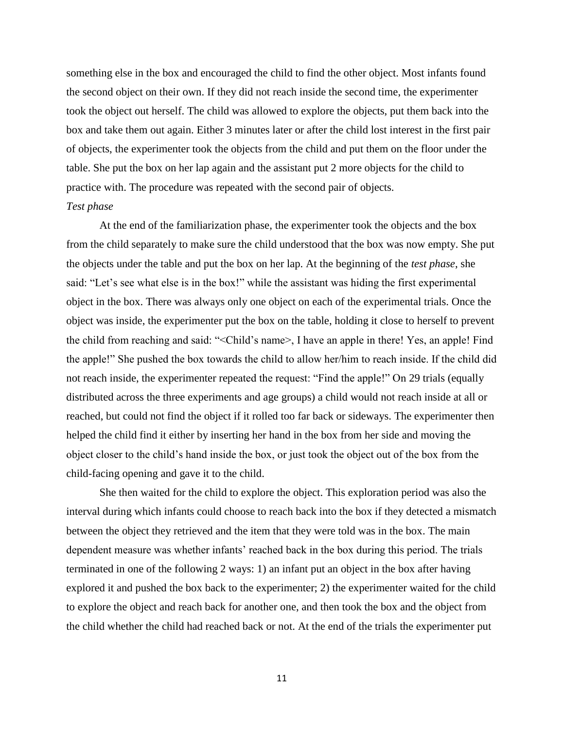something else in the box and encouraged the child to find the other object. Most infants found the second object on their own. If they did not reach inside the second time, the experimenter took the object out herself. The child was allowed to explore the objects, put them back into the box and take them out again. Either 3 minutes later or after the child lost interest in the first pair of objects, the experimenter took the objects from the child and put them on the floor under the table. She put the box on her lap again and the assistant put 2 more objects for the child to practice with. The procedure was repeated with the second pair of objects.

*Test phase*

At the end of the familiarization phase, the experimenter took the objects and the box from the child separately to make sure the child understood that the box was now empty. She put the objects under the table and put the box on her lap. At the beginning of the *test phase*, she said: "Let's see what else is in the box!" while the assistant was hiding the first experimental object in the box. There was always only one object on each of the experimental trials. Once the object was inside, the experimenter put the box on the table, holding it close to herself to prevent the child from reaching and said: "<Child's name>, I have an apple in there! Yes, an apple! Find the apple!" She pushed the box towards the child to allow her/him to reach inside. If the child did not reach inside, the experimenter repeated the request: "Find the apple!" On 29 trials (equally distributed across the three experiments and age groups) a child would not reach inside at all or reached, but could not find the object if it rolled too far back or sideways. The experimenter then helped the child find it either by inserting her hand in the box from her side and moving the object closer to the child's hand inside the box, or just took the object out of the box from the child-facing opening and gave it to the child.

She then waited for the child to explore the object. This exploration period was also the interval during which infants could choose to reach back into the box if they detected a mismatch between the object they retrieved and the item that they were told was in the box. The main dependent measure was whether infants' reached back in the box during this period. The trials terminated in one of the following 2 ways: 1) an infant put an object in the box after having explored it and pushed the box back to the experimenter; 2) the experimenter waited for the child to explore the object and reach back for another one, and then took the box and the object from the child whether the child had reached back or not. At the end of the trials the experimenter put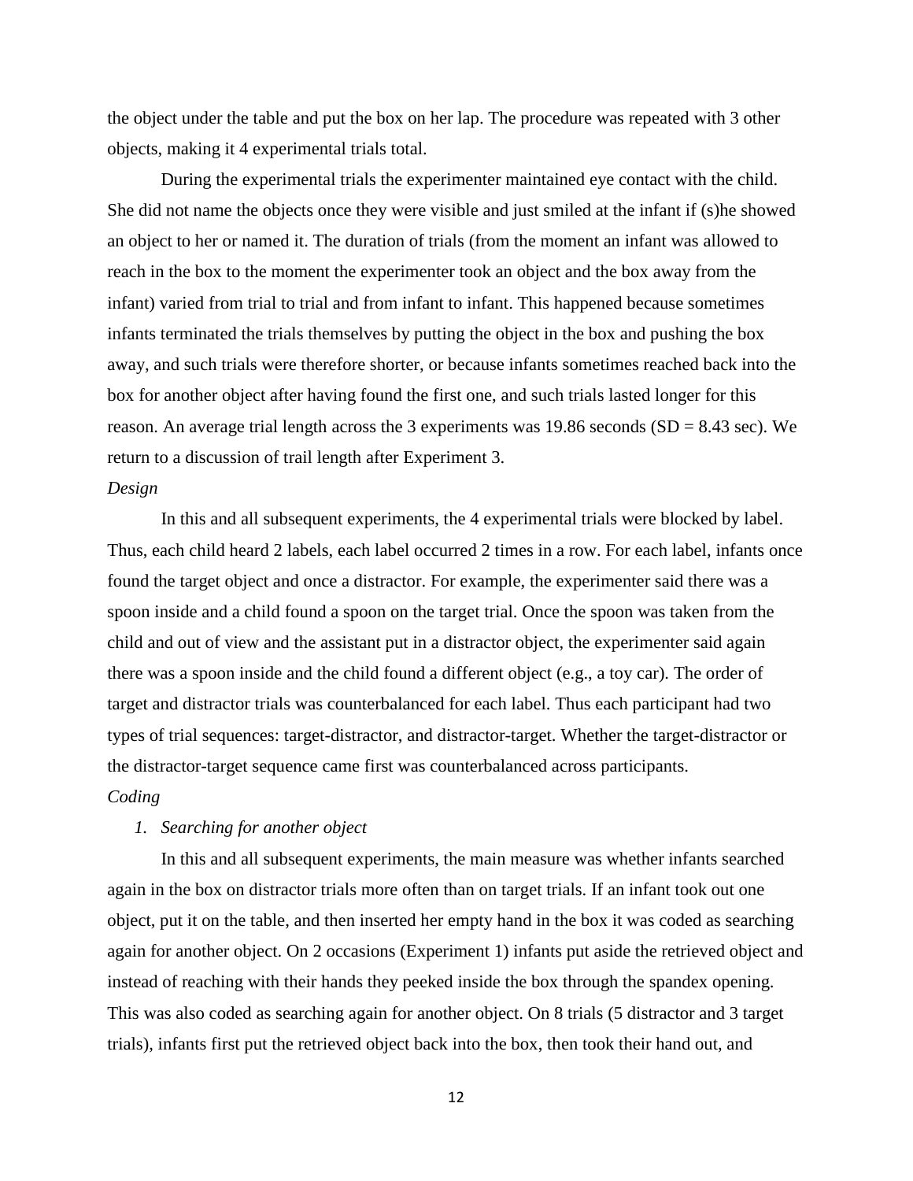the object under the table and put the box on her lap. The procedure was repeated with 3 other objects, making it 4 experimental trials total.

During the experimental trials the experimenter maintained eye contact with the child. She did not name the objects once they were visible and just smiled at the infant if (s)he showed an object to her or named it. The duration of trials (from the moment an infant was allowed to reach in the box to the moment the experimenter took an object and the box away from the infant) varied from trial to trial and from infant to infant. This happened because sometimes infants terminated the trials themselves by putting the object in the box and pushing the box away, and such trials were therefore shorter, or because infants sometimes reached back into the box for another object after having found the first one, and such trials lasted longer for this reason. An average trial length across the 3 experiments was 19.86 seconds (SD = 8.43 sec). We return to a discussion of trail length after Experiment 3.

*Design*

In this and all subsequent experiments, the 4 experimental trials were blocked by label. Thus, each child heard 2 labels, each label occurred 2 times in a row. For each label, infants once found the target object and once a distractor. For example, the experimenter said there was a spoon inside and a child found a spoon on the target trial. Once the spoon was taken from the child and out of view and the assistant put in a distractor object, the experimenter said again there was a spoon inside and the child found a different object (e.g., a toy car). The order of target and distractor trials was counterbalanced for each label. Thus each participant had two types of trial sequences: target-distractor, and distractor-target. Whether the target-distractor or the distractor-target sequence came first was counterbalanced across participants.

*Coding*

1. *Searching for another object*

In this and all subsequent experiments, the main measure was whether infants searched again in the box on distractor trials more often than on target trials. If an infant took out one object, put it on the table, and then inserted her empty hand in the box it was coded as searching again for another object. On 2 occasions (Experiment 1) infants put aside the retrieved object and instead of reaching with their hands they peeked inside the box through the spandex opening. This was also coded as searching again for another object. On 8 trials (5 distractor and 3 target trials), infants first put the retrieved object back into the box, then took their hand out, and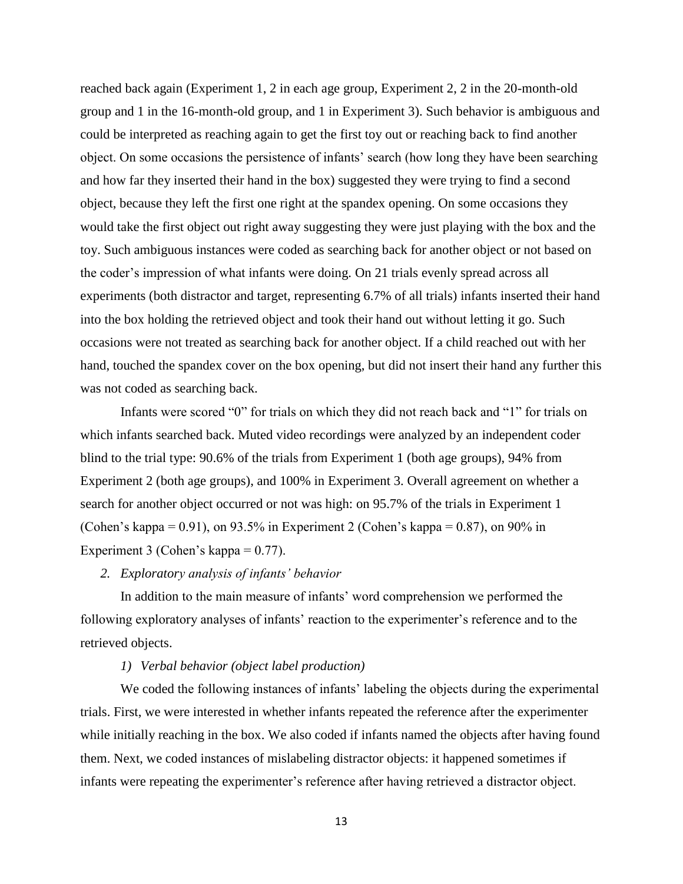reached back again (Experiment 1, 2 in each age group, Experiment 2, 2 in the 20-month-old group and 1 in the 16-month-old group, and 1 in Experiment 3). Such behavior is ambiguous and could be interpreted as reaching again to get the first toy out or reaching back to find another object. On some occasions the persistence of infants' search (how long they have been searching and how far they inserted their hand in the box) suggested they were trying to find a second object, because they left the first one right at the spandex opening. On some occasions they would take the first object out right away suggesting they were just playing with the box and the toy. Such ambiguous instances were coded as searching back for another object or not based on the coder's impression of what infants were doing. On 21 trials evenly spread across all experiments (both distractor and target, representing 6.7% of all trials) infants inserted their hand into the box holding the retrieved object and took their hand out without letting it go. Such occasions were not treated as searching back for another object. If a child reached out with her hand, touched the spandex cover on the box opening, but did not insert their hand any further this was not coded as searching back.

Infants were scored "0" for trials on which they did not reach back and "1" for trials on which infants searched back. Muted video recordings were analyzed by an independent coder blind to the trial type: 90.6% of the trials from Experiment 1 (both age groups), 94% from Experiment 2 (both age groups), and 100% in Experiment 3. Overall agreement on whether a search for another object occurred or not was high: on 95.7% of the trials in Experiment 1 (Cohen's kappa = 0.91), on 93.5% in Experiment 2 (Cohen's kappa = 0.87), on 90% in Experiment 3 (Cohen's kappa = 0.77).

*2. Exploratory analysis of infants' behavior*

In addition to the main measure of infants' word comprehension we performed the following exploratory analyses of infants' reaction to the experimenter's reference and to the retrieved objects.

*1) Verbal behavior (object label production)*

We coded the following instances of infants' labeling the objects during the experimental trials. First, we were interested in whether infants repeated the reference after the experimenter while initially reaching in the box. We also coded if infants named the objects after having found them. Next, we coded instances of mislabeling distractor objects: it happened sometimes if infants were repeating the experimenter's reference after having retrieved a distractor object.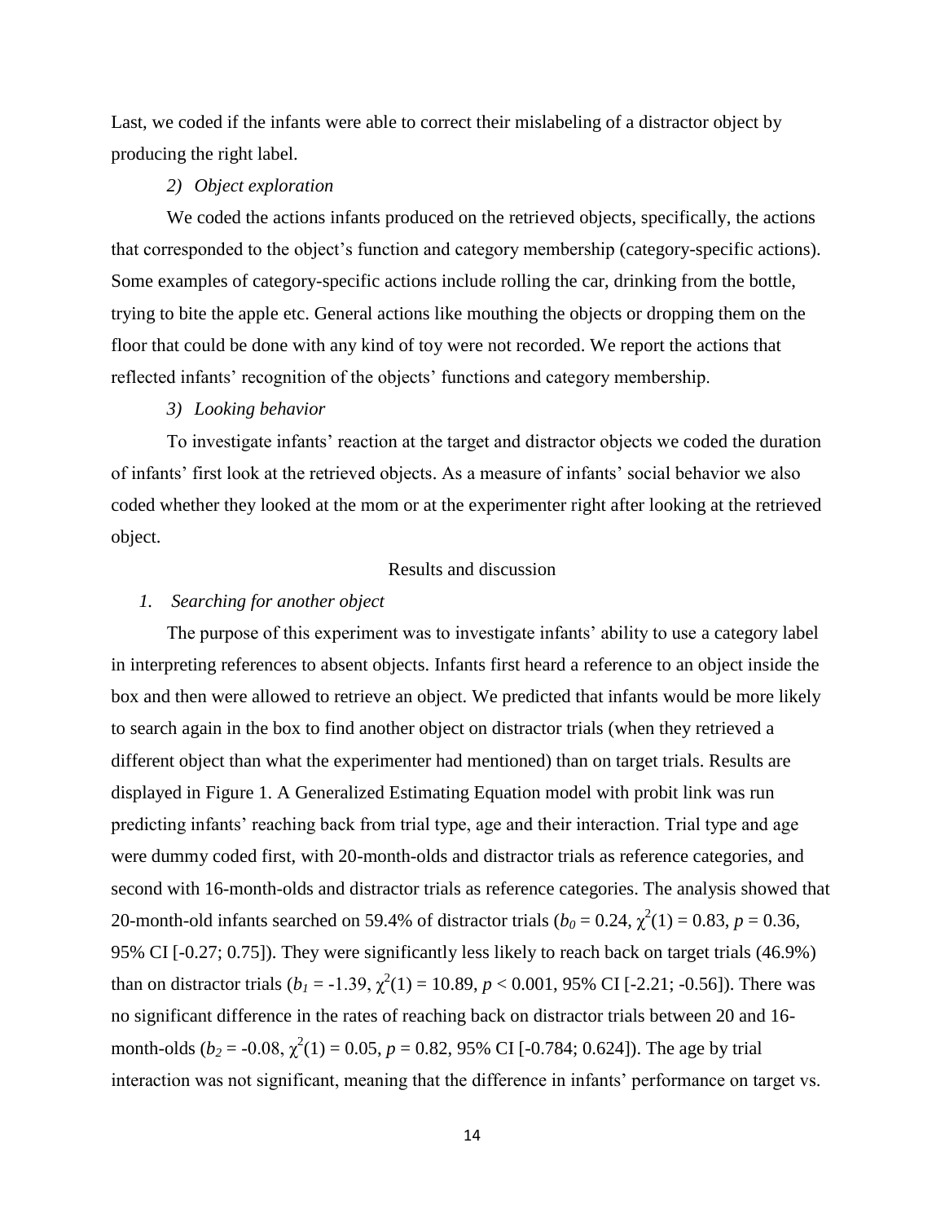Last, we coded if the infants were able to correct their mislabeling of a distractor object by producing the right label.

*2) Object exploration*

We coded the actions infants produced on the retrieved objects, specifically, the actions that corresponded to the object's function and category membership (category-specific actions). Some examples of category-specific actions include rolling the car, drinking from the bottle, trying to bite the apple etc. General actions like mouthing the objects or dropping them on the floor that could be done with any kind of toy were not recorded. We report the actions that reflected infants' recognition of the objects' functions and category membership.

*3) Looking behavior*

To investigate infants' reaction at the target and distractor objects we coded the duration of infants' first look at the retrieved objects. As a measure of infants' social behavior we also coded whether they looked at the mom or at the experimenter right after looking at the retrieved object.

## Results and discussion

*1. Searching for another object*

The purpose of this experiment was to investigate infants' ability to use a category label in interpreting references to absent objects. Infants first heard a reference to an object inside the box and then were allowed to retrieve an object. We predicted that infants would be more likely to search again in the box to find another object on distractor trials (when they retrieved a different object than what the experimenter had mentioned) than on target trials. Results are displayed in Figure 1. A Generalized Estimating Equation model with probit link was run predicting infants' reaching back from trial type, age and their interaction. Trial type and age were dummy coded first, with 20-month-olds and distractor trials as reference categories, and second with 16-month-olds and distractor trials as reference categories. The analysis showed that 20-month-old infants searched on 59.4% of distractor trials ($b_0 = 0.24$, $\chi^2(1) = 0.83$, $p = 0.36$, 95% CI [-0.27; 0.75]). They were significantly less likely to reach back on target trials (46.9%) than on distractor trials ($b_1 = -1.39$, $\chi^2(1) = 10.89$, $p < 0.001$, 95% CI [-2.21; -0.56]). There was no significant difference in the rates of reaching back on distractor trials between 20 and 16-month-olds ($b_2 = -0.08$, $\chi^2(1) = 0.05$, $p = 0.82$, 95% CI [-0.784; 0.624]). The age by trial interaction was not significant, meaning that the difference in infants' performance on target vs.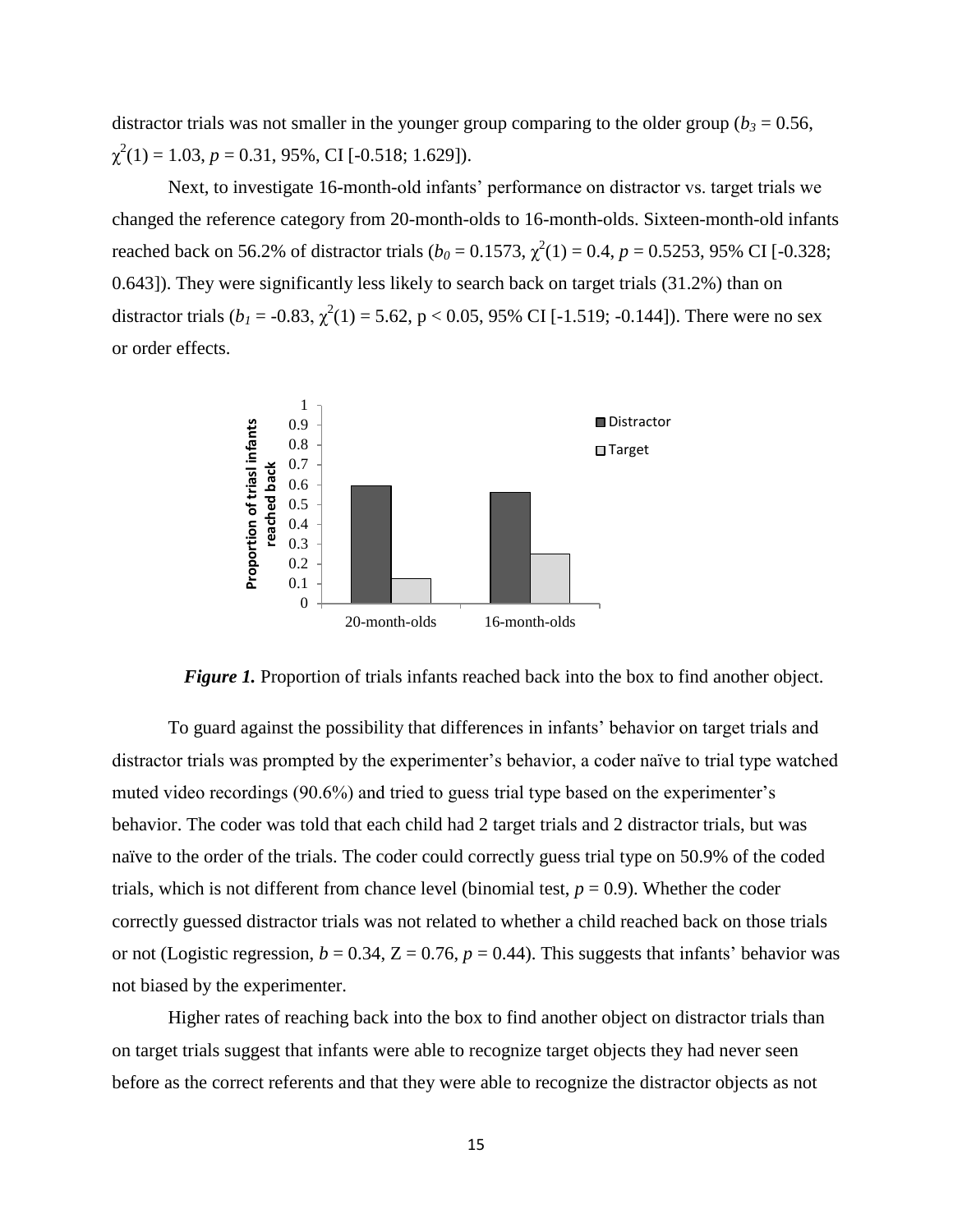distractor trials was not smaller in the younger group comparing to the older group ($b_3$ = 0.56, $\chi^2(1)$ = 1.03, $p$ = 0.31, 95%, CI [-0.518; 1.629]).

Next, to investigate 16-month-old infants' performance on distractor vs. target trials we changed the reference category from 20-month-olds to 16-month-olds. Sixteen-month-old infants reached back on 56.2% of distractor trials ($b_0$ = 0.1573, $\chi^2(1)$ = 0.4, $p$ = 0.5253, 95% CI [-0.328; 0.643]). They were significantly less likely to search back on target trials (31.2%) than on distractor trials ($b_1$ = -0.83, $\chi^2(1)$ = 5.62, $p < 0.05$, 95% CI [-1.519; -0.144]). There were no sex or order effects.

***Figure 1.*** Proportion of trials infants reached back into the box to find another object.

To guard against the possibility that differences in infants' behavior on target trials and distractor trials was prompted by the experimenter's behavior, a coder naïve to trial type watched muted video recordings (90.6%) and tried to guess trial type based on the experimenter's behavior. The coder was told that each child had 2 target trials and 2 distractor trials, but was naïve to the order of the trials. The coder could correctly guess trial type on 50.9% of the coded trials, which is not different from chance level (binomial test, $p$ = 0.9). Whether the coder correctly guessed distractor trials was not related to whether a child reached back on those trials or not (Logistic regression, $b$ = 0.34, Z = 0.76, $p$ = 0.44). This suggests that infants' behavior was not biased by the experimenter.

Higher rates of reaching back into the box to find another object on distractor trials than on target trials suggest that infants were able to recognize target objects they had never seen before as the correct referents and that they were able to recognize the distractor objects as not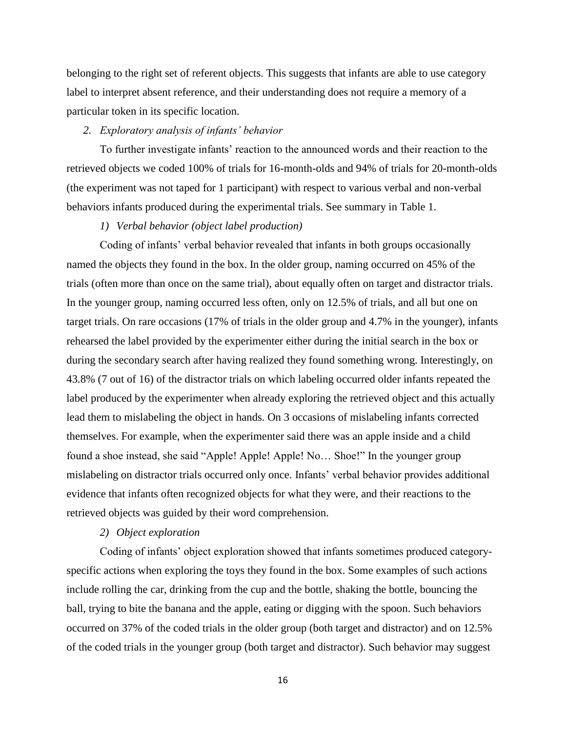belonging to the right set of referent objects. This suggests that infants are able to use category label to interpret absent reference, and their understanding does not require a memory of a particular token in its specific location.

*2. Exploratory analysis of infants' behavior*

To further investigate infants' reaction to the announced words and their reaction to the retrieved objects we coded 100% of trials for 16-month-olds and 94% of trials for 20-month-olds (the experiment was not taped for 1 participant) with respect to various verbal and non-verbal behaviors infants produced during the experimental trials. See summary in Table 1.

*1) Verbal behavior (object label production)*

Coding of infants' verbal behavior revealed that infants in both groups occasionally named the objects they found in the box. In the older group, naming occurred on 45% of the trials (often more than once on the same trial), about equally often on target and distractor trials. In the younger group, naming occurred less often, only on 12.5% of trials, and all but one on target trials. On rare occasions (17% of trials in the older group and 4.7% in the younger), infants rehearsed the label provided by the experimenter either during the initial search in the box or during the secondary search after having realized they found something wrong. Interestingly, on 43.8% (7 out of 16) of the distractor trials on which labeling occurred older infants repeated the label produced by the experimenter when already exploring the retrieved object and this actually lead them to mislabeling the object in hands. On 3 occasions of mislabeling infants corrected themselves. For example, when the experimenter said there was an apple inside and a child found a shoe instead, she said "Apple! Apple! Apple! No… Shoe!" In the younger group mislabeling on distractor trials occurred only once. Infants' verbal behavior provides additional evidence that infants often recognized objects for what they were, and their reactions to the retrieved objects was guided by their word comprehension.

*2) Object exploration*

Coding of infants' object exploration showed that infants sometimes produced category-specific actions when exploring the toys they found in the box. Some examples of such actions include rolling the car, drinking from the cup and the bottle, shaking the bottle, bouncing the ball, trying to bite the banana and the apple, eating or digging with the spoon. Such behaviors occurred on 37% of the coded trials in the older group (both target and distractor) and on 12.5% of the coded trials in the younger group (both target and distractor). Such behavior may suggest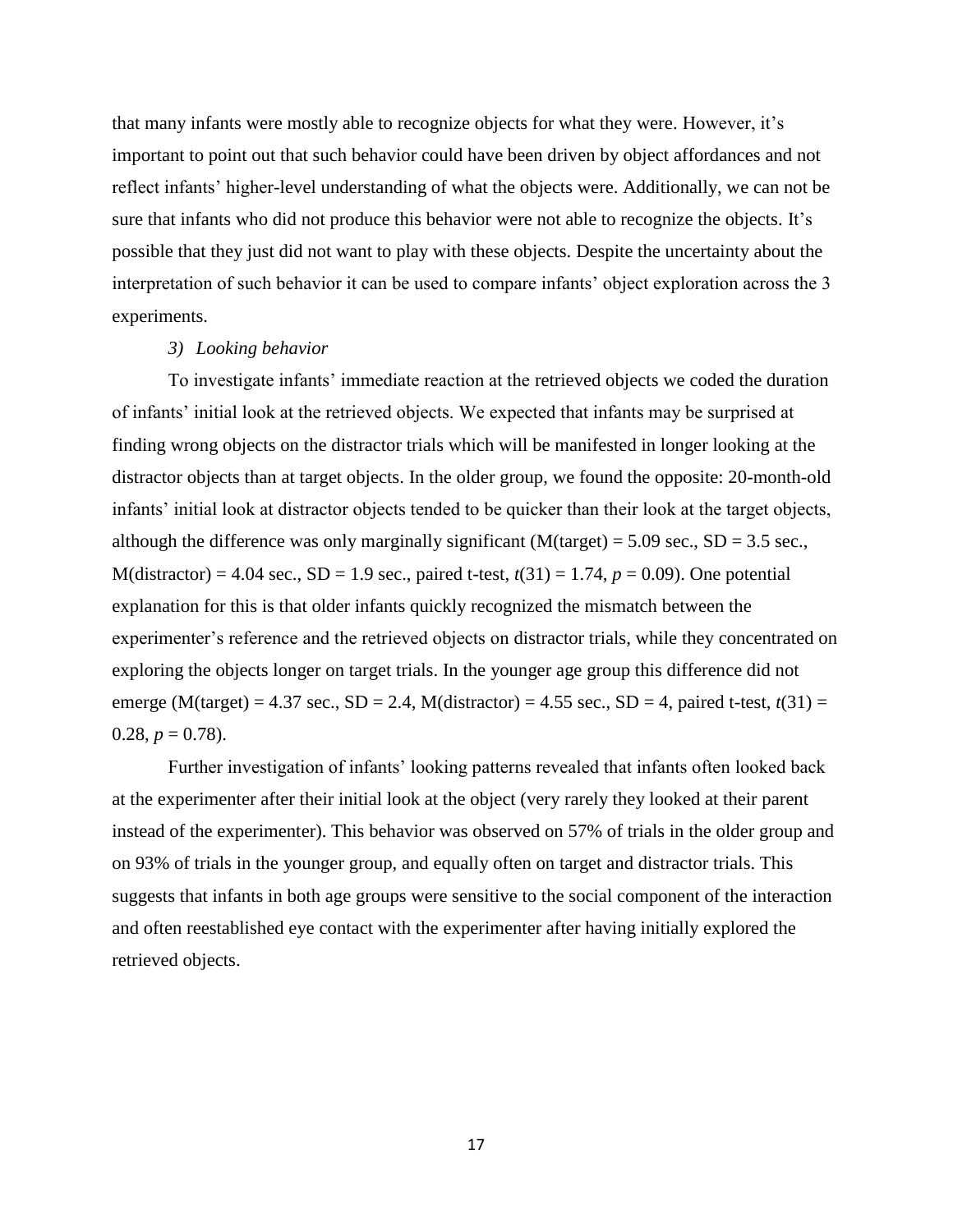that many infants were mostly able to recognize objects for what they were. However, it's important to point out that such behavior could have been driven by object affordances and not reflect infants' higher-level understanding of what the objects were. Additionally, we can not be sure that infants who did not produce this behavior were not able to recognize the objects. It's possible that they just did not want to play with these objects. Despite the uncertainty about the interpretation of such behavior it can be used to compare infants' object exploration across the 3 experiments.

### *3) Looking behavior*

To investigate infants' immediate reaction at the retrieved objects we coded the duration of infants' initial look at the retrieved objects. We expected that infants may be surprised at finding wrong objects on the distractor trials which will be manifested in longer looking at the distractor objects than at target objects. In the older group, we found the opposite: 20-month-old infants' initial look at distractor objects tended to be quicker than their look at the target objects, although the difference was only marginally significant (M(target) = 5.09 sec., SD = 3.5 sec., M(distractor) = 4.04 sec., SD = 1.9 sec., paired t-test, $t(31) = 1.74$, $p = 0.09$). One potential explanation for this is that older infants quickly recognized the mismatch between the experimenter's reference and the retrieved objects on distractor trials, while they concentrated on exploring the objects longer on target trials. In the younger age group this difference did not emerge (M(target) = 4.37 sec., SD = 2.4, M(distractor) = 4.55 sec., SD = 4, paired t-test, $t(31) = 0.28$, $p = 0.78$).

Further investigation of infants' looking patterns revealed that infants often looked back at the experimenter after their initial look at the object (very rarely they looked at their parent instead of the experimenter). This behavior was observed on 57% of trials in the older group and on 93% of trials in the younger group, and equally often on target and distractor trials. This suggests that infants in both age groups were sensitive to the social component of the interaction and often reestablished eye contact with the experimenter after having initially explored the retrieved objects.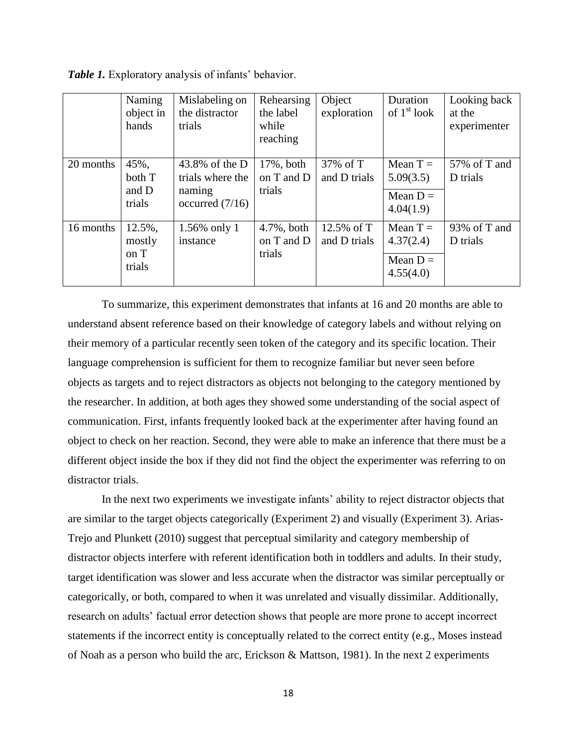***Table 1.*** Exploratory analysis of infants' behavior.

| | Naming object in hands | Mislabeling on the distractor trials | Rehearsing the label while reaching | Object exploration | Duration of $1^{st}$ look | Looking back at the experimenter |
|---|---|---|---|---|---|---|
| 20 months | 45%, both T and D trials | 43.8% of the D trials where the naming occurred (7/16) | 17%, both on T and D trials | 37% of T and D trials | Mean T = 5.09(3.5) | 57% of T and D trials |
| | | | | | Mean D = 4.04(1.9) | |
| 16 months | 12.5%, mostly on T trials | 1.56% only 1 instance | 4.7%, both on T and D trials | 12.5% of T and D trials | Mean T = 4.37(2.4) | 93% of T and D trials |
| | | | | | Mean D = 4.55(4.0) | |

To summarize, this experiment demonstrates that infants at 16 and 20 months are able to understand absent reference based on their knowledge of category labels and without relying on their memory of a particular recently seen token of the category and its specific location. Their language comprehension is sufficient for them to recognize familiar but never seen before objects as targets and to reject distractors as objects not belonging to the category mentioned by the researcher. In addition, at both ages they showed some understanding of the social aspect of communication. First, infants frequently looked back at the experimenter after having found an object to check on her reaction. Second, they were able to make an inference that there must be a different object inside the box if they did not find the object the experimenter was referring to on distractor trials.

In the next two experiments we investigate infants' ability to reject distractor objects that are similar to the target objects categorically (Experiment 2) and visually (Experiment 3). Arias-Trejo and Plunkett (2010) suggest that perceptual similarity and category membership of distractor objects interfere with referent identification both in toddlers and adults. In their study, target identification was slower and less accurate when the distractor was similar perceptually or categorically, or both, compared to when it was unrelated and visually dissimilar. Additionally, research on adults' factual error detection shows that people are more prone to accept incorrect statements if the incorrect entity is conceptually related to the correct entity (e.g., Moses instead of Noah as a person who build the arc, Erickson & Mattson, 1981). In the next 2 experiments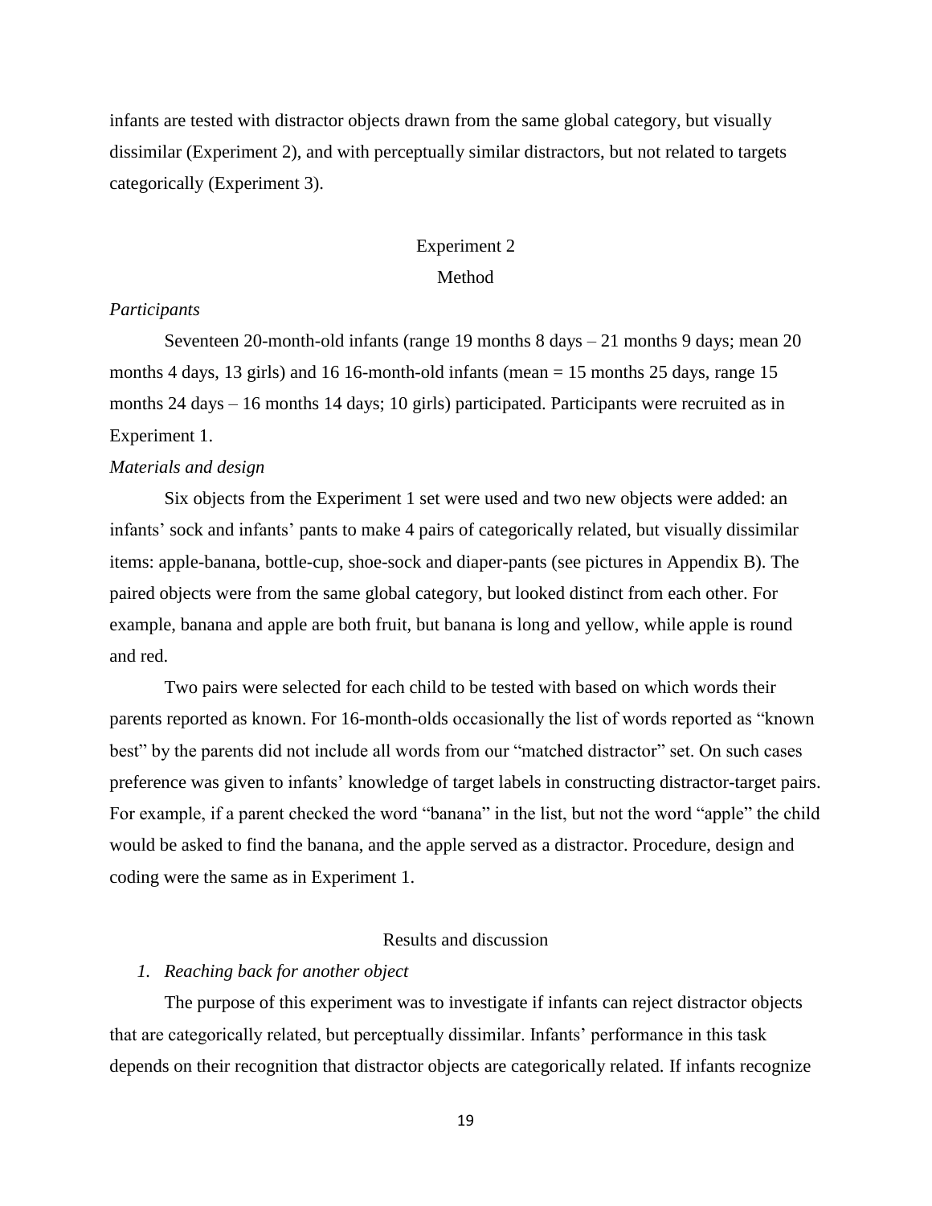infants are tested with distractor objects drawn from the same global category, but visually dissimilar (Experiment 2), and with perceptually similar distractors, but not related to targets categorically (Experiment 3).

## Experiment 2

### Method

*Participants*

Seventeen 20-month-old infants (range 19 months 8 days – 21 months 9 days; mean 20 months 4 days, 13 girls) and 16 16-month-old infants (mean = 15 months 25 days, range 15 months 24 days – 16 months 14 days; 10 girls) participated. Participants were recruited as in Experiment 1.

*Materials and design*

Six objects from the Experiment 1 set were used and two new objects were added: an infants' sock and infants' pants to make 4 pairs of categorically related, but visually dissimilar items: apple-banana, bottle-cup, shoe-sock and diaper-pants (see pictures in Appendix B). The paired objects were from the same global category, but looked distinct from each other. For example, banana and apple are both fruit, but banana is long and yellow, while apple is round and red.

Two pairs were selected for each child to be tested with based on which words their parents reported as known. For 16-month-olds occasionally the list of words reported as "known best" by the parents did not include all words from our "matched distractor" set. On such cases preference was given to infants' knowledge of target labels in constructing distractor-target pairs. For example, if a parent checked the word "banana" in the list, but not the word "apple" the child would be asked to find the banana, and the apple served as a distractor. Procedure, design and coding were the same as in Experiment 1.

### Results and discussion

1. *Reaching back for another object*

The purpose of this experiment was to investigate if infants can reject distractor objects that are categorically related, but perceptually dissimilar. Infants' performance in this task depends on their recognition that distractor objects are categorically related. If infants recognize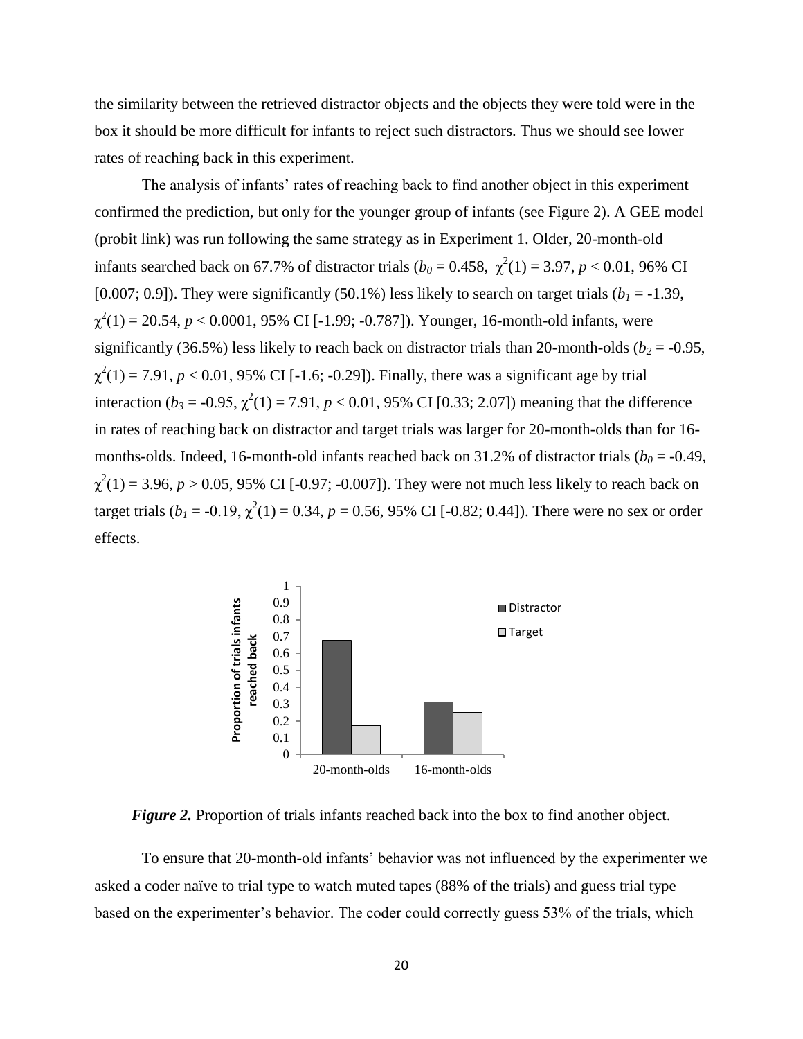the similarity between the retrieved distractor objects and the objects they were told were in the box it should be more difficult for infants to reject such distractors. Thus we should see lower rates of reaching back in this experiment.

The analysis of infants' rates of reaching back to find another object in this experiment confirmed the prediction, but only for the younger group of infants (see Figure 2). A GEE model (probit link) was run following the same strategy as in Experiment 1. Older, 20-month-old infants searched back on 67.7% of distractor trials ($b_0$ = 0.458, $\chi^2(1)$ = 3.97, $p$ < 0.01, 96% CI [0.007; 0.9]). They were significantly (50.1%) less likely to search on target trials ($b_1$ = -1.39, $\chi^2(1)$ = 20.54, $p$ < 0.0001, 95% CI [-1.99; -0.787]). Younger, 16-month-old infants, were significantly (36.5%) less likely to reach back on distractor trials than 20-month-olds ($b_2$ = -0.95, $\chi^2(1)$ = 7.91, $p$ < 0.01, 95% CI [-1.6; -0.29]). Finally, there was a significant age by trial interaction ($b_3$ = -0.95, $\chi^2(1)$ = 7.91, $p$ < 0.01, 95% CI [0.33; 2.07]) meaning that the difference in rates of reaching back on distractor and target trials was larger for 20-month-olds than for 16-months-olds. Indeed, 16-month-old infants reached back on 31.2% of distractor trials ($b_0$ = -0.49, $\chi^2(1)$ = 3.96, $p$ > 0.05, 95% CI [-0.97; -0.007]). They were not much less likely to reach back on target trials ($b_1$ = -0.19, $\chi^2(1)$ = 0.34, $p$ = 0.56, 95% CI [-0.82; 0.44]). There were no sex or order effects.

***Figure 2.*** Proportion of trials infants reached back into the box to find another object.

To ensure that 20-month-old infants' behavior was not influenced by the experimenter we asked a coder naïve to trial type to watch muted tapes (88% of the trials) and guess trial type based on the experimenter's behavior. The coder could correctly guess 53% of the trials, which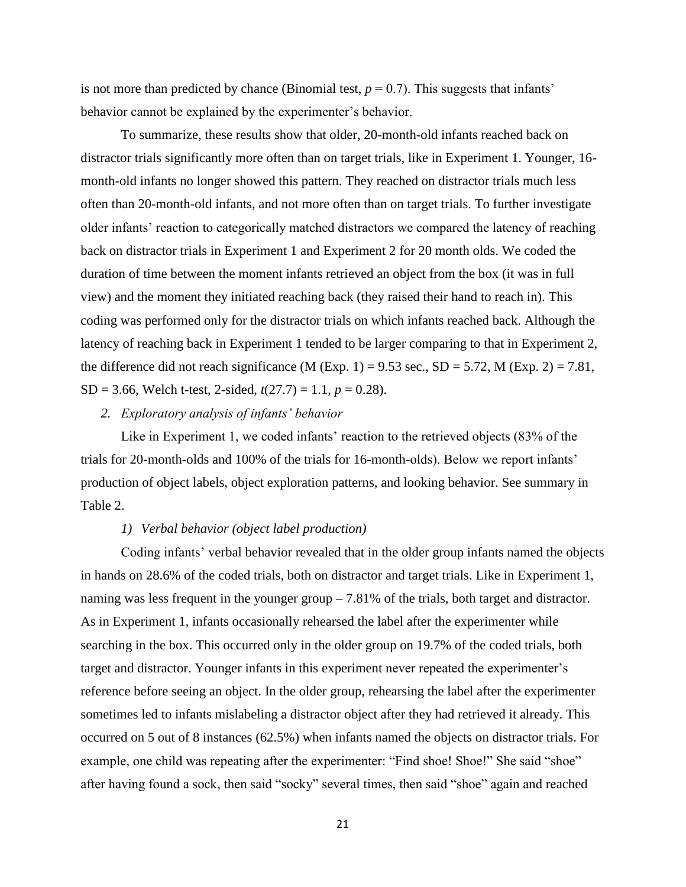is not more than predicted by chance (Binomial test, $p = 0.7$). This suggests that infants' behavior cannot be explained by the experimenter's behavior.

To summarize, these results show that older, 20-month-old infants reached back on distractor trials significantly more often than on target trials, like in Experiment 1. Younger, 16-month-old infants no longer showed this pattern. They reached on distractor trials much less often than 20-month-old infants, and not more often than on target trials. To further investigate older infants' reaction to categorically matched distractors we compared the latency of reaching back on distractor trials in Experiment 1 and Experiment 2 for 20 month olds. We coded the duration of time between the moment infants retrieved an object from the box (it was in full view) and the moment they initiated reaching back (they raised their hand to reach in). This coding was performed only for the distractor trials on which infants reached back. Although the latency of reaching back in Experiment 1 tended to be larger comparing to that in Experiment 2, the difference did not reach significance (M (Exp. 1) = 9.53 sec., SD = 5.72, M (Exp. 2) = 7.81, SD = 3.66, Welch t-test, 2-sided, $t(27.7) = 1.1$, $p = 0.28$).

*2. Exploratory analysis of infants' behavior*

Like in Experiment 1, we coded infants' reaction to the retrieved objects (83% of the trials for 20-month-olds and 100% of the trials for 16-month-olds). Below we report infants' production of object labels, object exploration patterns, and looking behavior. See summary in Table 2.

*1) Verbal behavior (object label production)*

Coding infants' verbal behavior revealed that in the older group infants named the objects in hands on 28.6% of the coded trials, both on distractor and target trials. Like in Experiment 1, naming was less frequent in the younger group – 7.81% of the trials, both target and distractor. As in Experiment 1, infants occasionally rehearsed the label after the experimenter while searching in the box. This occurred only in the older group on 19.7% of the coded trials, both target and distractor. Younger infants in this experiment never repeated the experimenter's reference before seeing an object. In the older group, rehearsing the label after the experimenter sometimes led to infants mislabeling a distractor object after they had retrieved it already. This occurred on 5 out of 8 instances (62.5%) when infants named the objects on distractor trials. For example, one child was repeating after the experimenter: "Find shoe! Shoe!" She said "shoe" after having found a sock, then said "socky" several times, then said "shoe" again and reached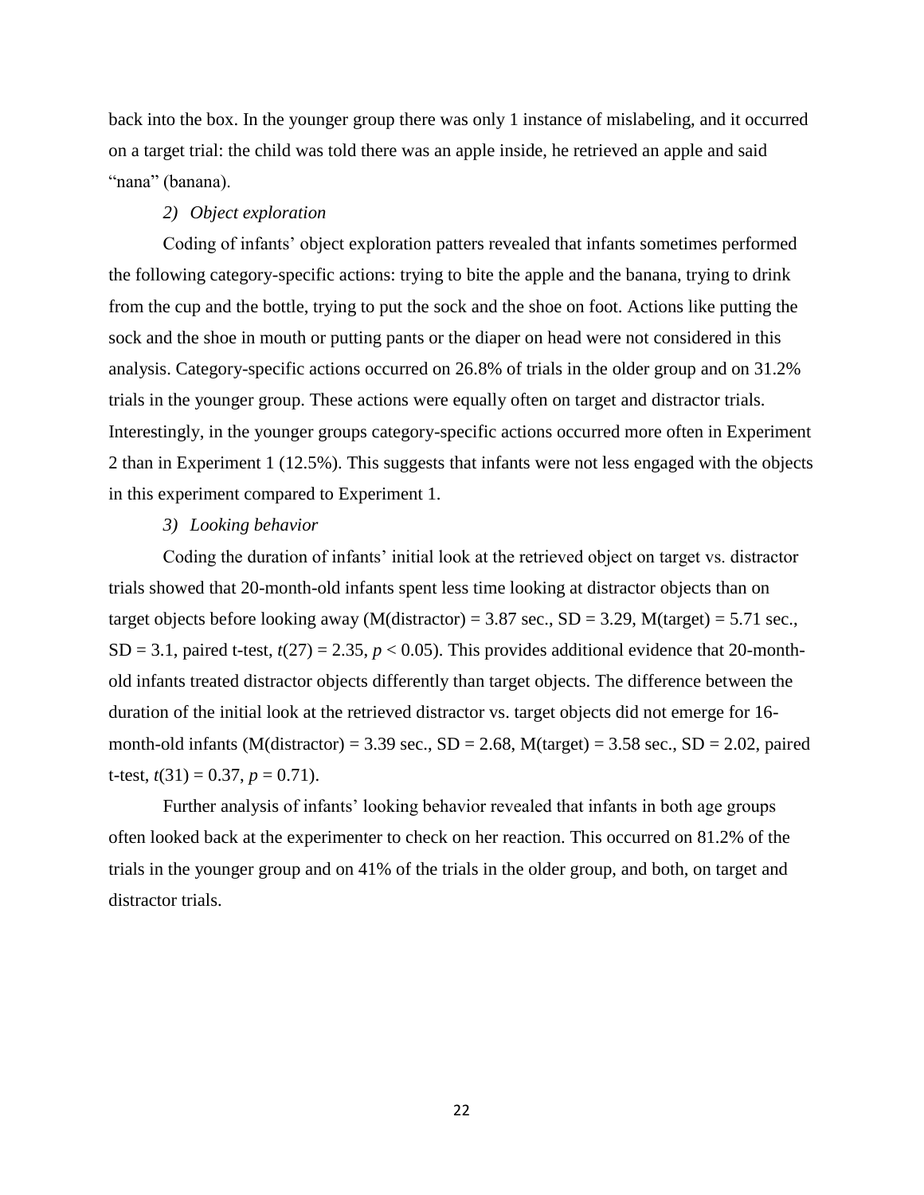back into the box. In the younger group there was only 1 instance of mislabeling, and it occurred on a target trial: the child was told there was an apple inside, he retrieved an apple and said "nana" (banana).

*2) Object exploration*

Coding of infants' object exploration patters revealed that infants sometimes performed the following category-specific actions: trying to bite the apple and the banana, trying to drink from the cup and the bottle, trying to put the sock and the shoe on foot. Actions like putting the sock and the shoe in mouth or putting pants or the diaper on head were not considered in this analysis. Category-specific actions occurred on 26.8% of trials in the older group and on 31.2% trials in the younger group. These actions were equally often on target and distractor trials. Interestingly, in the younger groups category-specific actions occurred more often in Experiment 2 than in Experiment 1 (12.5%). This suggests that infants were not less engaged with the objects in this experiment compared to Experiment 1.

*3) Looking behavior*

Coding the duration of infants' initial look at the retrieved object on target vs. distractor trials showed that 20-month-old infants spent less time looking at distractor objects than on target objects before looking away (M(distractor) = 3.87 sec., SD = 3.29, M(target) = 5.71 sec., SD = 3.1, paired t-test, $t(27) = 2.35$, $p < 0.05$). This provides additional evidence that 20-month-old infants treated distractor objects differently than target objects. The difference between the duration of the initial look at the retrieved distractor vs. target objects did not emerge for 16-month-old infants (M(distractor) = 3.39 sec., SD = 2.68, M(target) = 3.58 sec., SD = 2.02, paired t-test, $t(31) = 0.37$, $p = 0.71$).

Further analysis of infants' looking behavior revealed that infants in both age groups often looked back at the experimenter to check on her reaction. This occurred on 81.2% of the trials in the younger group and on 41% of the trials in the older group, and both, on target and distractor trials.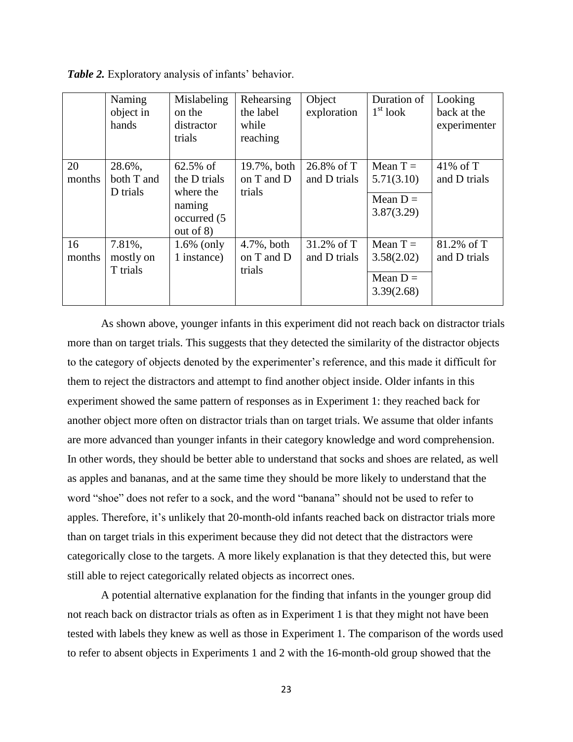***Table 2.*** Exploratory analysis of infants' behavior.

| | Naming object in hands | Mislabeling on the distractor trials | Rehearsing the label while reaching | Object exploration | Duration of 1st look | Looking back at the experimenter |
|---|---|---|---|---|---|---|
| 20 months | 28.6%, both T and D trials | 62.5% of the D trials where the naming occurred (5 out of 8) | 19.7%, both on T and D trials | 26.8% of T and D trials | Mean T = 5.71(3.10)<br>Mean D = 3.87(3.29) | 41% of T and D trials |
| 16 months | 7.81%, mostly on T trials | 1.6% (only 1 instance) | 4.7%, both on T and D trials | 31.2% of T and D trials | Mean T = 3.58(2.02)<br>Mean D = 3.39(2.68) | 81.2% of T and D trials |

As shown above, younger infants in this experiment did not reach back on distractor trials more than on target trials. This suggests that they detected the similarity of the distractor objects to the category of objects denoted by the experimenter's reference, and this made it difficult for them to reject the distractors and attempt to find another object inside. Older infants in this experiment showed the same pattern of responses as in Experiment 1: they reached back for another object more often on distractor trials than on target trials. We assume that older infants are more advanced than younger infants in their category knowledge and word comprehension. In other words, they should be better able to understand that socks and shoes are related, as well as apples and bananas, and at the same time they should be more likely to understand that the word "shoe" does not refer to a sock, and the word "banana" should not be used to refer to apples. Therefore, it's unlikely that 20-month-old infants reached back on distractor trials more than on target trials in this experiment because they did not detect that the distractors were categorically close to the targets. A more likely explanation is that they detected this, but were still able to reject categorically related objects as incorrect ones.

A potential alternative explanation for the finding that infants in the younger group did not reach back on distractor trials as often as in Experiment 1 is that they might not have been tested with labels they knew as well as those in Experiment 1. The comparison of the words used to refer to absent objects in Experiments 1 and 2 with the 16-month-old group showed that the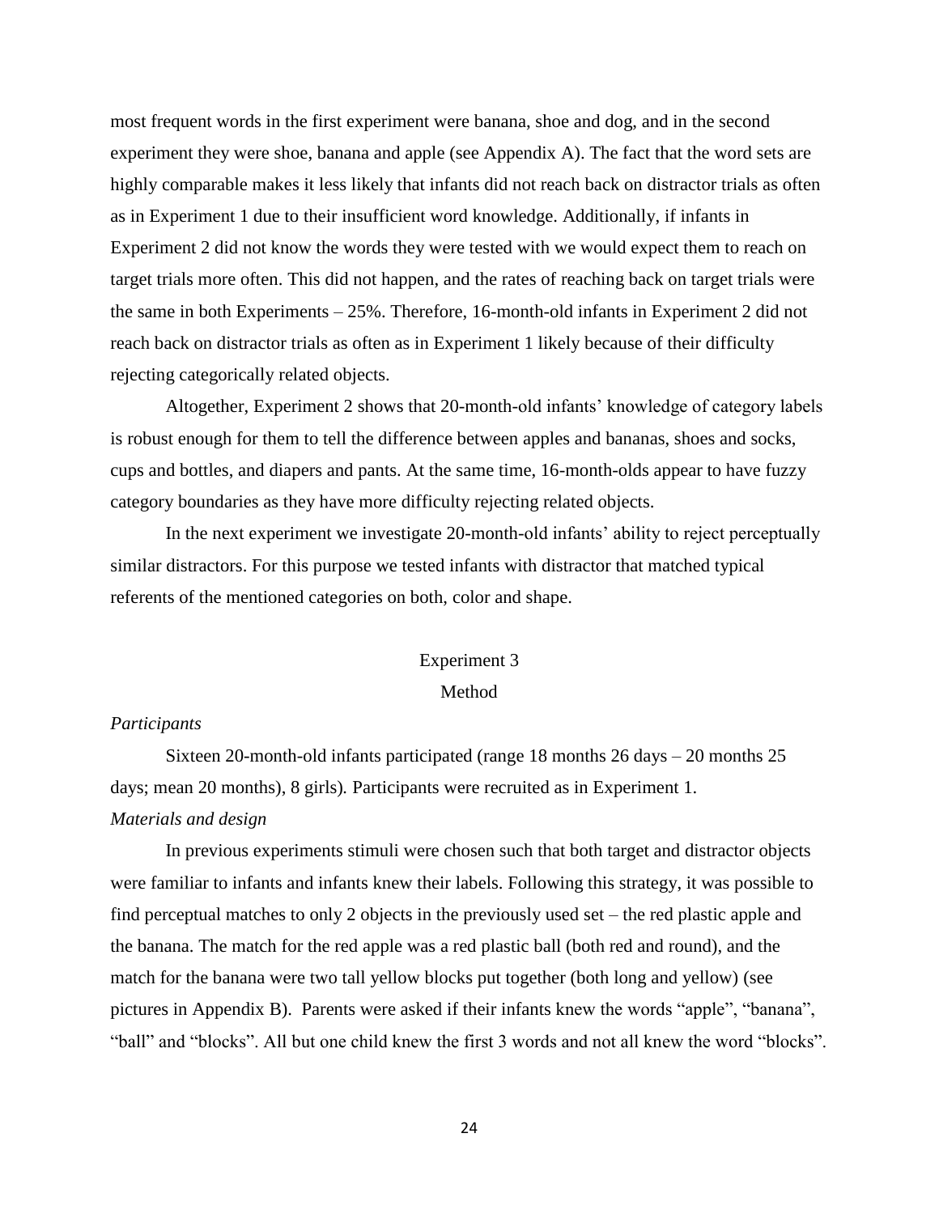most frequent words in the first experiment were banana, shoe and dog, and in the second experiment they were shoe, banana and apple (see Appendix A). The fact that the word sets are highly comparable makes it less likely that infants did not reach back on distractor trials as often as in Experiment 1 due to their insufficient word knowledge. Additionally, if infants in Experiment 2 did not know the words they were tested with we would expect them to reach on target trials more often. This did not happen, and the rates of reaching back on target trials were the same in both Experiments – 25%. Therefore, 16-month-old infants in Experiment 2 did not reach back on distractor trials as often as in Experiment 1 likely because of their difficulty rejecting categorically related objects.

Altogether, Experiment 2 shows that 20-month-old infants' knowledge of category labels is robust enough for them to tell the difference between apples and bananas, shoes and socks, cups and bottles, and diapers and pants. At the same time, 16-month-olds appear to have fuzzy category boundaries as they have more difficulty rejecting related objects.

In the next experiment we investigate 20-month-old infants' ability to reject perceptually similar distractors. For this purpose we tested infants with distractor that matched typical referents of the mentioned categories on both, color and shape.

## Experiment 3

### Method

*Participants*

Sixteen 20-month-old infants participated (range 18 months 26 days – 20 months 25 days; mean 20 months), 8 girls). Participants were recruited as in Experiment 1.

*Materials and design*

In previous experiments stimuli were chosen such that both target and distractor objects were familiar to infants and infants knew their labels. Following this strategy, it was possible to find perceptual matches to only 2 objects in the previously used set – the red plastic apple and the banana. The match for the red apple was a red plastic ball (both red and round), and the match for the banana were two tall yellow blocks put together (both long and yellow) (see pictures in Appendix B). Parents were asked if their infants knew the words "apple", "banana", "ball" and "blocks". All but one child knew the first 3 words and not all knew the word "blocks".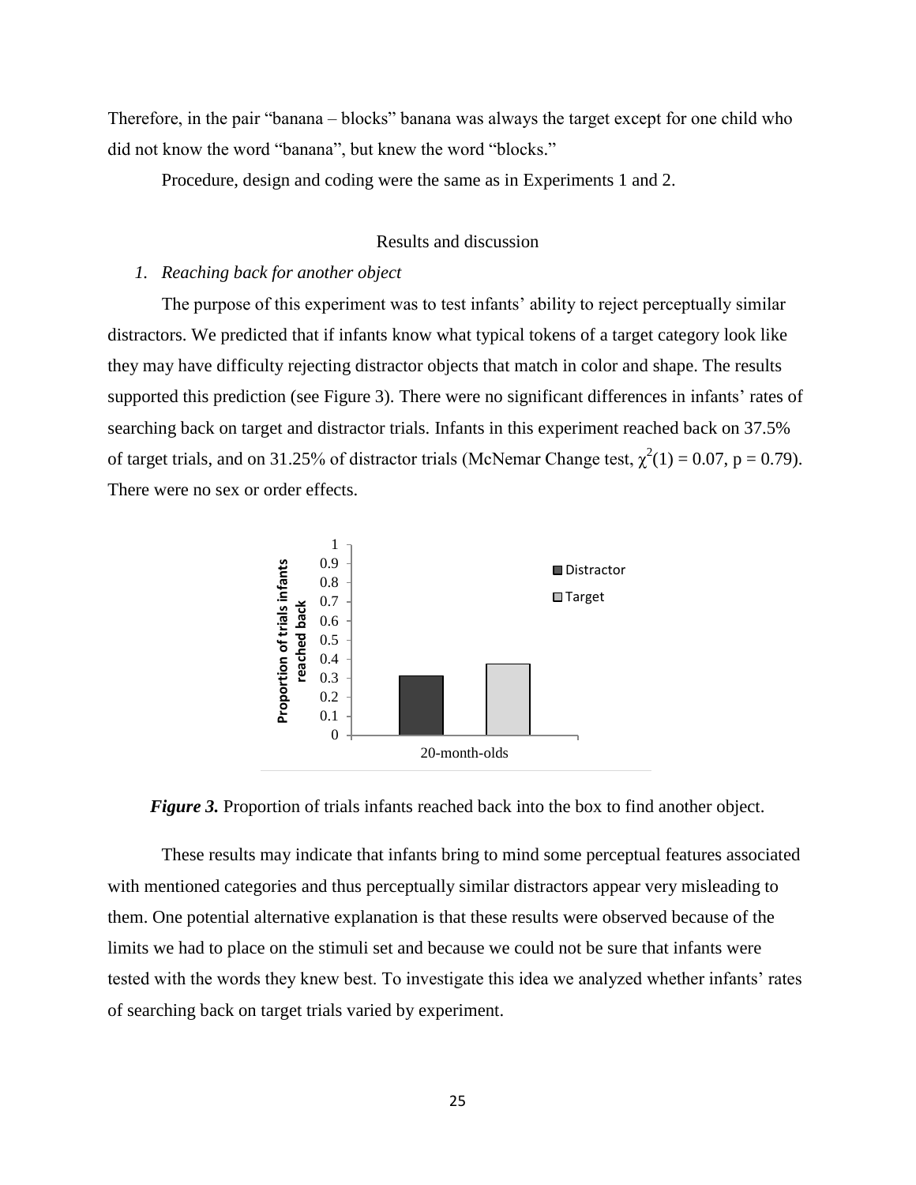Therefore, in the pair "banana – blocks" banana was always the target except for one child who did not know the word "banana", but knew the word "blocks."

Procedure, design and coding were the same as in Experiments 1 and 2.

## Results and discussion

*1. Reaching back for another object*

The purpose of this experiment was to test infants' ability to reject perceptually similar distractors. We predicted that if infants know what typical tokens of a target category look like they may have difficulty rejecting distractor objects that match in color and shape. The results supported this prediction (see Figure 3). There were no significant differences in infants' rates of searching back on target and distractor trials. Infants in this experiment reached back on 37.5% of target trials, and on 31.25% of distractor trials (McNemar Change test, $\chi^2(1) = 0.07$, $p = 0.79$). There were no sex or order effects.

***Figure 3.*** Proportion of trials infants reached back into the box to find another object.

These results may indicate that infants bring to mind some perceptual features associated with mentioned categories and thus perceptually similar distractors appear very misleading to them. One potential alternative explanation is that these results were observed because of the limits we had to place on the stimuli set and because we could not be sure that infants were tested with the words they knew best. To investigate this idea we analyzed whether infants' rates of searching back on target trials varied by experiment.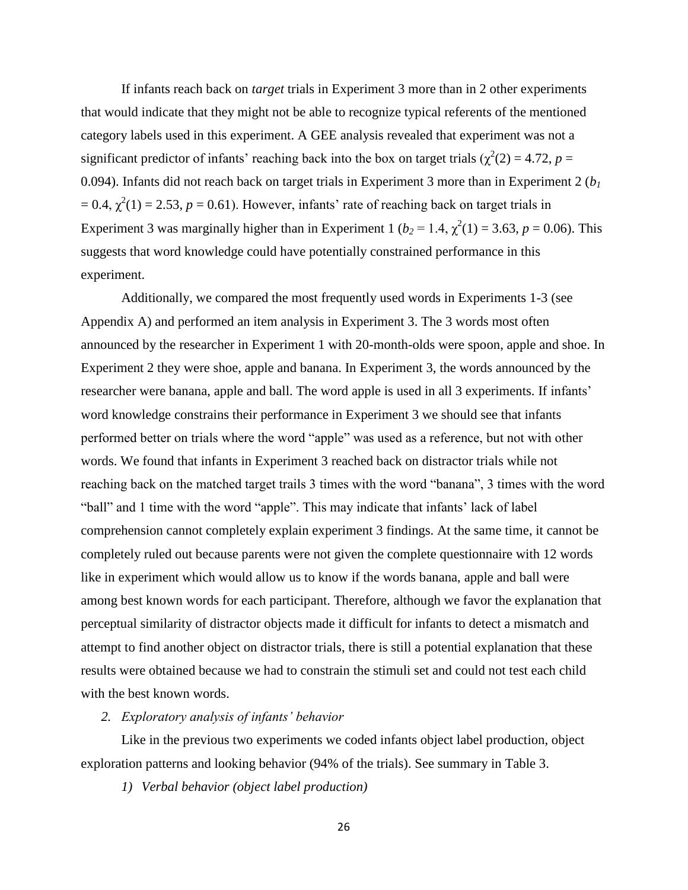If infants reach back on *target* trials in Experiment 3 more than in 2 other experiments that would indicate that they might not be able to recognize typical referents of the mentioned category labels used in this experiment. A GEE analysis revealed that experiment was not a significant predictor of infants' reaching back into the box on target trials ($\chi^2(2) = 4.72$, $p = 0.094$). Infants did not reach back on target trials in Experiment 3 more than in Experiment 2 ($b_1 = 0.4$, $\chi^2(1) = 2.53$, $p = 0.61$). However, infants' rate of reaching back on target trials in Experiment 3 was marginally higher than in Experiment 1 ($b_2 = 1.4$, $\chi^2(1) = 3.63$, $p = 0.06$). This suggests that word knowledge could have potentially constrained performance in this experiment.

Additionally, we compared the most frequently used words in Experiments 1-3 (see Appendix A) and performed an item analysis in Experiment 3. The 3 words most often announced by the researcher in Experiment 1 with 20-month-olds were spoon, apple and shoe. In Experiment 2 they were shoe, apple and banana. In Experiment 3, the words announced by the researcher were banana, apple and ball. The word apple is used in all 3 experiments. If infants' word knowledge constrains their performance in Experiment 3 we should see that infants performed better on trials where the word "apple" was used as a reference, but not with other words. We found that infants in Experiment 3 reached back on distractor trials while not reaching back on the matched target trails 3 times with the word "banana", 3 times with the word "ball" and 1 time with the word "apple". This may indicate that infants' lack of label comprehension cannot completely explain experiment 3 findings. At the same time, it cannot be completely ruled out because parents were not given the complete questionnaire with 12 words like in experiment which would allow us to know if the words banana, apple and ball were among best known words for each participant. Therefore, although we favor the explanation that perceptual similarity of distractor objects made it difficult for infants to detect a mismatch and attempt to find another object on distractor trials, there is still a potential explanation that these results were obtained because we had to constrain the stimuli set and could not test each child with the best known words.

*2. Exploratory analysis of infants' behavior*

Like in the previous two experiments we coded infants object label production, object exploration patterns and looking behavior (94% of the trials). See summary in Table 3.

*1) Verbal behavior (object label production)*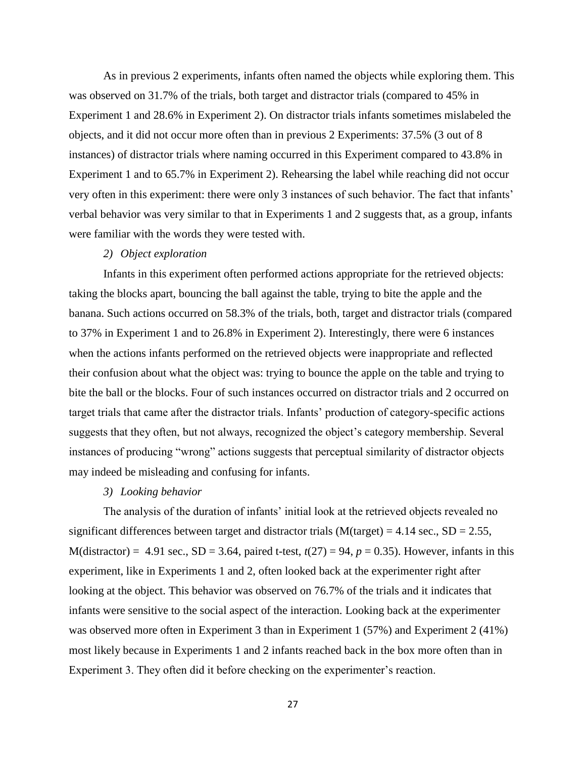As in previous 2 experiments, infants often named the objects while exploring them. This was observed on 31.7% of the trials, both target and distractor trials (compared to 45% in Experiment 1 and 28.6% in Experiment 2). On distractor trials infants sometimes mislabeled the objects, and it did not occur more often than in previous 2 Experiments: 37.5% (3 out of 8 instances) of distractor trials where naming occurred in this Experiment compared to 43.8% in Experiment 1 and to 65.7% in Experiment 2). Rehearsing the label while reaching did not occur very often in this experiment: there were only 3 instances of such behavior. The fact that infants' verbal behavior was very similar to that in Experiments 1 and 2 suggests that, as a group, infants were familiar with the words they were tested with.

*2) Object exploration*

Infants in this experiment often performed actions appropriate for the retrieved objects: taking the blocks apart, bouncing the ball against the table, trying to bite the apple and the banana. Such actions occurred on 58.3% of the trials, both, target and distractor trials (compared to 37% in Experiment 1 and to 26.8% in Experiment 2). Interestingly, there were 6 instances when the actions infants performed on the retrieved objects were inappropriate and reflected their confusion about what the object was: trying to bounce the apple on the table and trying to bite the ball or the blocks. Four of such instances occurred on distractor trials and 2 occurred on target trials that came after the distractor trials. Infants' production of category-specific actions suggests that they often, but not always, recognized the object's category membership. Several instances of producing "wrong" actions suggests that perceptual similarity of distractor objects may indeed be misleading and confusing for infants.

*3) Looking behavior*

The analysis of the duration of infants' initial look at the retrieved objects revealed no significant differences between target and distractor trials (M(target) = 4.14 sec., SD = 2.55, M(distractor) = 4.91 sec., SD = 3.64, paired t-test, $t(27) = 94$, $p = 0.35$). However, infants in this experiment, like in Experiments 1 and 2, often looked back at the experimenter right after looking at the object. This behavior was observed on 76.7% of the trials and it indicates that infants were sensitive to the social aspect of the interaction. Looking back at the experimenter was observed more often in Experiment 3 than in Experiment 1 (57%) and Experiment 2 (41%) most likely because in Experiments 1 and 2 infants reached back in the box more often than in Experiment 3. They often did it before checking on the experimenter's reaction.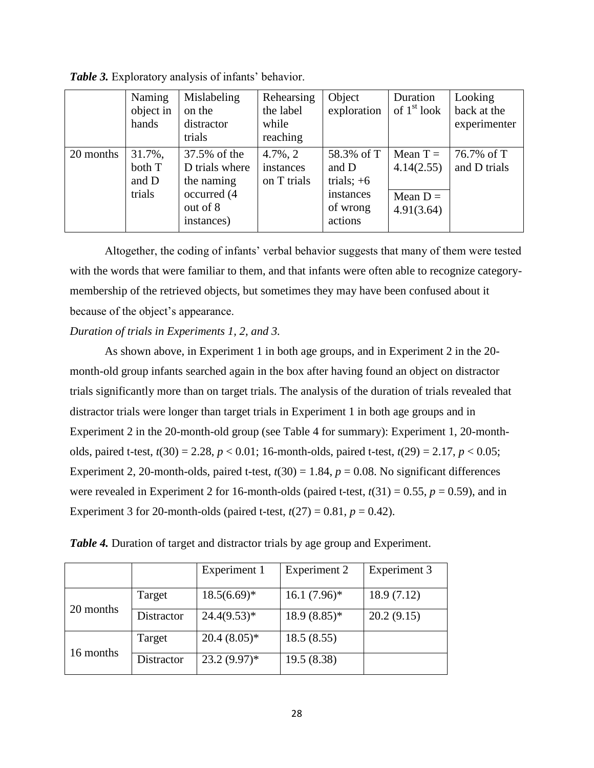***Table 3.*** Exploratory analysis of infants' behavior.

| | Naming object in hands | Mislabeling on the distractor trials | Rehearsing the label while reaching | Object exploration | Duration of 1[st] look | Looking back at the experimenter |
|---|---|---|---|---|---|---|
| 20 months | 31.7%, both T and D trials | 37.5% of the D trials where the naming occurred (4 out of 8 instances) | 4.7%, 2 instances on T trials | 58.3% of T and D trials; +6 instances of wrong actions | Mean T = 4.14(2.55) Mean D = 4.91(3.64) | 76.7% of T and D trials |

Altogether, the coding of infants' verbal behavior suggests that many of them were tested with the words that were familiar to them, and that infants were often able to recognize category-membership of the retrieved objects, but sometimes they may have been confused about it because of the object's appearance.

*Duration of trials in Experiments 1, 2, and 3.*

As shown above, in Experiment 1 in both age groups, and in Experiment 2 in the 20-month-old group infants searched again in the box after having found an object on distractor trials significantly more than on target trials. The analysis of the duration of trials revealed that distractor trials were longer than target trials in Experiment 1 in both age groups and in Experiment 2 in the 20-month-old group (see Table 4 for summary): Experiment 1, 20-month-olds, paired t-test, $t(30) = 2.28$, $p < 0.01$; 16-month-olds, paired t-test, $t(29) = 2.17$, $p < 0.05$; Experiment 2, 20-month-olds, paired t-test, $t(30) = 1.84$, $p = 0.08$. No significant differences were revealed in Experiment 2 for 16-month-olds (paired t-test, $t(31) = 0.55$, $p = 0.59$), and in Experiment 3 for 20-month-olds (paired t-test, $t(27) = 0.81$, $p = 0.42$).

***Table 4.*** Duration of target and distractor trials by age group and Experiment.

| | | Experiment 1 | Experiment 2 | Experiment 3 |
|---|---|---|---|---|
| 20 months | Target | 18.5(6.69)* | 16.1 (7.96)* | 18.9 (7.12) |
| | Distractor | 24.4(9.53)* | 18.9 (8.85)* | 20.2 (9.15) |
| 16 months | Target | 20.4 (8.05)* | 18.5 (8.55) | |
| | Distractor | 23.2 (9.97)* | 19.5 (8.38) | |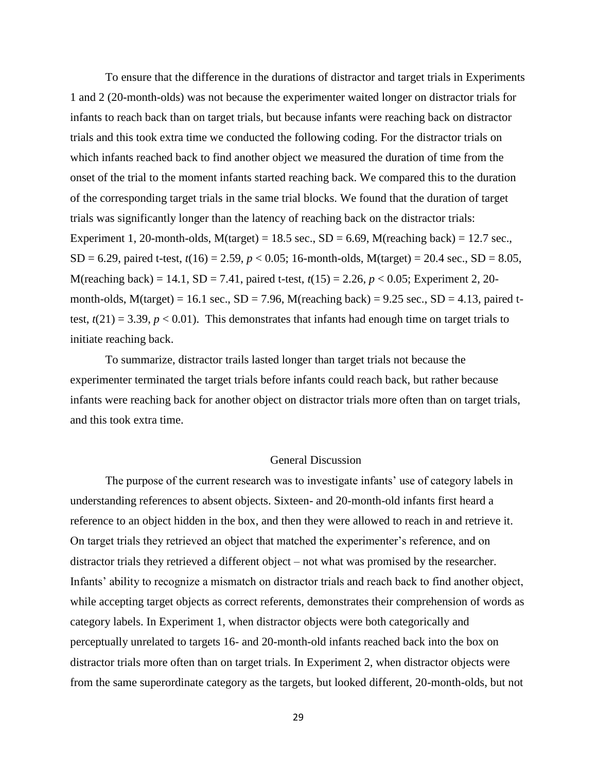To ensure that the difference in the durations of distractor and target trials in Experiments 1 and 2 (20-month-olds) was not because the experimenter waited longer on distractor trials for infants to reach back than on target trials, but because infants were reaching back on distractor trials and this took extra time we conducted the following coding. For the distractor trials on which infants reached back to find another object we measured the duration of time from the onset of the trial to the moment infants started reaching back. We compared this to the duration of the corresponding target trials in the same trial blocks. We found that the duration of target trials was significantly longer than the latency of reaching back on the distractor trials: Experiment 1, 20-month-olds, M(target) = 18.5 sec., SD = 6.69, M(reaching back) = 12.7 sec., SD = 6.29, paired t-test, $t(16) = 2.59$, $p < 0.05$; 16-month-olds, M(target) = 20.4 sec., SD = 8.05, M(reaching back) = 14.1, SD = 7.41, paired t-test, $t(15) = 2.26$, $p < 0.05$; Experiment 2, 20-month-olds, M(target) = 16.1 sec., SD = 7.96, M(reaching back) = 9.25 sec., SD = 4.13, paired t-test, $t(21) = 3.39$, $p < 0.01$). This demonstrates that infants had enough time on target trials to initiate reaching back.

To summarize, distractor trails lasted longer than target trials not because the experimenter terminated the target trials before infants could reach back, but rather because infants were reaching back for another object on distractor trials more often than on target trials, and this took extra time.

## General Discussion

The purpose of the current research was to investigate infants' use of category labels in understanding references to absent objects. Sixteen- and 20-month-old infants first heard a reference to an object hidden in the box, and then they were allowed to reach in and retrieve it. On target trials they retrieved an object that matched the experimenter's reference, and on distractor trials they retrieved a different object – not what was promised by the researcher. Infants' ability to recognize a mismatch on distractor trials and reach back to find another object, while accepting target objects as correct referents, demonstrates their comprehension of words as category labels. In Experiment 1, when distractor objects were both categorically and perceptually unrelated to targets 16- and 20-month-old infants reached back into the box on distractor trials more often than on target trials. In Experiment 2, when distractor objects were from the same superordinate category as the targets, but looked different, 20-month-olds, but not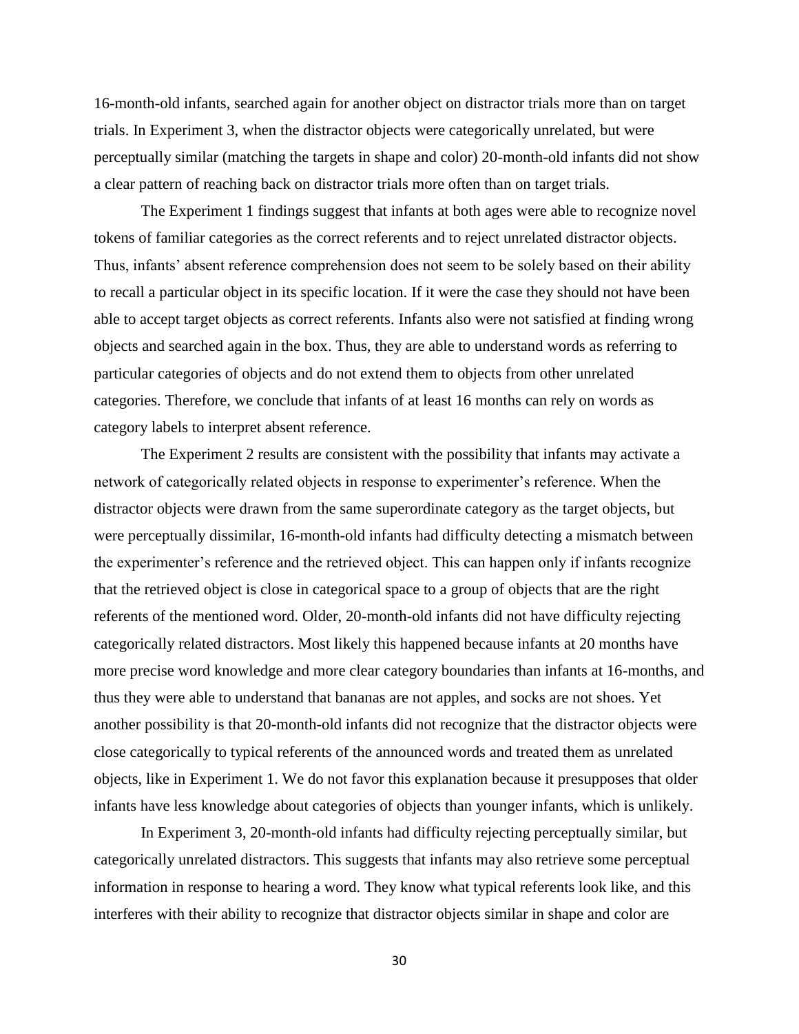16-month-old infants, searched again for another object on distractor trials more than on target trials. In Experiment 3, when the distractor objects were categorically unrelated, but were perceptually similar (matching the targets in shape and color) 20-month-old infants did not show a clear pattern of reaching back on distractor trials more often than on target trials.

The Experiment 1 findings suggest that infants at both ages were able to recognize novel tokens of familiar categories as the correct referents and to reject unrelated distractor objects. Thus, infants' absent reference comprehension does not seem to be solely based on their ability to recall a particular object in its specific location. If it were the case they should not have been able to accept target objects as correct referents. Infants also were not satisfied at finding wrong objects and searched again in the box. Thus, they are able to understand words as referring to particular categories of objects and do not extend them to objects from other unrelated categories. Therefore, we conclude that infants of at least 16 months can rely on words as category labels to interpret absent reference.

The Experiment 2 results are consistent with the possibility that infants may activate a network of categorically related objects in response to experimenter's reference. When the distractor objects were drawn from the same superordinate category as the target objects, but were perceptually dissimilar, 16-month-old infants had difficulty detecting a mismatch between the experimenter's reference and the retrieved object. This can happen only if infants recognize that the retrieved object is close in categorical space to a group of objects that are the right referents of the mentioned word. Older, 20-month-old infants did not have difficulty rejecting categorically related distractors. Most likely this happened because infants at 20 months have more precise word knowledge and more clear category boundaries than infants at 16-months, and thus they were able to understand that bananas are not apples, and socks are not shoes. Yet another possibility is that 20-month-old infants did not recognize that the distractor objects were close categorically to typical referents of the announced words and treated them as unrelated objects, like in Experiment 1. We do not favor this explanation because it presupposes that older infants have less knowledge about categories of objects than younger infants, which is unlikely.

In Experiment 3, 20-month-old infants had difficulty rejecting perceptually similar, but categorically unrelated distractors. This suggests that infants may also retrieve some perceptual information in response to hearing a word. They know what typical referents look like, and this interferes with their ability to recognize that distractor objects similar in shape and color are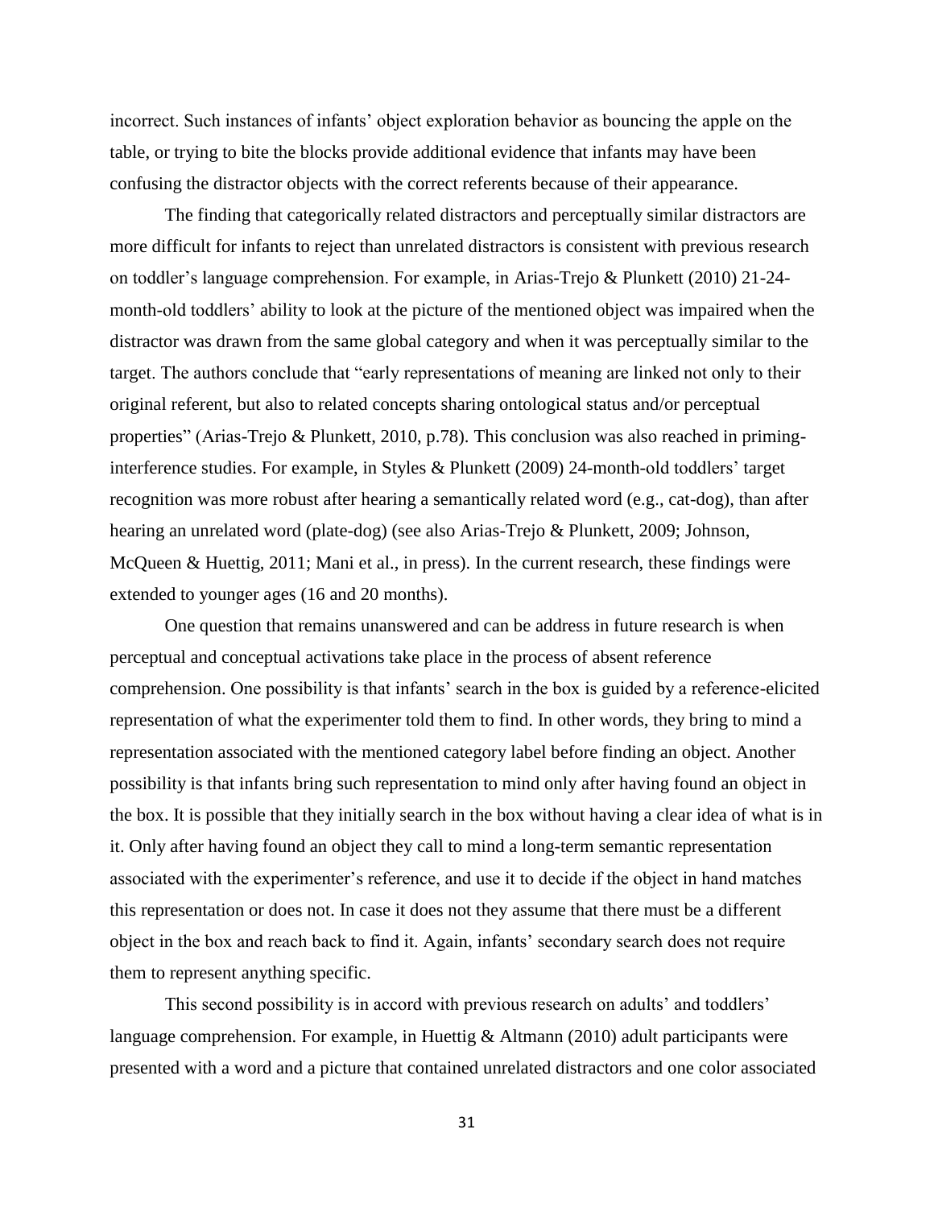incorrect. Such instances of infants' object exploration behavior as bouncing the apple on the table, or trying to bite the blocks provide additional evidence that infants may have been confusing the distractor objects with the correct referents because of their appearance.

The finding that categorically related distractors and perceptually similar distractors are more difficult for infants to reject than unrelated distractors is consistent with previous research on toddler's language comprehension. For example, in Arias-Trejo & Plunkett (2010) 21-24-month-old toddlers' ability to look at the picture of the mentioned object was impaired when the distractor was drawn from the same global category and when it was perceptually similar to the target. The authors conclude that "early representations of meaning are linked not only to their original referent, but also to related concepts sharing ontological status and/or perceptual properties" (Arias-Trejo & Plunkett, 2010, p.78). This conclusion was also reached in priming-interference studies. For example, in Styles & Plunkett (2009) 24-month-old toddlers' target recognition was more robust after hearing a semantically related word (e.g., cat-dog), than after hearing an unrelated word (plate-dog) (see also Arias-Trejo & Plunkett, 2009; Johnson, McQueen & Huettig, 2011; Mani et al., in press). In the current research, these findings were extended to younger ages (16 and 20 months).

One question that remains unanswered and can be address in future research is when perceptual and conceptual activations take place in the process of absent reference comprehension. One possibility is that infants' search in the box is guided by a reference-elicited representation of what the experimenter told them to find. In other words, they bring to mind a representation associated with the mentioned category label before finding an object. Another possibility is that infants bring such representation to mind only after having found an object in the box. It is possible that they initially search in the box without having a clear idea of what is in it. Only after having found an object they call to mind a long-term semantic representation associated with the experimenter's reference, and use it to decide if the object in hand matches this representation or does not. In case it does not they assume that there must be a different object in the box and reach back to find it. Again, infants' secondary search does not require them to represent anything specific.

This second possibility is in accord with previous research on adults' and toddlers' language comprehension. For example, in Huettig & Altmann (2010) adult participants were presented with a word and a picture that contained unrelated distractors and one color associated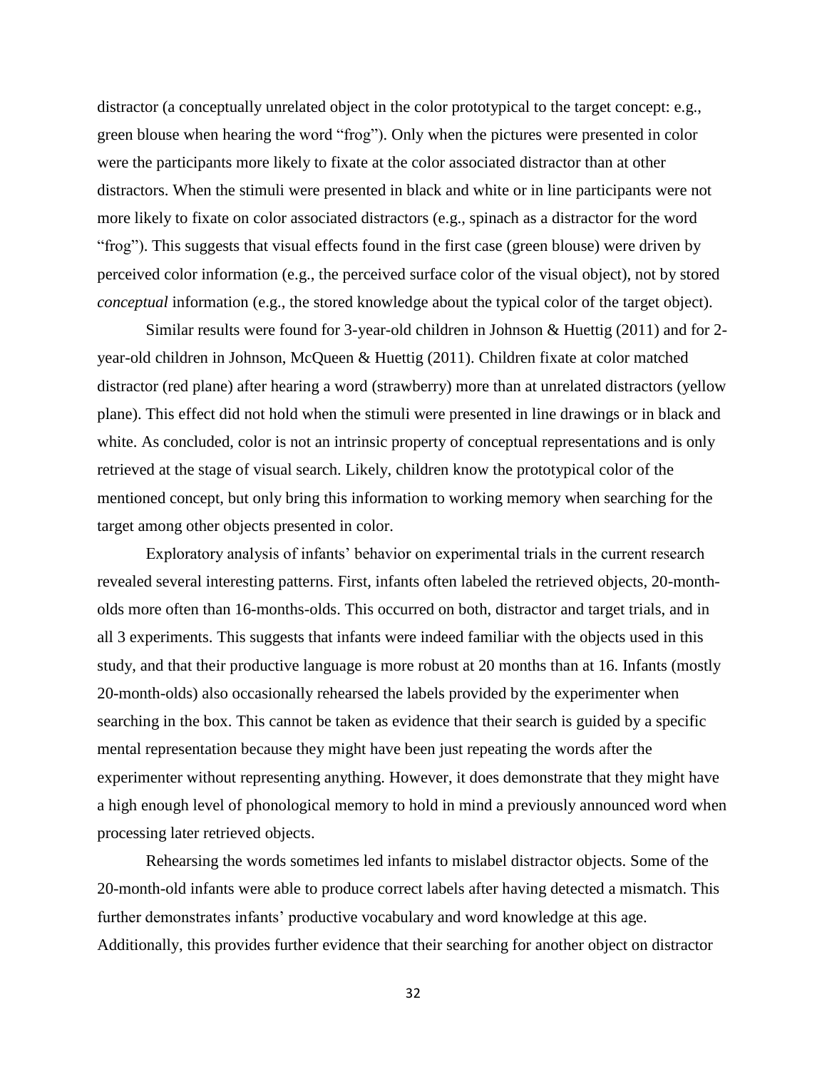distractor (a conceptually unrelated object in the color prototypical to the target concept: e.g., green blouse when hearing the word "frog"). Only when the pictures were presented in color were the participants more likely to fixate at the color associated distractor than at other distractors. When the stimuli were presented in black and white or in line participants were not more likely to fixate on color associated distractors (e.g., spinach as a distractor for the word "frog"). This suggests that visual effects found in the first case (green blouse) were driven by perceived color information (e.g., the perceived surface color of the visual object), not by stored *conceptual* information (e.g., the stored knowledge about the typical color of the target object).

Similar results were found for 3-year-old children in Johnson & Huettig (2011) and for 2-year-old children in Johnson, McQueen & Huettig (2011). Children fixate at color matched distractor (red plane) after hearing a word (strawberry) more than at unrelated distractors (yellow plane). This effect did not hold when the stimuli were presented in line drawings or in black and white. As concluded, color is not an intrinsic property of conceptual representations and is only retrieved at the stage of visual search. Likely, children know the prototypical color of the mentioned concept, but only bring this information to working memory when searching for the target among other objects presented in color.

Exploratory analysis of infants' behavior on experimental trials in the current research revealed several interesting patterns. First, infants often labeled the retrieved objects, 20-month-olds more often than 16-months-olds. This occurred on both, distractor and target trials, and in all 3 experiments. This suggests that infants were indeed familiar with the objects used in this study, and that their productive language is more robust at 20 months than at 16. Infants (mostly 20-month-olds) also occasionally rehearsed the labels provided by the experimenter when searching in the box. This cannot be taken as evidence that their search is guided by a specific mental representation because they might have been just repeating the words after the experimenter without representing anything. However, it does demonstrate that they might have a high enough level of phonological memory to hold in mind a previously announced word when processing later retrieved objects.

Rehearsing the words sometimes led infants to mislabel distractor objects. Some of the 20-month-old infants were able to produce correct labels after having detected a mismatch. This further demonstrates infants' productive vocabulary and word knowledge at this age. Additionally, this provides further evidence that their searching for another object on distractor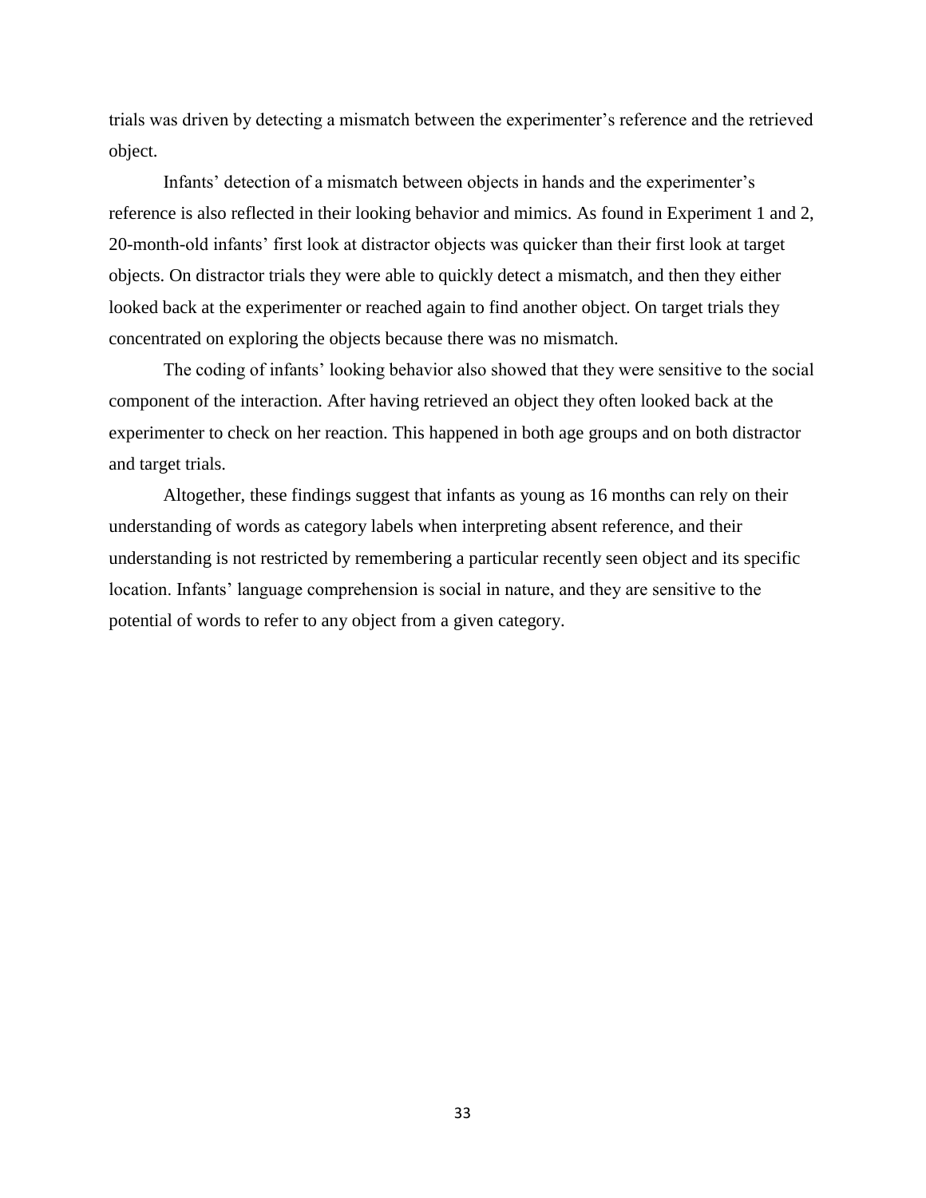trials was driven by detecting a mismatch between the experimenter's reference and the retrieved object.

Infants' detection of a mismatch between objects in hands and the experimenter's reference is also reflected in their looking behavior and mimics. As found in Experiment 1 and 2, 20-month-old infants' first look at distractor objects was quicker than their first look at target objects. On distractor trials they were able to quickly detect a mismatch, and then they either looked back at the experimenter or reached again to find another object. On target trials they concentrated on exploring the objects because there was no mismatch.

The coding of infants' looking behavior also showed that they were sensitive to the social component of the interaction. After having retrieved an object they often looked back at the experimenter to check on her reaction. This happened in both age groups and on both distractor and target trials.

Altogether, these findings suggest that infants as young as 16 months can rely on their understanding of words as category labels when interpreting absent reference, and their understanding is not restricted by remembering a particular recently seen object and its specific location. Infants' language comprehension is social in nature, and they are sensitive to the potential of words to refer to any object from a given category.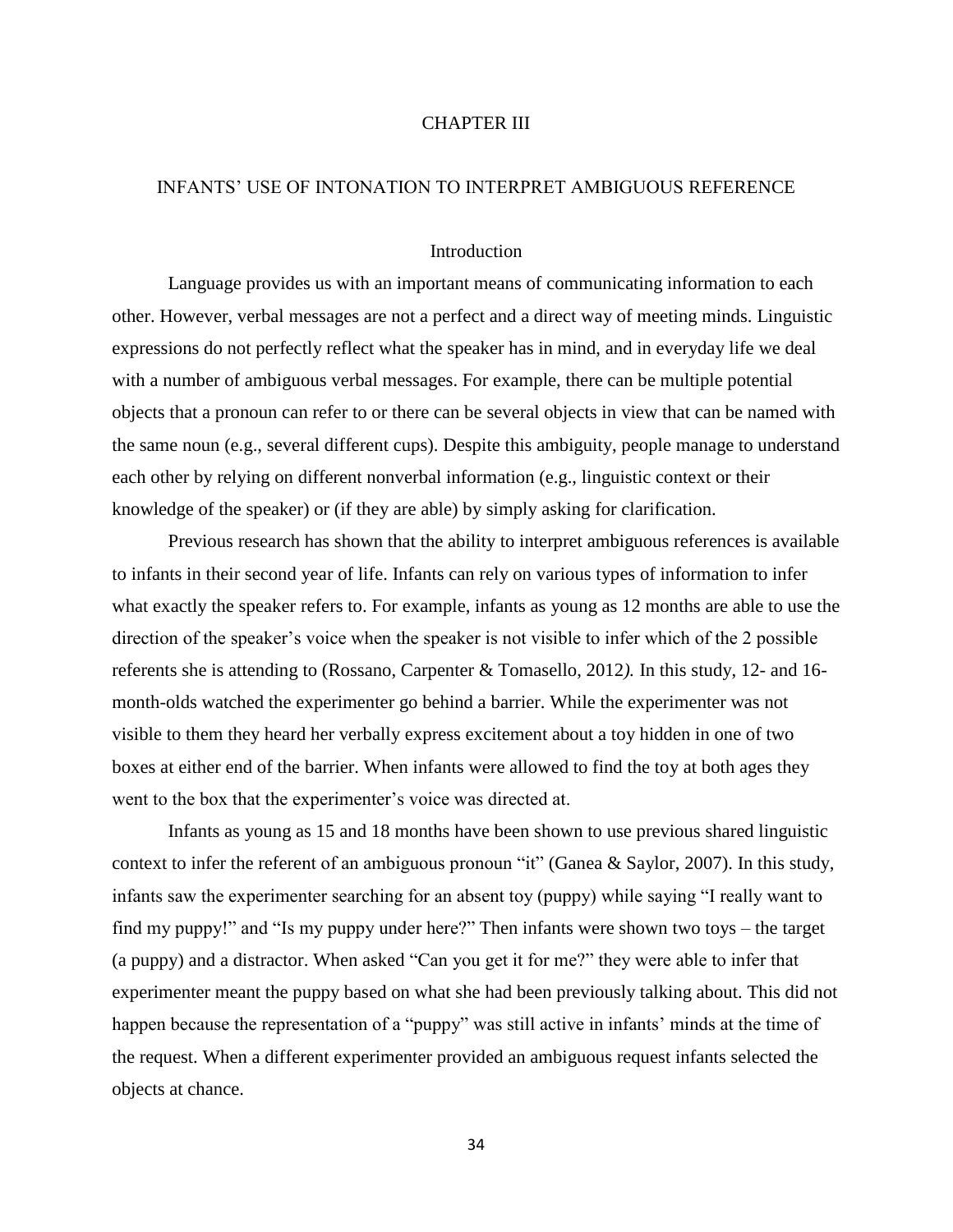# CHAPTER III

## INFANTS' USE OF INTONATION TO INTERPRET AMBIGUOUS REFERENCE

### Introduction

Language provides us with an important means of communicating information to each other. However, verbal messages are not a perfect and a direct way of meeting minds. Linguistic expressions do not perfectly reflect what the speaker has in mind, and in everyday life we deal with a number of ambiguous verbal messages. For example, there can be multiple potential objects that a pronoun can refer to or there can be several objects in view that can be named with the same noun (e.g., several different cups). Despite this ambiguity, people manage to understand each other by relying on different nonverbal information (e.g., linguistic context or their knowledge of the speaker) or (if they are able) by simply asking for clarification.

Previous research has shown that the ability to interpret ambiguous references is available to infants in their second year of life. Infants can rely on various types of information to infer what exactly the speaker refers to. For example, infants as young as 12 months are able to use the direction of the speaker's voice when the speaker is not visible to infer which of the 2 possible referents she is attending to (Rossano, Carpenter & Tomasello, 2012*).* In this study, 12- and 16-month-olds watched the experimenter go behind a barrier. While the experimenter was not visible to them they heard her verbally express excitement about a toy hidden in one of two boxes at either end of the barrier. When infants were allowed to find the toy at both ages they went to the box that the experimenter's voice was directed at.

Infants as young as 15 and 18 months have been shown to use previous shared linguistic context to infer the referent of an ambiguous pronoun "it" (Ganea & Saylor, 2007). In this study, infants saw the experimenter searching for an absent toy (puppy) while saying "I really want to find my puppy!" and "Is my puppy under here?" Then infants were shown two toys – the target (a puppy) and a distractor. When asked "Can you get it for me?" they were able to infer that experimenter meant the puppy based on what she had been previously talking about. This did not happen because the representation of a "puppy" was still active in infants' minds at the time of the request. When a different experimenter provided an ambiguous request infants selected the objects at chance.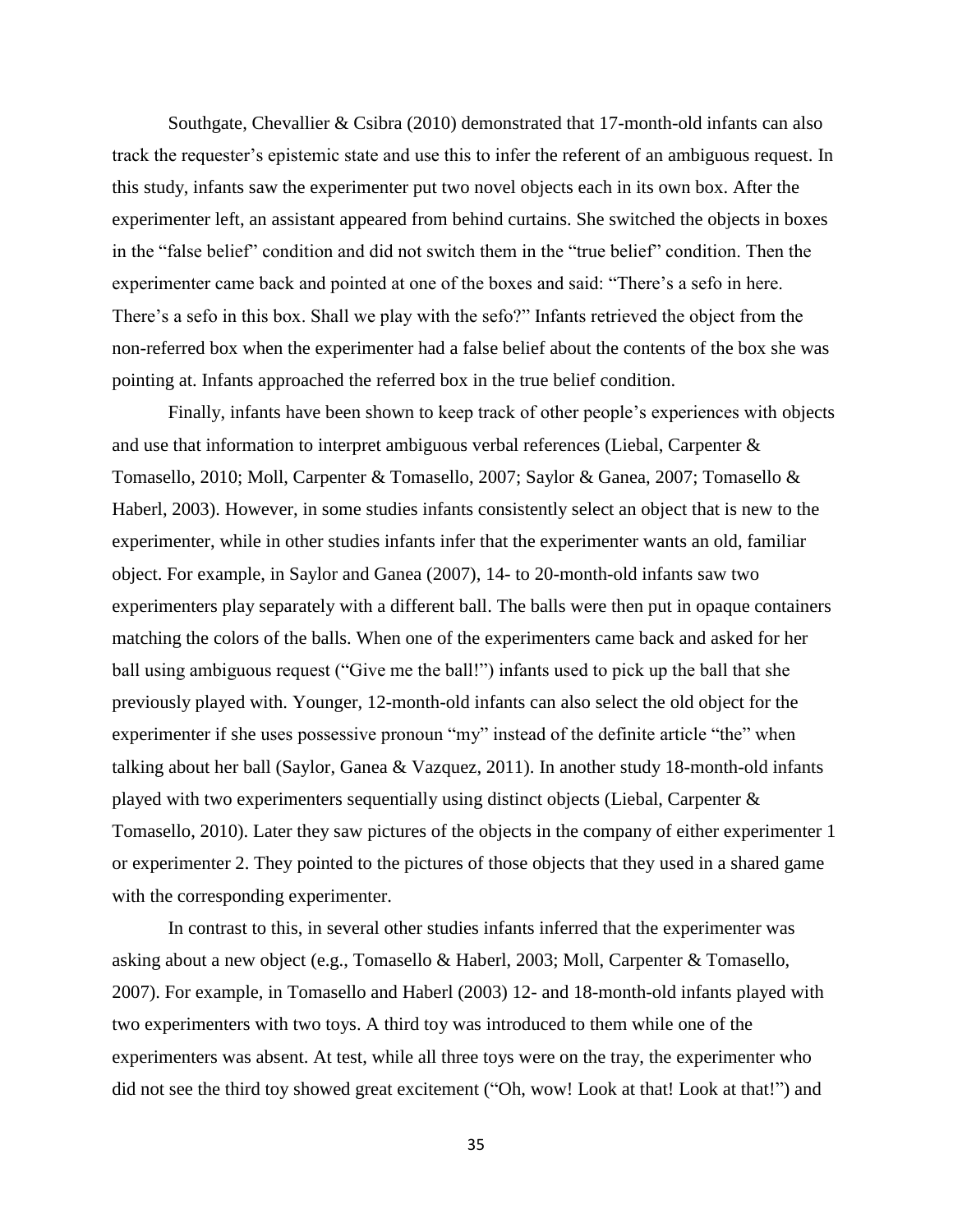Southgate, Chevallier & Csibra (2010) demonstrated that 17-month-old infants can also track the requester's epistemic state and use this to infer the referent of an ambiguous request. In this study, infants saw the experimenter put two novel objects each in its own box. After the experimenter left, an assistant appeared from behind curtains. She switched the objects in boxes in the "false belief" condition and did not switch them in the "true belief" condition. Then the experimenter came back and pointed at one of the boxes and said: "There's a sefo in here. There's a sefo in this box. Shall we play with the sefo?" Infants retrieved the object from the non-referred box when the experimenter had a false belief about the contents of the box she was pointing at. Infants approached the referred box in the true belief condition.

Finally, infants have been shown to keep track of other people's experiences with objects and use that information to interpret ambiguous verbal references (Liebal, Carpenter & Tomasello, 2010; Moll, Carpenter & Tomasello, 2007; Saylor & Ganea, 2007; Tomasello & Haberl, 2003). However, in some studies infants consistently select an object that is new to the experimenter, while in other studies infants infer that the experimenter wants an old, familiar object. For example, in Saylor and Ganea (2007), 14- to 20-month-old infants saw two experimenters play separately with a different ball. The balls were then put in opaque containers matching the colors of the balls. When one of the experimenters came back and asked for her ball using ambiguous request ("Give me the ball!") infants used to pick up the ball that she previously played with. Younger, 12-month-old infants can also select the old object for the experimenter if she uses possessive pronoun "my" instead of the definite article "the" when talking about her ball (Saylor, Ganea & Vazquez, 2011). In another study 18-month-old infants played with two experimenters sequentially using distinct objects (Liebal, Carpenter & Tomasello, 2010). Later they saw pictures of the objects in the company of either experimenter 1 or experimenter 2. They pointed to the pictures of those objects that they used in a shared game with the corresponding experimenter.

In contrast to this, in several other studies infants inferred that the experimenter was asking about a new object (e.g., Tomasello & Haberl, 2003; Moll, Carpenter & Tomasello, 2007). For example, in Tomasello and Haberl (2003) 12- and 18-month-old infants played with two experimenters with two toys. A third toy was introduced to them while one of the experimenters was absent. At test, while all three toys were on the tray, the experimenter who did not see the third toy showed great excitement ("Oh, wow! Look at that! Look at that!") and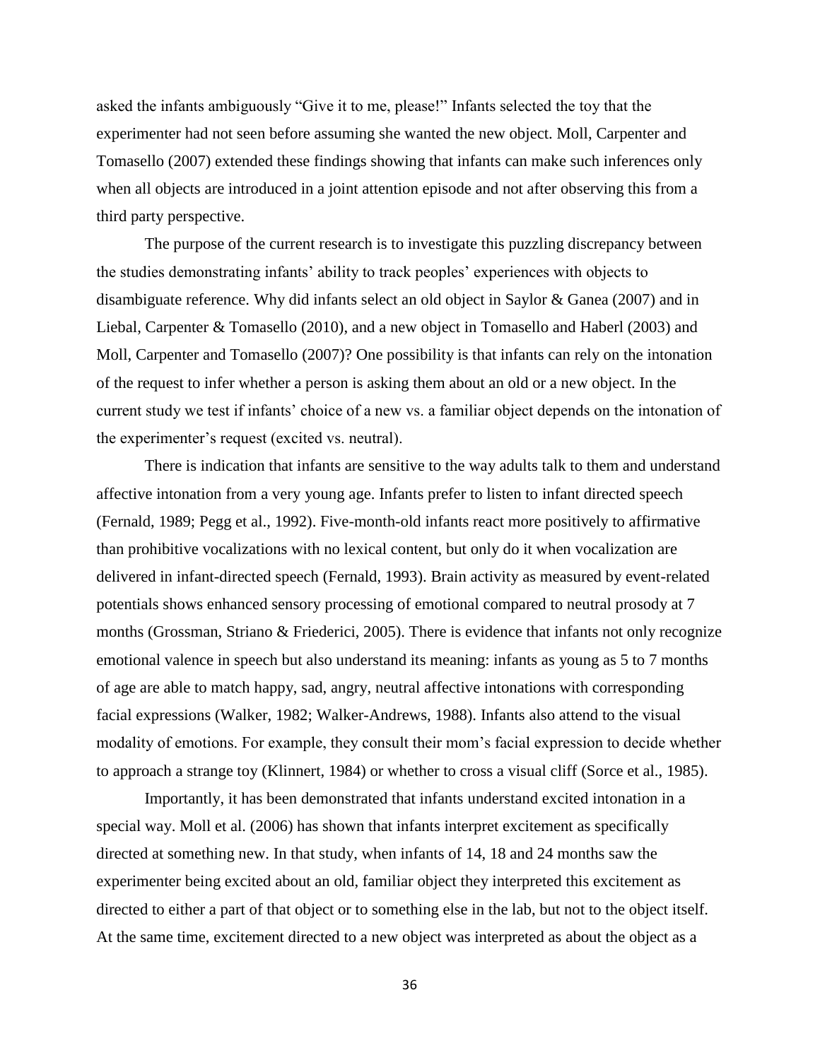asked the infants ambiguously "Give it to me, please!" Infants selected the toy that the experimenter had not seen before assuming she wanted the new object. Moll, Carpenter and Tomasello (2007) extended these findings showing that infants can make such inferences only when all objects are introduced in a joint attention episode and not after observing this from a third party perspective.

The purpose of the current research is to investigate this puzzling discrepancy between the studies demonstrating infants' ability to track peoples' experiences with objects to disambiguate reference. Why did infants select an old object in Saylor & Ganea (2007) and in Liebal, Carpenter & Tomasello (2010), and a new object in Tomasello and Haberl (2003) and Moll, Carpenter and Tomasello (2007)? One possibility is that infants can rely on the intonation of the request to infer whether a person is asking them about an old or a new object. In the current study we test if infants' choice of a new vs. a familiar object depends on the intonation of the experimenter's request (excited vs. neutral).

There is indication that infants are sensitive to the way adults talk to them and understand affective intonation from a very young age. Infants prefer to listen to infant directed speech (Fernald, 1989; Pegg et al., 1992). Five-month-old infants react more positively to affirmative than prohibitive vocalizations with no lexical content, but only do it when vocalization are delivered in infant-directed speech (Fernald, 1993). Brain activity as measured by event-related potentials shows enhanced sensory processing of emotional compared to neutral prosody at 7 months (Grossman, Striano & Friederici, 2005). There is evidence that infants not only recognize emotional valence in speech but also understand its meaning: infants as young as 5 to 7 months of age are able to match happy, sad, angry, neutral affective intonations with corresponding facial expressions (Walker, 1982; Walker-Andrews, 1988). Infants also attend to the visual modality of emotions. For example, they consult their mom's facial expression to decide whether to approach a strange toy (Klinnert, 1984) or whether to cross a visual cliff (Sorce et al., 1985).

Importantly, it has been demonstrated that infants understand excited intonation in a special way. Moll et al. (2006) has shown that infants interpret excitement as specifically directed at something new. In that study, when infants of 14, 18 and 24 months saw the experimenter being excited about an old, familiar object they interpreted this excitement as directed to either a part of that object or to something else in the lab, but not to the object itself. At the same time, excitement directed to a new object was interpreted as about the object as a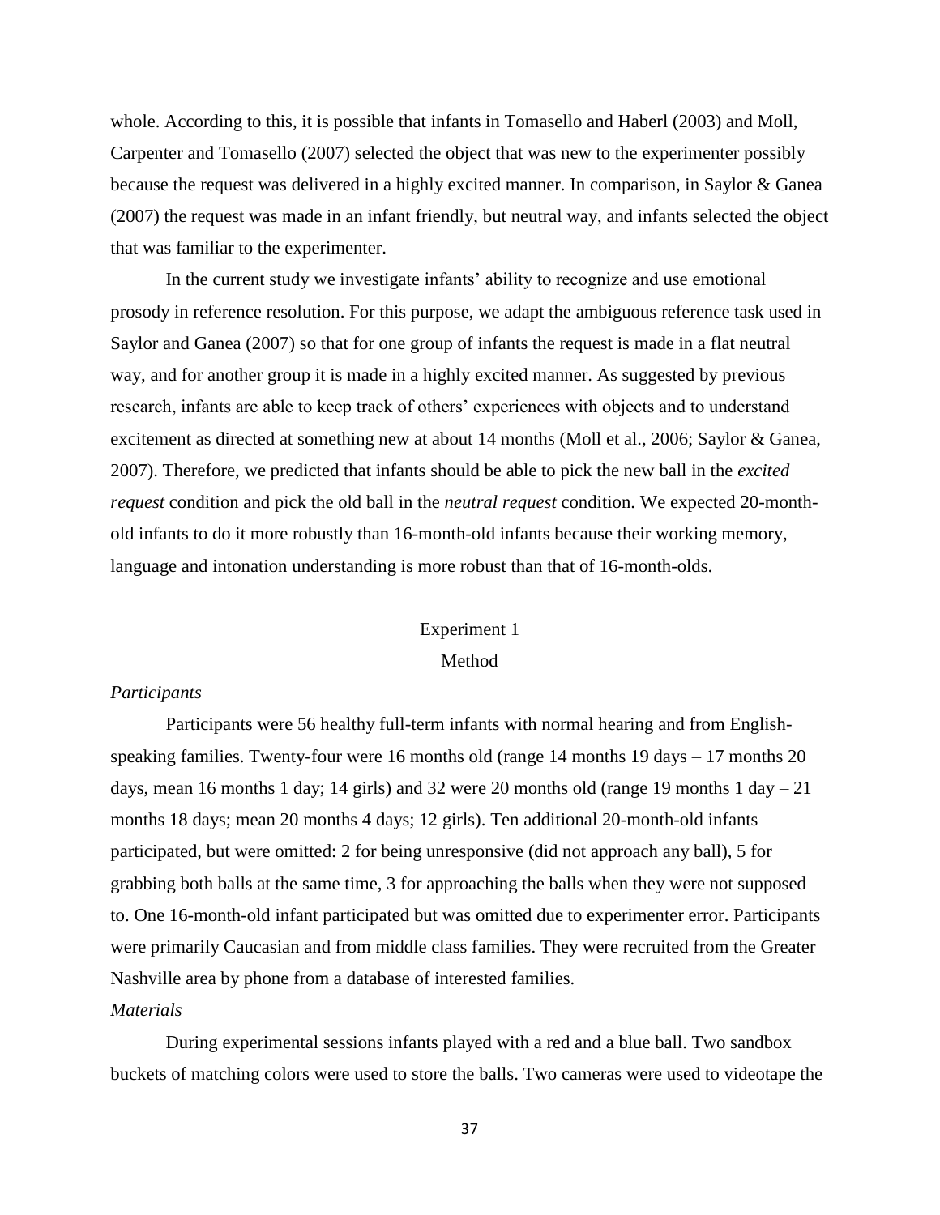whole. According to this, it is possible that infants in Tomasello and Haberl (2003) and Moll, Carpenter and Tomasello (2007) selected the object that was new to the experimenter possibly because the request was delivered in a highly excited manner. In comparison, in Saylor & Ganea (2007) the request was made in an infant friendly, but neutral way, and infants selected the object that was familiar to the experimenter.

In the current study we investigate infants' ability to recognize and use emotional prosody in reference resolution. For this purpose, we adapt the ambiguous reference task used in Saylor and Ganea (2007) so that for one group of infants the request is made in a flat neutral way, and for another group it is made in a highly excited manner. As suggested by previous research, infants are able to keep track of others' experiences with objects and to understand excitement as directed at something new at about 14 months (Moll et al., 2006; Saylor & Ganea, 2007). Therefore, we predicted that infants should be able to pick the new ball in the *excited request* condition and pick the old ball in the *neutral request* condition. We expected 20-month-old infants to do it more robustly than 16-month-old infants because their working memory, language and intonation understanding is more robust than that of 16-month-olds.

## Experiment 1

### Method

*Participants*

Participants were 56 healthy full-term infants with normal hearing and from English-speaking families. Twenty-four were 16 months old (range 14 months 19 days – 17 months 20 days, mean 16 months 1 day; 14 girls) and 32 were 20 months old (range 19 months 1 day – 21 months 18 days; mean 20 months 4 days; 12 girls). Ten additional 20-month-old infants participated, but were omitted: 2 for being unresponsive (did not approach any ball), 5 for grabbing both balls at the same time, 3 for approaching the balls when they were not supposed to. One 16-month-old infant participated but was omitted due to experimenter error. Participants were primarily Caucasian and from middle class families. They were recruited from the Greater Nashville area by phone from a database of interested families.

*Materials*

During experimental sessions infants played with a red and a blue ball. Two sandbox buckets of matching colors were used to store the balls. Two cameras were used to videotape the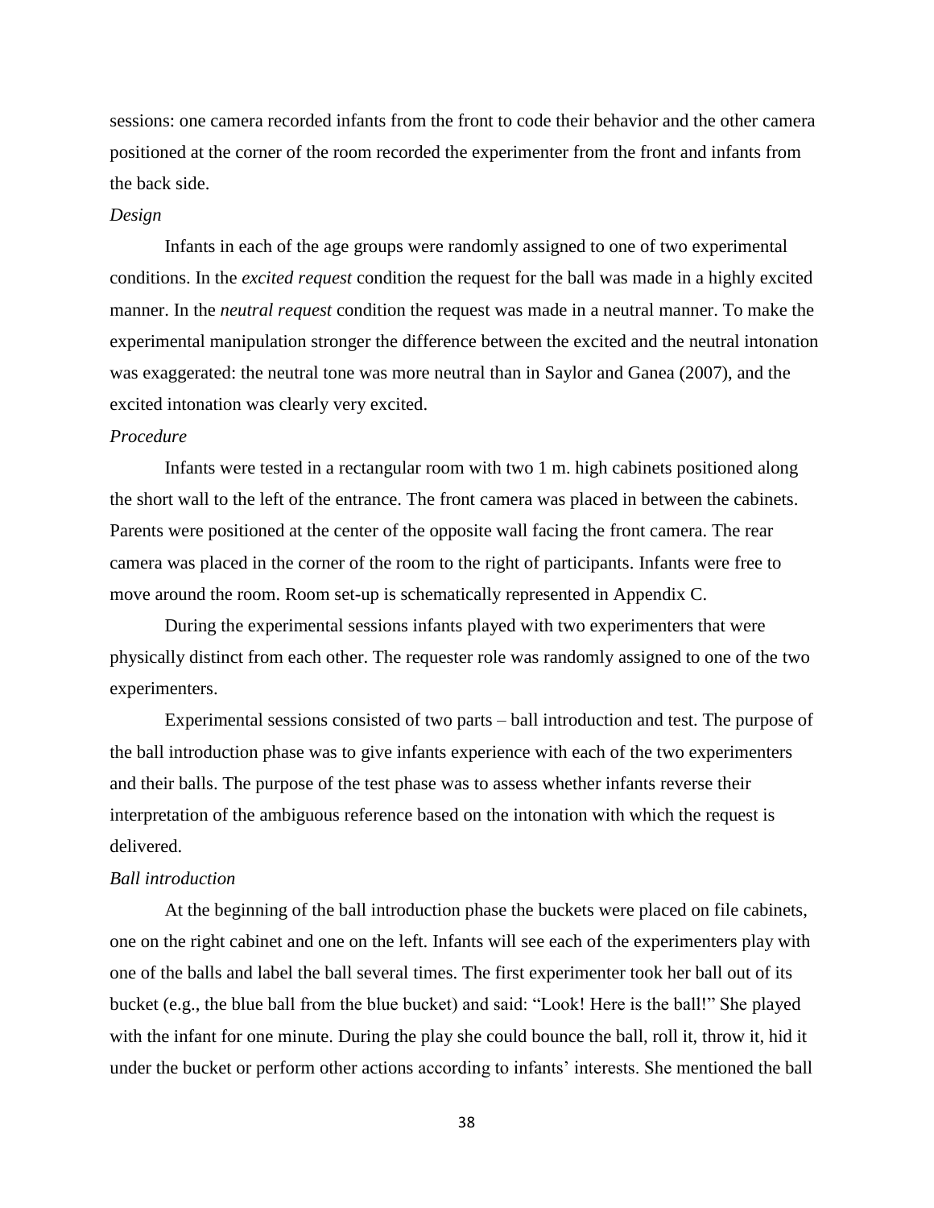sessions: one camera recorded infants from the front to code their behavior and the other camera positioned at the corner of the room recorded the experimenter from the front and infants from the back side.

*Design*

Infants in each of the age groups were randomly assigned to one of two experimental conditions. In the *excited request* condition the request for the ball was made in a highly excited manner. In the *neutral request* condition the request was made in a neutral manner. To make the experimental manipulation stronger the difference between the excited and the neutral intonation was exaggerated: the neutral tone was more neutral than in Saylor and Ganea (2007), and the excited intonation was clearly very excited.

*Procedure*

Infants were tested in a rectangular room with two 1 m. high cabinets positioned along the short wall to the left of the entrance. The front camera was placed in between the cabinets. Parents were positioned at the center of the opposite wall facing the front camera. The rear camera was placed in the corner of the room to the right of participants. Infants were free to move around the room. Room set-up is schematically represented in Appendix C.

During the experimental sessions infants played with two experimenters that were physically distinct from each other. The requester role was randomly assigned to one of the two experimenters.

Experimental sessions consisted of two parts – ball introduction and test. The purpose of the ball introduction phase was to give infants experience with each of the two experimenters and their balls. The purpose of the test phase was to assess whether infants reverse their interpretation of the ambiguous reference based on the intonation with which the request is delivered.

*Ball introduction*

At the beginning of the ball introduction phase the buckets were placed on file cabinets, one on the right cabinet and one on the left. Infants will see each of the experimenters play with one of the balls and label the ball several times. The first experimenter took her ball out of its bucket (e.g., the blue ball from the blue bucket) and said: “Look! Here is the ball!” She played with the infant for one minute. During the play she could bounce the ball, roll it, throw it, hid it under the bucket or perform other actions according to infants’ interests. She mentioned the ball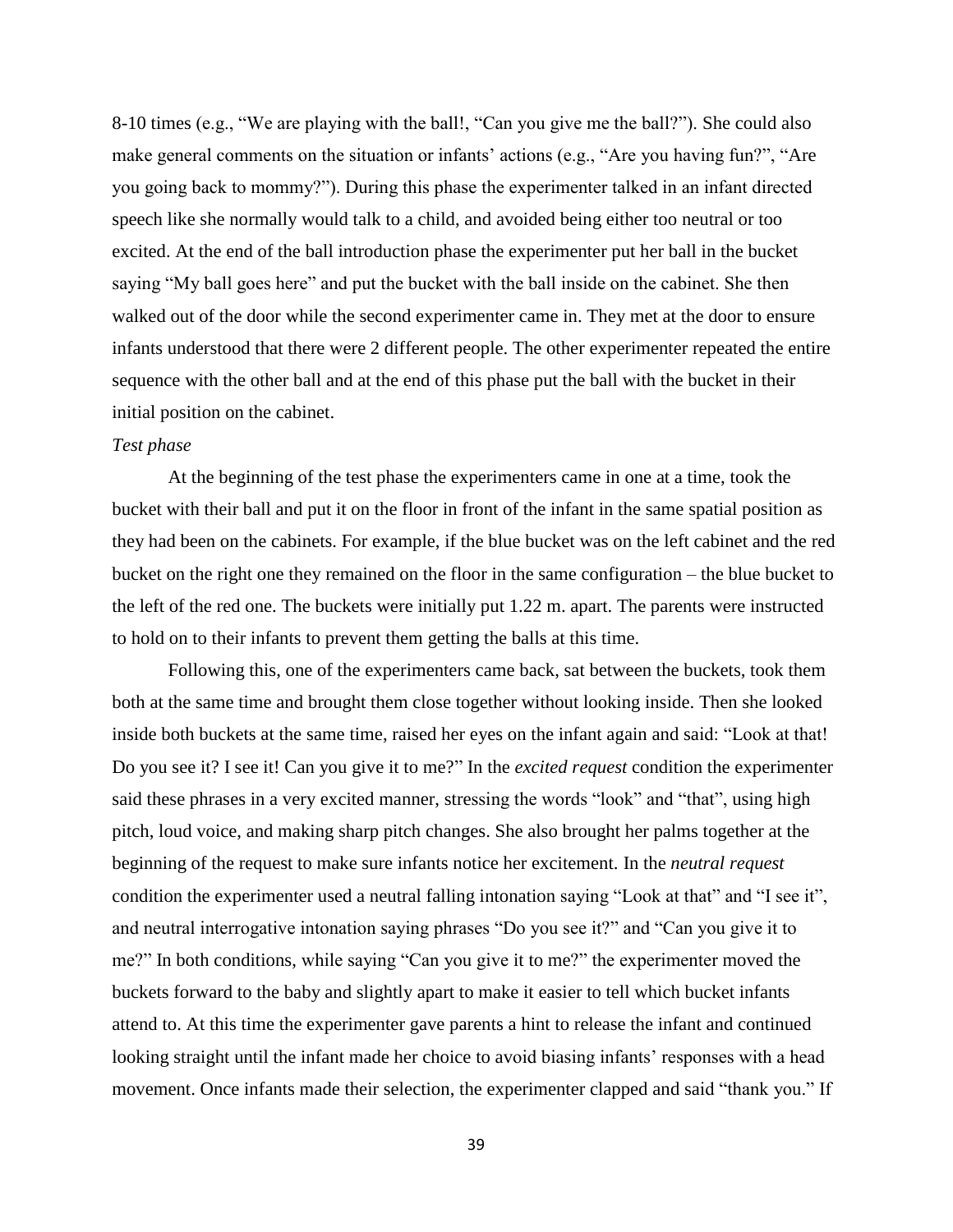8-10 times (e.g., "We are playing with the ball!, "Can you give me the ball?"). She could also make general comments on the situation or infants' actions (e.g., "Are you having fun?", "Are you going back to mommy?"). During this phase the experimenter talked in an infant directed speech like she normally would talk to a child, and avoided being either too neutral or too excited. At the end of the ball introduction phase the experimenter put her ball in the bucket saying "My ball goes here" and put the bucket with the ball inside on the cabinet. She then walked out of the door while the second experimenter came in. They met at the door to ensure infants understood that there were 2 different people. The other experimenter repeated the entire sequence with the other ball and at the end of this phase put the ball with the bucket in their initial position on the cabinet.

*Test phase*

At the beginning of the test phase the experimenters came in one at a time, took the bucket with their ball and put it on the floor in front of the infant in the same spatial position as they had been on the cabinets. For example, if the blue bucket was on the left cabinet and the red bucket on the right one they remained on the floor in the same configuration – the blue bucket to the left of the red one. The buckets were initially put 1.22 m. apart. The parents were instructed to hold on to their infants to prevent them getting the balls at this time.

Following this, one of the experimenters came back, sat between the buckets, took them both at the same time and brought them close together without looking inside. Then she looked inside both buckets at the same time, raised her eyes on the infant again and said: "Look at that! Do you see it? I see it! Can you give it to me?" In the *excited request* condition the experimenter said these phrases in a very excited manner, stressing the words "look" and "that", using high pitch, loud voice, and making sharp pitch changes. She also brought her palms together at the beginning of the request to make sure infants notice her excitement. In the *neutral request* condition the experimenter used a neutral falling intonation saying "Look at that" and "I see it", and neutral interrogative intonation saying phrases "Do you see it?" and "Can you give it to me?" In both conditions, while saying "Can you give it to me?" the experimenter moved the buckets forward to the baby and slightly apart to make it easier to tell which bucket infants attend to. At this time the experimenter gave parents a hint to release the infant and continued looking straight until the infant made her choice to avoid biasing infants' responses with a head movement. Once infants made their selection, the experimenter clapped and said "thank you." If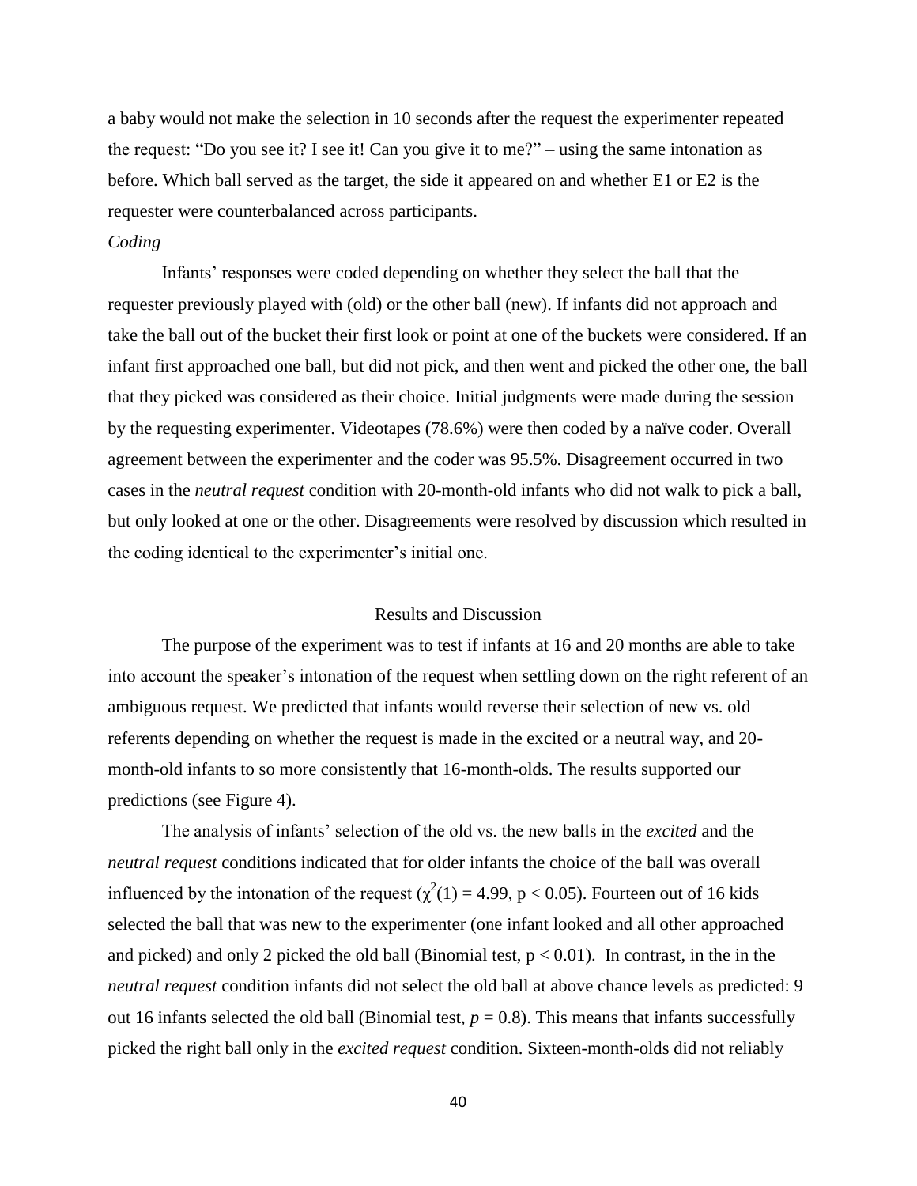a baby would not make the selection in 10 seconds after the request the experimenter repeated the request: "Do you see it? I see it! Can you give it to me?" – using the same intonation as before. Which ball served as the target, the side it appeared on and whether E1 or E2 is the requester were counterbalanced across participants.

*Coding*

Infants' responses were coded depending on whether they select the ball that the requester previously played with (old) or the other ball (new). If infants did not approach and take the ball out of the bucket their first look or point at one of the buckets were considered. If an infant first approached one ball, but did not pick, and then went and picked the other one, the ball that they picked was considered as their choice. Initial judgments were made during the session by the requesting experimenter. Videotapes (78.6%) were then coded by a naïve coder. Overall agreement between the experimenter and the coder was 95.5%. Disagreement occurred in two cases in the *neutral request* condition with 20-month-old infants who did not walk to pick a ball, but only looked at one or the other. Disagreements were resolved by discussion which resulted in the coding identical to the experimenter's initial one.

## Results and Discussion

The purpose of the experiment was to test if infants at 16 and 20 months are able to take into account the speaker's intonation of the request when settling down on the right referent of an ambiguous request. We predicted that infants would reverse their selection of new vs. old referents depending on whether the request is made in the excited or a neutral way, and 20-month-old infants to so more consistently that 16-month-olds. The results supported our predictions (see Figure 4).

The analysis of infants' selection of the old vs. the new balls in the *excited* and the *neutral request* conditions indicated that for older infants the choice of the ball was overall influenced by the intonation of the request ($\chi^2(1) = 4.99$, $p < 0.05$). Fourteen out of 16 kids selected the ball that was new to the experimenter (one infant looked and all other approached and picked) and only 2 picked the old ball (Binomial test, $p < 0.01$). In contrast, in the in the *neutral request* condition infants did not select the old ball at above chance levels as predicted: 9 out 16 infants selected the old ball (Binomial test, $p = 0.8$). This means that infants successfully picked the right ball only in the *excited request* condition. Sixteen-month-olds did not reliably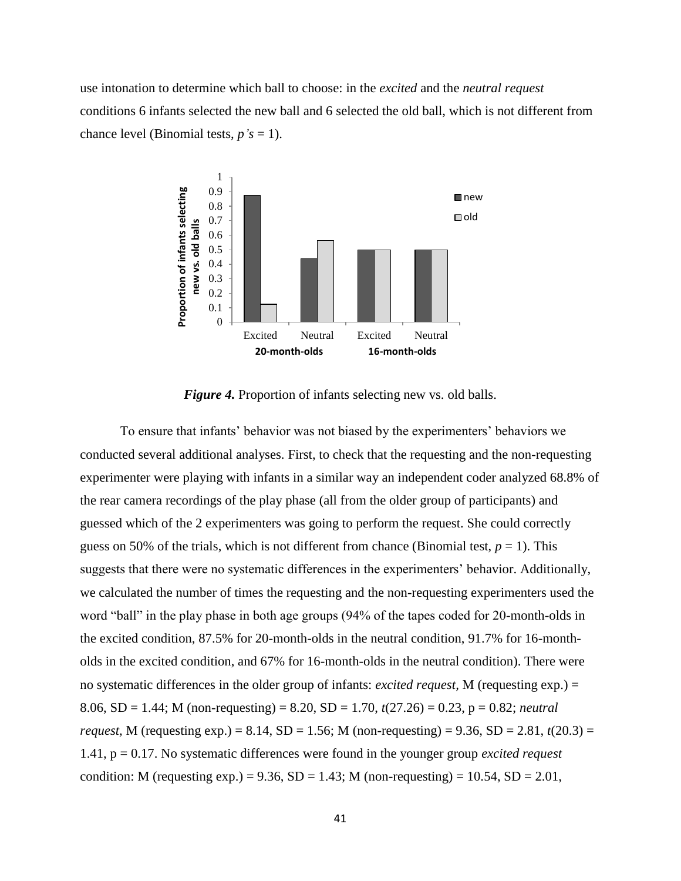use intonation to determine which ball to choose: in the *excited* and the *neutral request* conditions 6 infants selected the new ball and 6 selected the old ball, which is not different from chance level (Binomial tests, $p$*'s* = 1).

***Figure 4.*** Proportion of infants selecting new vs. old balls.

To ensure that infants' behavior was not biased by the experimenters' behaviors we conducted several additional analyses. First, to check that the requesting and the non-requesting experimenter were playing with infants in a similar way an independent coder analyzed 68.8% of the rear camera recordings of the play phase (all from the older group of participants) and guessed which of the 2 experimenters was going to perform the request. She could correctly guess on 50% of the trials, which is not different from chance (Binomial test, $p = 1$). This suggests that there were no systematic differences in the experimenters' behavior. Additionally, we calculated the number of times the requesting and the non-requesting experimenters used the word "ball" in the play phase in both age groups (94% of the tapes coded for 20-month-olds in the excited condition, 87.5% for 20-month-olds in the neutral condition, 91.7% for 16-month-olds in the excited condition, and 67% for 16-month-olds in the neutral condition). There were no systematic differences in the older group of infants: *excited request,* M (requesting exp.) = 8.06, SD = 1.44; M (non-requesting) = 8.20, SD = 1.70, $t(27.26) = 0.23$, p = 0.82; *neutral request,* M (requesting exp.) = 8.14, SD = 1.56; M (non-requesting) = 9.36, SD = 2.81, $t(20.3) = 1.41$, p = 0.17. No systematic differences were found in the younger group *excited request* condition: M (requesting exp.) = 9.36, SD = 1.43; M (non-requesting) = 10.54, SD = 2.01,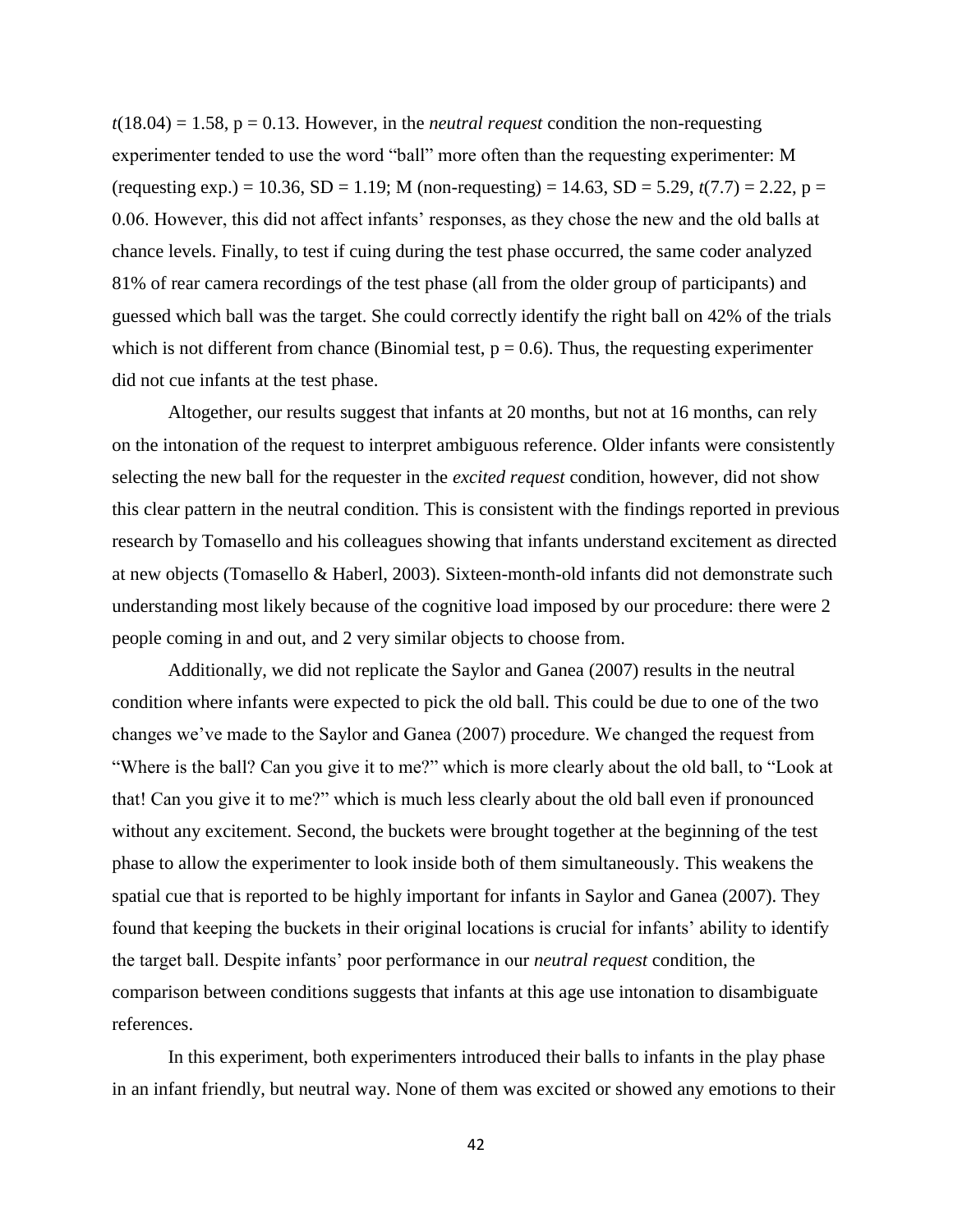$t(18.04) = 1.58$, $p = 0.13$. However, in the *neutral request* condition the non-requesting experimenter tended to use the word "ball" more often than the requesting experimenter: M (requesting exp.) = 10.36, SD = 1.19; M (non-requesting) = 14.63, SD = 5.29, $t(7.7) = 2.22$, $p = 0.06$. However, this did not affect infants' responses, as they chose the new and the old balls at chance levels. Finally, to test if cuing during the test phase occurred, the same coder analyzed 81% of rear camera recordings of the test phase (all from the older group of participants) and guessed which ball was the target. She could correctly identify the right ball on 42% of the trials which is not different from chance (Binomial test, $p = 0.6$). Thus, the requesting experimenter did not cue infants at the test phase.

Altogether, our results suggest that infants at 20 months, but not at 16 months, can rely on the intonation of the request to interpret ambiguous reference. Older infants were consistently selecting the new ball for the requester in the *excited request* condition, however, did not show this clear pattern in the neutral condition. This is consistent with the findings reported in previous research by Tomasello and his colleagues showing that infants understand excitement as directed at new objects (Tomasello & Haberl, 2003). Sixteen-month-old infants did not demonstrate such understanding most likely because of the cognitive load imposed by our procedure: there were 2 people coming in and out, and 2 very similar objects to choose from.

Additionally, we did not replicate the Saylor and Ganea (2007) results in the neutral condition where infants were expected to pick the old ball. This could be due to one of the two changes we've made to the Saylor and Ganea (2007) procedure. We changed the request from "Where is the ball? Can you give it to me?" which is more clearly about the old ball, to "Look at that! Can you give it to me?" which is much less clearly about the old ball even if pronounced without any excitement. Second, the buckets were brought together at the beginning of the test phase to allow the experimenter to look inside both of them simultaneously. This weakens the spatial cue that is reported to be highly important for infants in Saylor and Ganea (2007). They found that keeping the buckets in their original locations is crucial for infants' ability to identify the target ball. Despite infants' poor performance in our *neutral request* condition, the comparison between conditions suggests that infants at this age use intonation to disambiguate references.

In this experiment, both experimenters introduced their balls to infants in the play phase in an infant friendly, but neutral way. None of them was excited or showed any emotions to their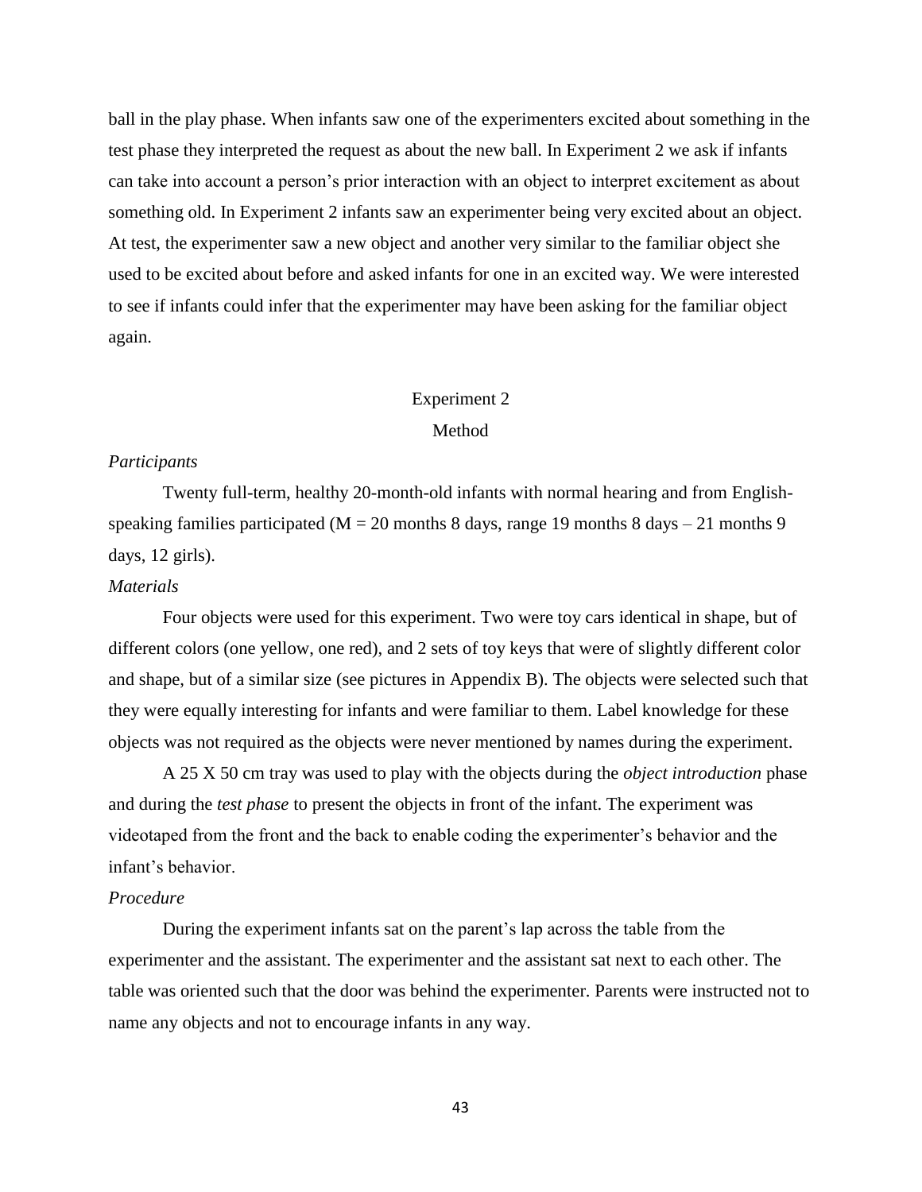ball in the play phase. When infants saw one of the experimenters excited about something in the test phase they interpreted the request as about the new ball. In Experiment 2 we ask if infants can take into account a person's prior interaction with an object to interpret excitement as about something old. In Experiment 2 infants saw an experimenter being very excited about an object. At test, the experimenter saw a new object and another very similar to the familiar object she used to be excited about before and asked infants for one in an excited way. We were interested to see if infants could infer that the experimenter may have been asking for the familiar object again.

## Experiment 2

### Method

*Participants*

Twenty full-term, healthy 20-month-old infants with normal hearing and from English-speaking families participated (M = 20 months 8 days, range 19 months 8 days – 21 months 9 days, 12 girls).

*Materials*

Four objects were used for this experiment. Two were toy cars identical in shape, but of different colors (one yellow, one red), and 2 sets of toy keys that were of slightly different color and shape, but of a similar size (see pictures in Appendix B). The objects were selected such that they were equally interesting for infants and were familiar to them. Label knowledge for these objects was not required as the objects were never mentioned by names during the experiment.

A 25 X 50 cm tray was used to play with the objects during the *object introduction* phase and during the *test phase* to present the objects in front of the infant. The experiment was videotaped from the front and the back to enable coding the experimenter's behavior and the infant's behavior.

*Procedure*

During the experiment infants sat on the parent's lap across the table from the experimenter and the assistant. The experimenter and the assistant sat next to each other. The table was oriented such that the door was behind the experimenter. Parents were instructed not to name any objects and not to encourage infants in any way.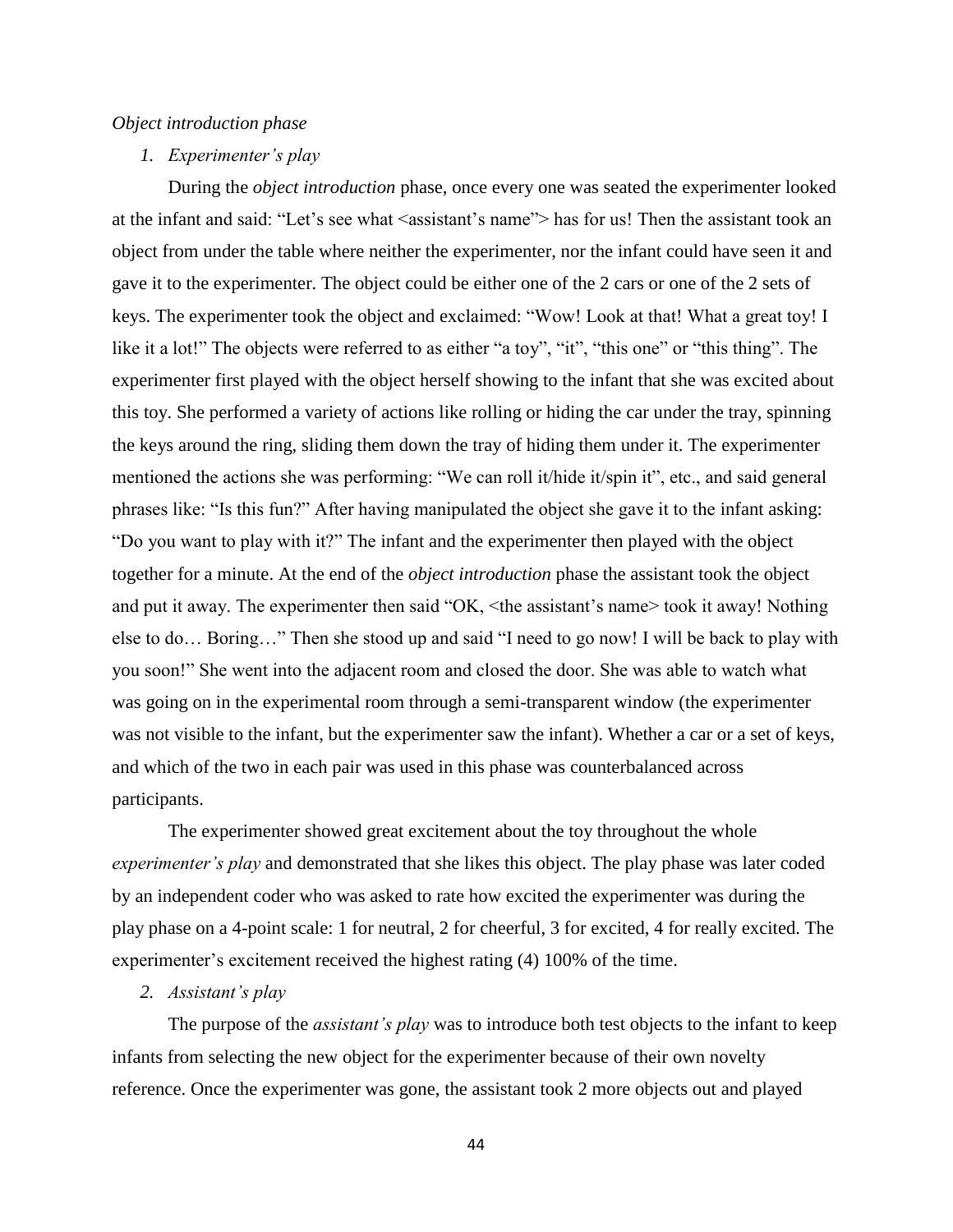*Object introduction phase*

1. *Experimenter's play*

During the *object introduction* phase, once every one was seated the experimenter looked at the infant and said: "Let's see what <assistant's name"> has for us! Then the assistant took an object from under the table where neither the experimenter, nor the infant could have seen it and gave it to the experimenter. The object could be either one of the 2 cars or one of the 2 sets of keys. The experimenter took the object and exclaimed: "Wow! Look at that! What a great toy! I like it a lot!" The objects were referred to as either "a toy", "it", "this one" or "this thing". The experimenter first played with the object herself showing to the infant that she was excited about this toy. She performed a variety of actions like rolling or hiding the car under the tray, spinning the keys around the ring, sliding them down the tray of hiding them under it. The experimenter mentioned the actions she was performing: "We can roll it/hide it/spin it", etc., and said general phrases like: "Is this fun?" After having manipulated the object she gave it to the infant asking: "Do you want to play with it?" The infant and the experimenter then played with the object together for a minute. At the end of the *object introduction* phase the assistant took the object and put it away. The experimenter then said "OK, <the assistant's name> took it away! Nothing else to do… Boring…" Then she stood up and said "I need to go now! I will be back to play with you soon!" She went into the adjacent room and closed the door. She was able to watch what was going on in the experimental room through a semi-transparent window (the experimenter was not visible to the infant, but the experimenter saw the infant). Whether a car or a set of keys, and which of the two in each pair was used in this phase was counterbalanced across participants.

The experimenter showed great excitement about the toy throughout the whole *experimenter's play* and demonstrated that she likes this object. The play phase was later coded by an independent coder who was asked to rate how excited the experimenter was during the play phase on a 4-point scale: 1 for neutral, 2 for cheerful, 3 for excited, 4 for really excited. The experimenter's excitement received the highest rating (4) 100% of the time.

2. *Assistant's play*

The purpose of the *assistant's play* was to introduce both test objects to the infant to keep infants from selecting the new object for the experimenter because of their own novelty reference. Once the experimenter was gone, the assistant took 2 more objects out and played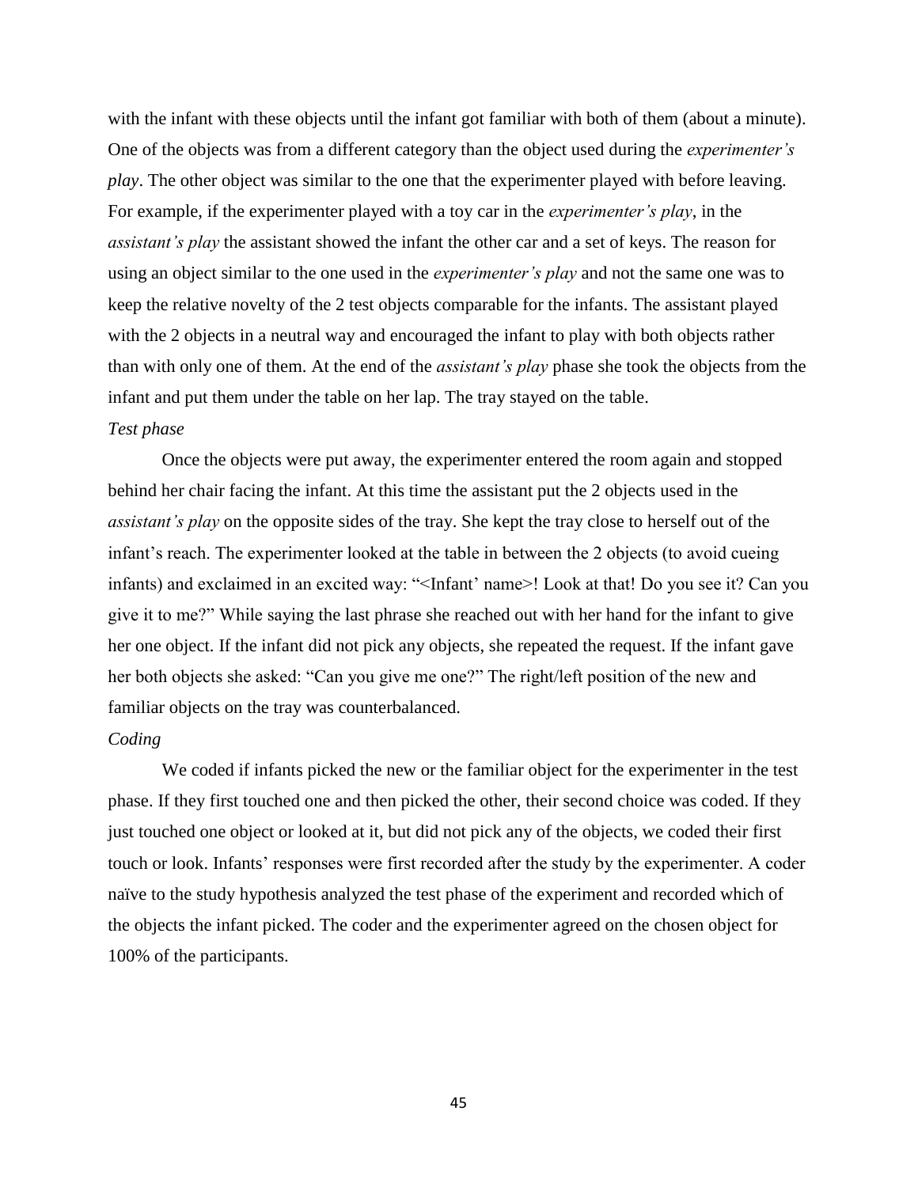with the infant with these objects until the infant got familiar with both of them (about a minute). One of the objects was from a different category than the object used during the *experimenter's play*. The other object was similar to the one that the experimenter played with before leaving. For example, if the experimenter played with a toy car in the *experimenter's play*, in the *assistant's play* the assistant showed the infant the other car and a set of keys. The reason for using an object similar to the one used in the *experimenter's play* and not the same one was to keep the relative novelty of the 2 test objects comparable for the infants. The assistant played with the 2 objects in a neutral way and encouraged the infant to play with both objects rather than with only one of them. At the end of the *assistant's play* phase she took the objects from the infant and put them under the table on her lap. The tray stayed on the table.

*Test phase*

Once the objects were put away, the experimenter entered the room again and stopped behind her chair facing the infant. At this time the assistant put the 2 objects used in the *assistant's play* on the opposite sides of the tray. She kept the tray close to herself out of the infant's reach. The experimenter looked at the table in between the 2 objects (to avoid cueing infants) and exclaimed in an excited way: "<Infant' name>! Look at that! Do you see it? Can you give it to me?" While saying the last phrase she reached out with her hand for the infant to give her one object. If the infant did not pick any objects, she repeated the request. If the infant gave her both objects she asked: "Can you give me one?" The right/left position of the new and familiar objects on the tray was counterbalanced.

*Coding*

We coded if infants picked the new or the familiar object for the experimenter in the test phase. If they first touched one and then picked the other, their second choice was coded. If they just touched one object or looked at it, but did not pick any of the objects, we coded their first touch or look. Infants' responses were first recorded after the study by the experimenter. A coder naïve to the study hypothesis analyzed the test phase of the experiment and recorded which of the objects the infant picked. The coder and the experimenter agreed on the chosen object for 100% of the participants.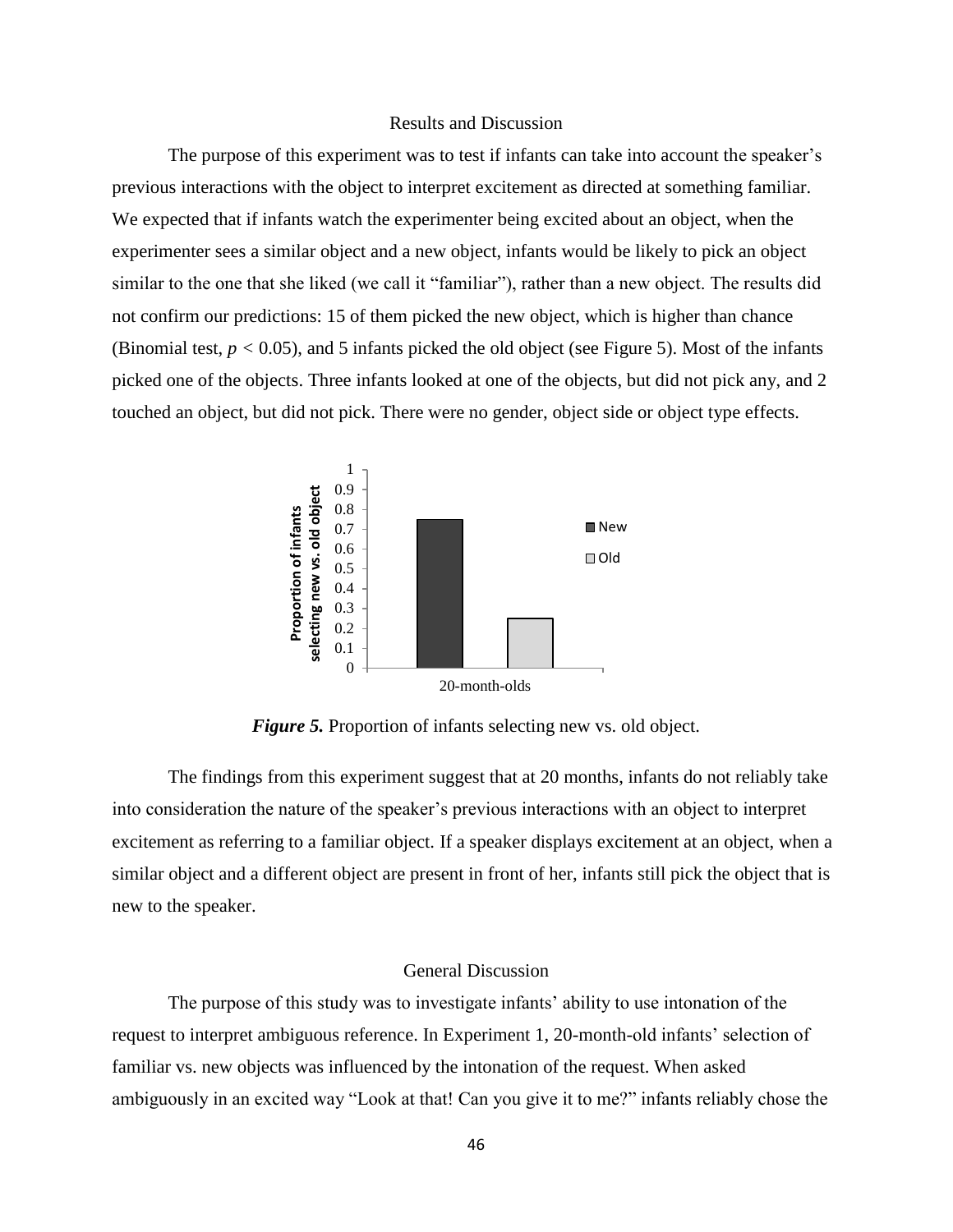## Results and Discussion

The purpose of this experiment was to test if infants can take into account the speaker's previous interactions with the object to interpret excitement as directed at something familiar. We expected that if infants watch the experimenter being excited about an object, when the experimenter sees a similar object and a new object, infants would be likely to pick an object similar to the one that she liked (we call it "familiar"), rather than a new object. The results did not confirm our predictions: 15 of them picked the new object, which is higher than chance (Binomial test, $p < 0.05$), and 5 infants picked the old object (see Figure 5). Most of the infants picked one of the objects. Three infants looked at one of the objects, but did not pick any, and 2 touched an object, but did not pick. There were no gender, object side or object type effects.

***Figure 5.*** Proportion of infants selecting new vs. old object.

The findings from this experiment suggest that at 20 months, infants do not reliably take into consideration the nature of the speaker's previous interactions with an object to interpret excitement as referring to a familiar object. If a speaker displays excitement at an object, when a similar object and a different object are present in front of her, infants still pick the object that is new to the speaker.

## General Discussion

The purpose of this study was to investigate infants' ability to use intonation of the request to interpret ambiguous reference. In Experiment 1, 20-month-old infants' selection of familiar vs. new objects was influenced by the intonation of the request. When asked ambiguously in an excited way "Look at that! Can you give it to me?" infants reliably chose the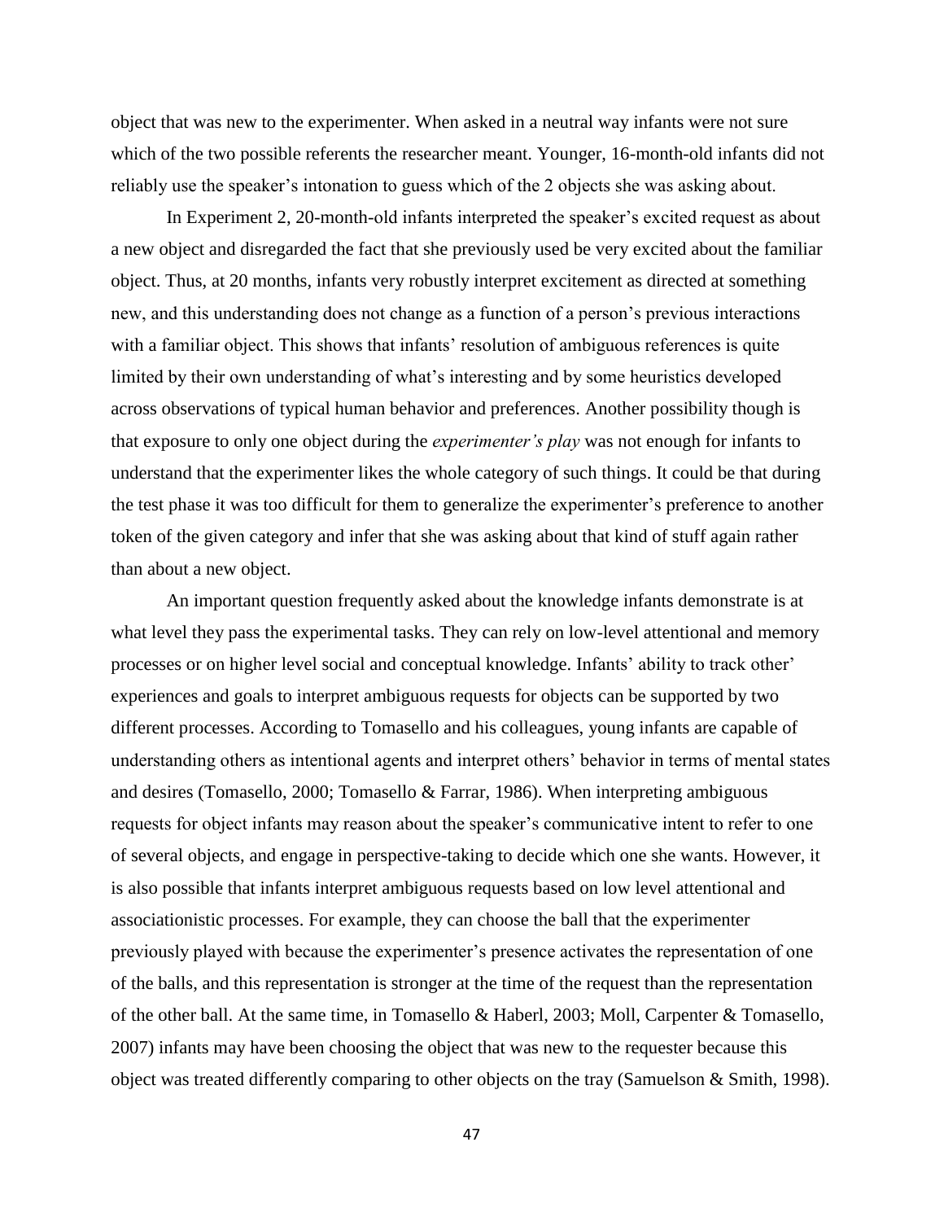object that was new to the experimenter. When asked in a neutral way infants were not sure which of the two possible referents the researcher meant. Younger, 16-month-old infants did not reliably use the speaker's intonation to guess which of the 2 objects she was asking about.

In Experiment 2, 20-month-old infants interpreted the speaker's excited request as about a new object and disregarded the fact that she previously used be very excited about the familiar object. Thus, at 20 months, infants very robustly interpret excitement as directed at something new, and this understanding does not change as a function of a person's previous interactions with a familiar object. This shows that infants' resolution of ambiguous references is quite limited by their own understanding of what's interesting and by some heuristics developed across observations of typical human behavior and preferences. Another possibility though is that exposure to only one object during the *experimenter's play* was not enough for infants to understand that the experimenter likes the whole category of such things. It could be that during the test phase it was too difficult for them to generalize the experimenter's preference to another token of the given category and infer that she was asking about that kind of stuff again rather than about a new object.

An important question frequently asked about the knowledge infants demonstrate is at what level they pass the experimental tasks. They can rely on low-level attentional and memory processes or on higher level social and conceptual knowledge. Infants' ability to track other' experiences and goals to interpret ambiguous requests for objects can be supported by two different processes. According to Tomasello and his colleagues, young infants are capable of understanding others as intentional agents and interpret others' behavior in terms of mental states and desires (Tomasello, 2000; Tomasello & Farrar, 1986). When interpreting ambiguous requests for object infants may reason about the speaker's communicative intent to refer to one of several objects, and engage in perspective-taking to decide which one she wants. However, it is also possible that infants interpret ambiguous requests based on low level attentional and associationistic processes. For example, they can choose the ball that the experimenter previously played with because the experimenter's presence activates the representation of one of the balls, and this representation is stronger at the time of the request than the representation of the other ball. At the same time, in Tomasello & Haberl, 2003; Moll, Carpenter & Tomasello, 2007) infants may have been choosing the object that was new to the requester because this object was treated differently comparing to other objects on the tray (Samuelson & Smith, 1998).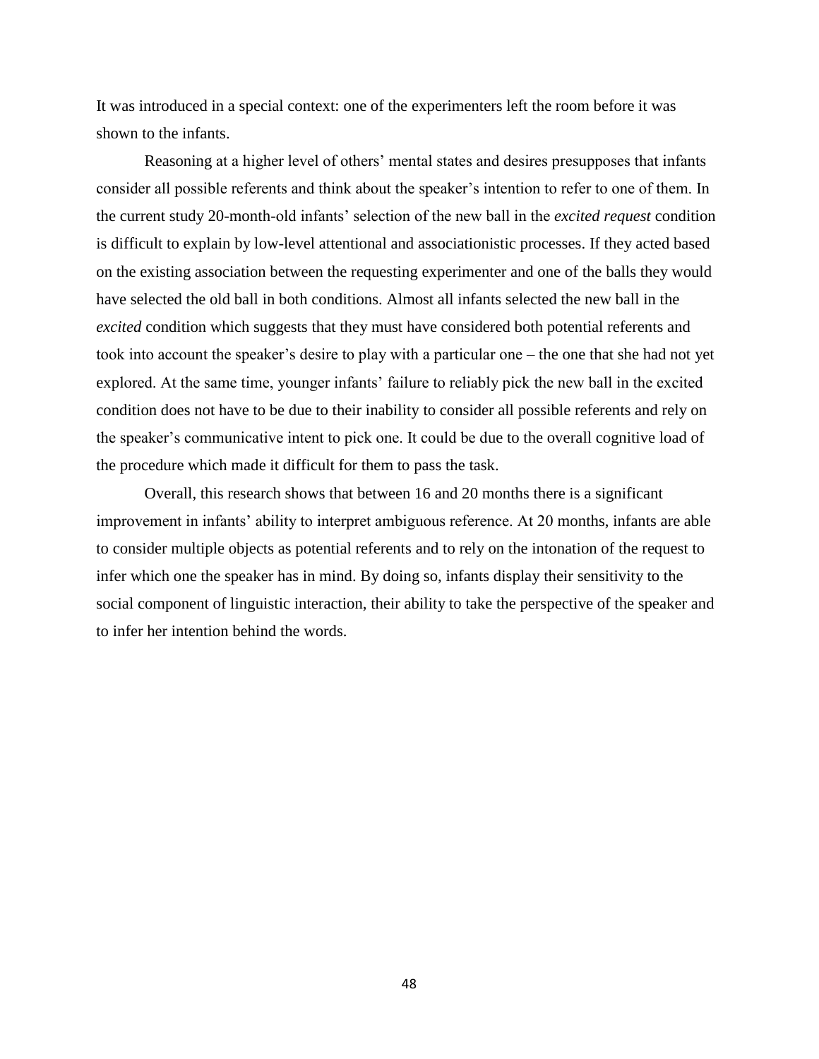It was introduced in a special context: one of the experimenters left the room before it was shown to the infants.

Reasoning at a higher level of others' mental states and desires presupposes that infants consider all possible referents and think about the speaker's intention to refer to one of them. In the current study 20-month-old infants' selection of the new ball in the *excited request* condition is difficult to explain by low-level attentional and associationistic processes. If they acted based on the existing association between the requesting experimenter and one of the balls they would have selected the old ball in both conditions. Almost all infants selected the new ball in the *excited* condition which suggests that they must have considered both potential referents and took into account the speaker's desire to play with a particular one – the one that she had not yet explored. At the same time, younger infants' failure to reliably pick the new ball in the excited condition does not have to be due to their inability to consider all possible referents and rely on the speaker's communicative intent to pick one. It could be due to the overall cognitive load of the procedure which made it difficult for them to pass the task.

Overall, this research shows that between 16 and 20 months there is a significant improvement in infants' ability to interpret ambiguous reference. At 20 months, infants are able to consider multiple objects as potential referents and to rely on the intonation of the request to infer which one the speaker has in mind. By doing so, infants display their sensitivity to the social component of linguistic interaction, their ability to take the perspective of the speaker and to infer her intention behind the words.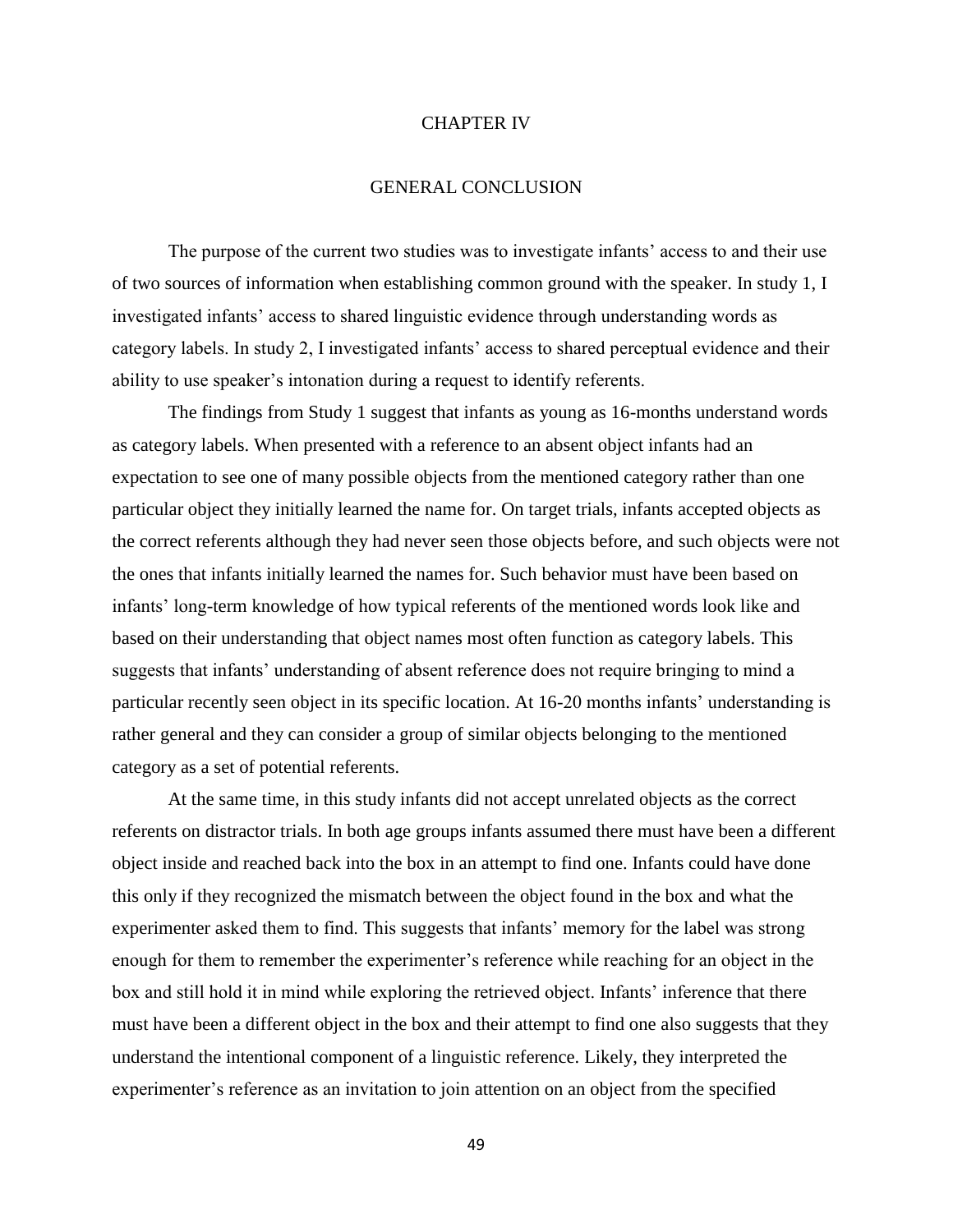# CHAPTER IV

## GENERAL CONCLUSION

The purpose of the current two studies was to investigate infants' access to and their use of two sources of information when establishing common ground with the speaker. In study 1, I investigated infants' access to shared linguistic evidence through understanding words as category labels. In study 2, I investigated infants' access to shared perceptual evidence and their ability to use speaker's intonation during a request to identify referents.

The findings from Study 1 suggest that infants as young as 16-months understand words as category labels. When presented with a reference to an absent object infants had an expectation to see one of many possible objects from the mentioned category rather than one particular object they initially learned the name for. On target trials, infants accepted objects as the correct referents although they had never seen those objects before, and such objects were not the ones that infants initially learned the names for. Such behavior must have been based on infants' long-term knowledge of how typical referents of the mentioned words look like and based on their understanding that object names most often function as category labels. This suggests that infants' understanding of absent reference does not require bringing to mind a particular recently seen object in its specific location. At 16-20 months infants' understanding is rather general and they can consider a group of similar objects belonging to the mentioned category as a set of potential referents.

At the same time, in this study infants did not accept unrelated objects as the correct referents on distractor trials. In both age groups infants assumed there must have been a different object inside and reached back into the box in an attempt to find one. Infants could have done this only if they recognized the mismatch between the object found in the box and what the experimenter asked them to find. This suggests that infants' memory for the label was strong enough for them to remember the experimenter's reference while reaching for an object in the box and still hold it in mind while exploring the retrieved object. Infants' inference that there must have been a different object in the box and their attempt to find one also suggests that they understand the intentional component of a linguistic reference. Likely, they interpreted the experimenter's reference as an invitation to join attention on an object from the specified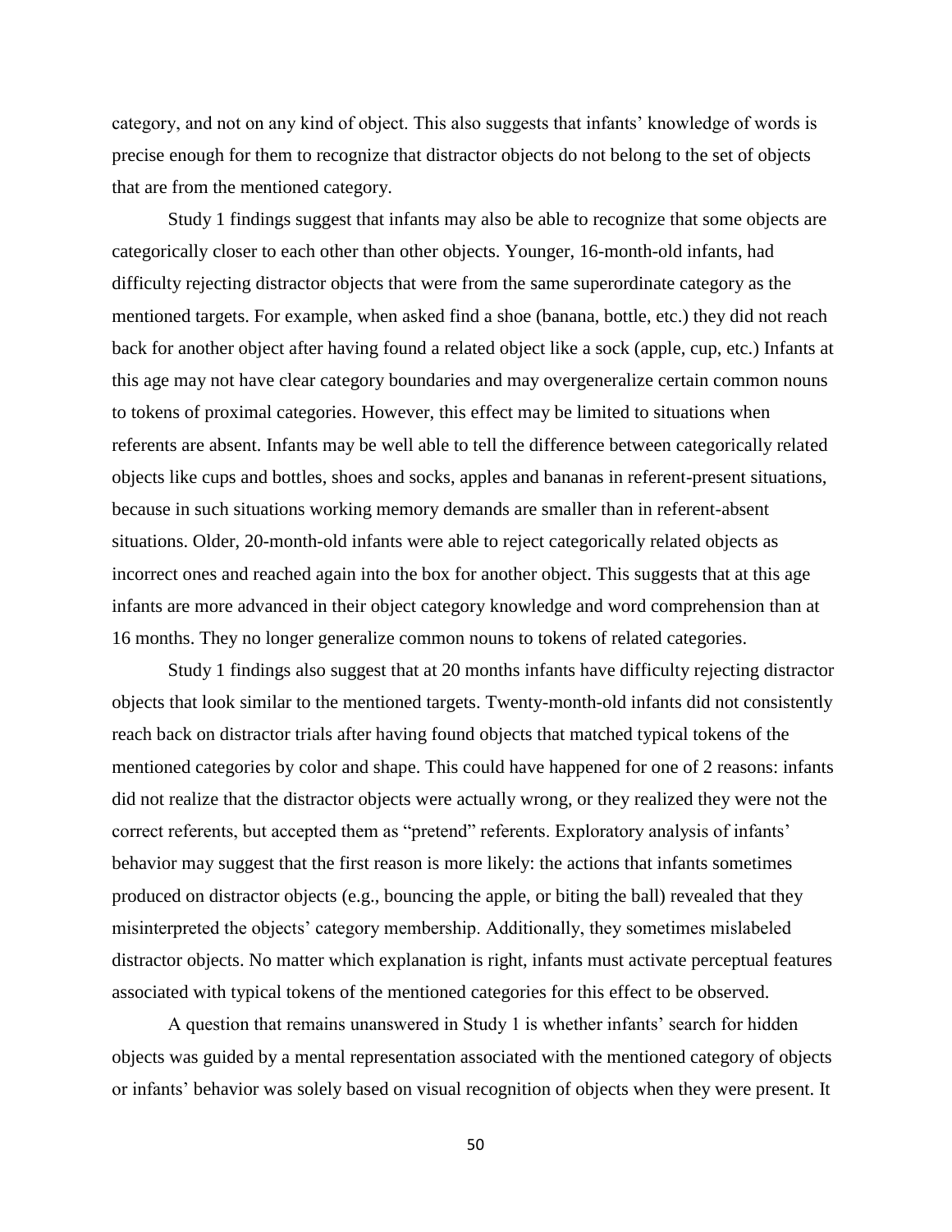category, and not on any kind of object. This also suggests that infants' knowledge of words is precise enough for them to recognize that distractor objects do not belong to the set of objects that are from the mentioned category.

Study 1 findings suggest that infants may also be able to recognize that some objects are categorically closer to each other than other objects. Younger, 16-month-old infants, had difficulty rejecting distractor objects that were from the same superordinate category as the mentioned targets. For example, when asked find a shoe (banana, bottle, etc.) they did not reach back for another object after having found a related object like a sock (apple, cup, etc.) Infants at this age may not have clear category boundaries and may overgeneralize certain common nouns to tokens of proximal categories. However, this effect may be limited to situations when referents are absent. Infants may be well able to tell the difference between categorically related objects like cups and bottles, shoes and socks, apples and bananas in referent-present situations, because in such situations working memory demands are smaller than in referent-absent situations. Older, 20-month-old infants were able to reject categorically related objects as incorrect ones and reached again into the box for another object. This suggests that at this age infants are more advanced in their object category knowledge and word comprehension than at 16 months. They no longer generalize common nouns to tokens of related categories.

Study 1 findings also suggest that at 20 months infants have difficulty rejecting distractor objects that look similar to the mentioned targets. Twenty-month-old infants did not consistently reach back on distractor trials after having found objects that matched typical tokens of the mentioned categories by color and shape. This could have happened for one of 2 reasons: infants did not realize that the distractor objects were actually wrong, or they realized they were not the correct referents, but accepted them as "pretend" referents. Exploratory analysis of infants' behavior may suggest that the first reason is more likely: the actions that infants sometimes produced on distractor objects (e.g., bouncing the apple, or biting the ball) revealed that they misinterpreted the objects' category membership. Additionally, they sometimes mislabeled distractor objects. No matter which explanation is right, infants must activate perceptual features associated with typical tokens of the mentioned categories for this effect to be observed.

A question that remains unanswered in Study 1 is whether infants' search for hidden objects was guided by a mental representation associated with the mentioned category of objects or infants' behavior was solely based on visual recognition of objects when they were present. It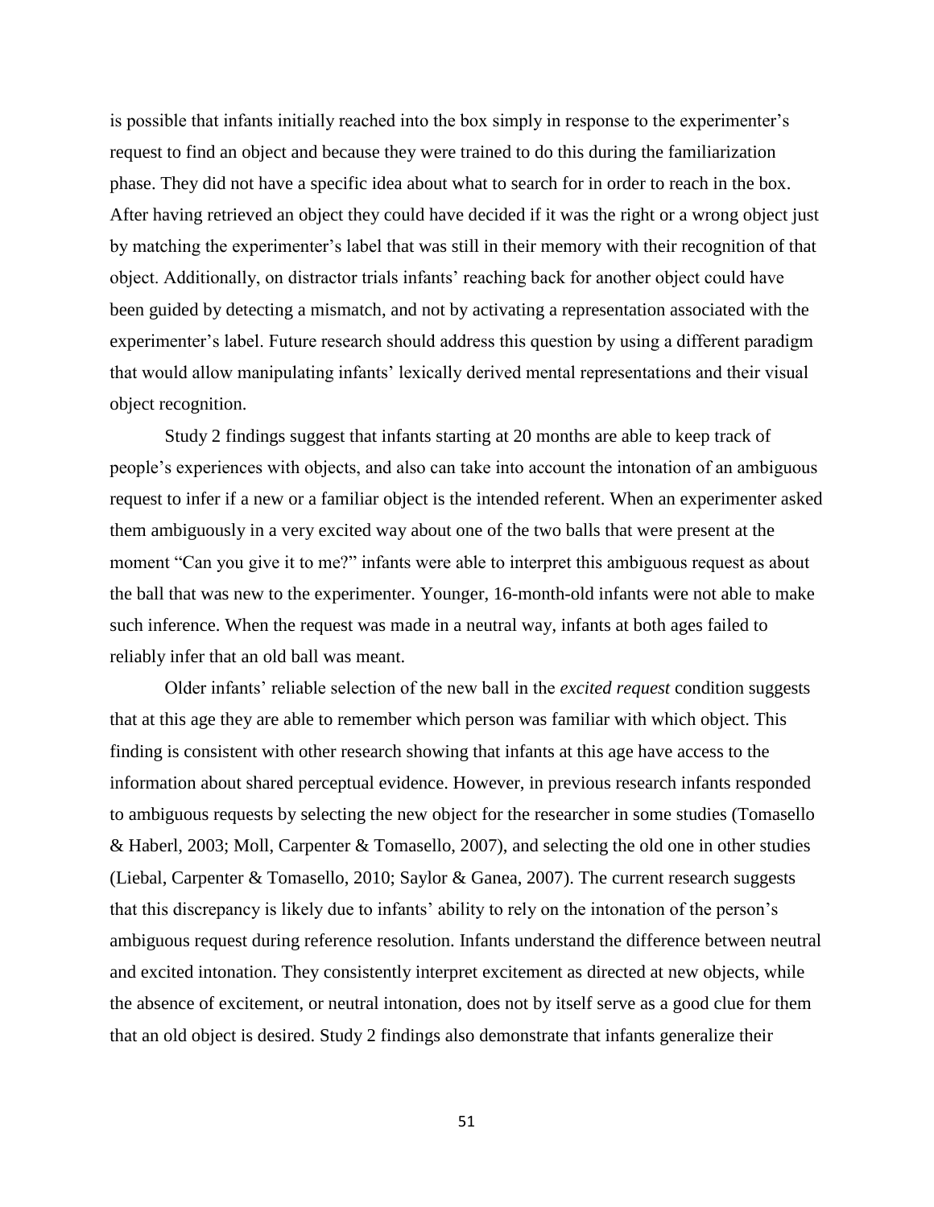is possible that infants initially reached into the box simply in response to the experimenter's request to find an object and because they were trained to do this during the familiarization phase. They did not have a specific idea about what to search for in order to reach in the box. After having retrieved an object they could have decided if it was the right or a wrong object just by matching the experimenter's label that was still in their memory with their recognition of that object. Additionally, on distractor trials infants' reaching back for another object could have been guided by detecting a mismatch, and not by activating a representation associated with the experimenter's label. Future research should address this question by using a different paradigm that would allow manipulating infants' lexically derived mental representations and their visual object recognition.

Study 2 findings suggest that infants starting at 20 months are able to keep track of people's experiences with objects, and also can take into account the intonation of an ambiguous request to infer if a new or a familiar object is the intended referent. When an experimenter asked them ambiguously in a very excited way about one of the two balls that were present at the moment "Can you give it to me?" infants were able to interpret this ambiguous request as about the ball that was new to the experimenter. Younger, 16-month-old infants were not able to make such inference. When the request was made in a neutral way, infants at both ages failed to reliably infer that an old ball was meant.

Older infants' reliable selection of the new ball in the *excited request* condition suggests that at this age they are able to remember which person was familiar with which object. This finding is consistent with other research showing that infants at this age have access to the information about shared perceptual evidence. However, in previous research infants responded to ambiguous requests by selecting the new object for the researcher in some studies (Tomasello & Haberl, 2003; Moll, Carpenter & Tomasello, 2007), and selecting the old one in other studies (Liebal, Carpenter & Tomasello, 2010; Saylor & Ganea, 2007). The current research suggests that this discrepancy is likely due to infants' ability to rely on the intonation of the person's ambiguous request during reference resolution. Infants understand the difference between neutral and excited intonation. They consistently interpret excitement as directed at new objects, while the absence of excitement, or neutral intonation, does not by itself serve as a good clue for them that an old object is desired. Study 2 findings also demonstrate that infants generalize their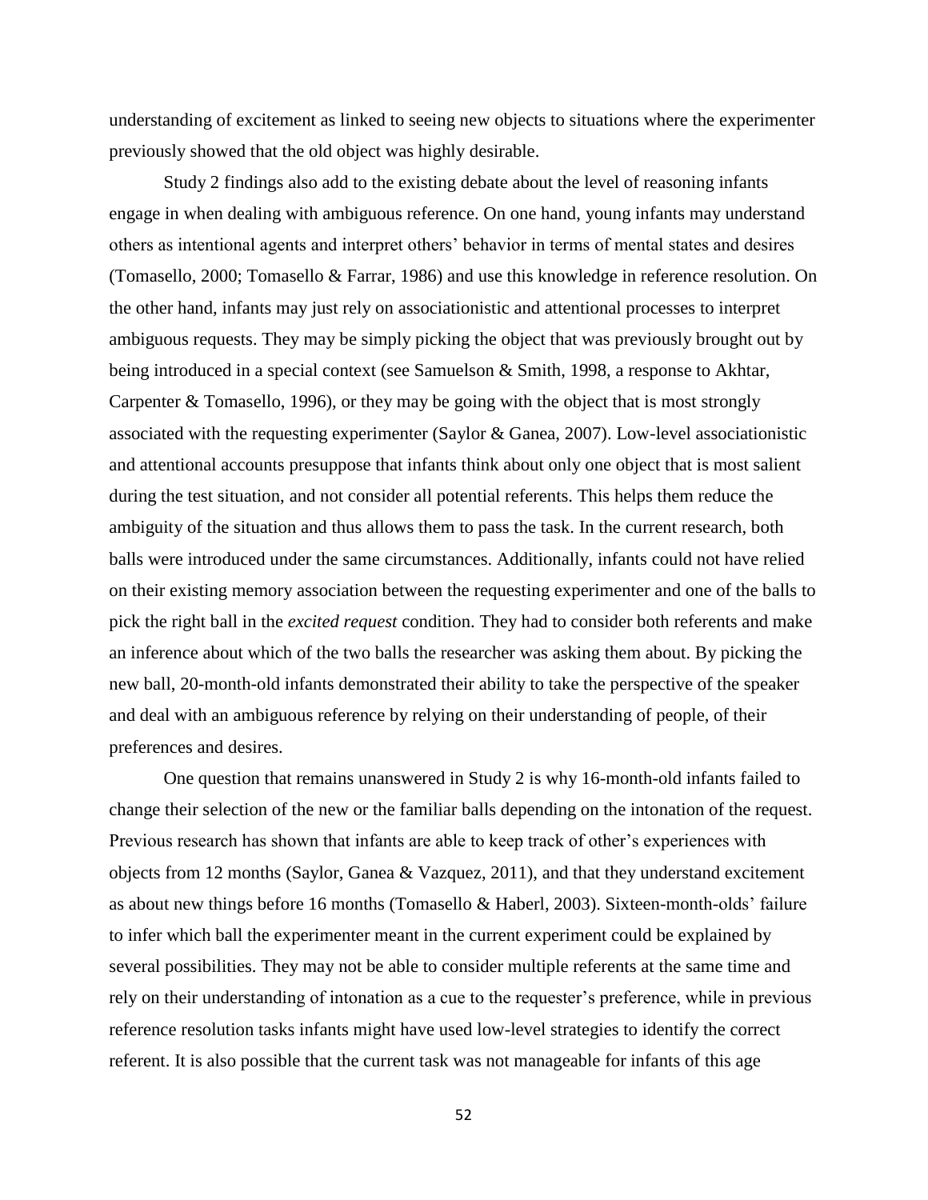understanding of excitement as linked to seeing new objects to situations where the experimenter previously showed that the old object was highly desirable.

Study 2 findings also add to the existing debate about the level of reasoning infants engage in when dealing with ambiguous reference. On one hand, young infants may understand others as intentional agents and interpret others' behavior in terms of mental states and desires (Tomasello, 2000; Tomasello & Farrar, 1986) and use this knowledge in reference resolution. On the other hand, infants may just rely on associationistic and attentional processes to interpret ambiguous requests. They may be simply picking the object that was previously brought out by being introduced in a special context (see Samuelson & Smith, 1998, a response to Akhtar, Carpenter & Tomasello, 1996), or they may be going with the object that is most strongly associated with the requesting experimenter (Saylor & Ganea, 2007). Low-level associationistic and attentional accounts presuppose that infants think about only one object that is most salient during the test situation, and not consider all potential referents. This helps them reduce the ambiguity of the situation and thus allows them to pass the task. In the current research, both balls were introduced under the same circumstances. Additionally, infants could not have relied on their existing memory association between the requesting experimenter and one of the balls to pick the right ball in the *excited request* condition. They had to consider both referents and make an inference about which of the two balls the researcher was asking them about. By picking the new ball, 20-month-old infants demonstrated their ability to take the perspective of the speaker and deal with an ambiguous reference by relying on their understanding of people, of their preferences and desires.

One question that remains unanswered in Study 2 is why 16-month-old infants failed to change their selection of the new or the familiar balls depending on the intonation of the request. Previous research has shown that infants are able to keep track of other's experiences with objects from 12 months (Saylor, Ganea & Vazquez, 2011), and that they understand excitement as about new things before 16 months (Tomasello & Haberl, 2003). Sixteen-month-olds' failure to infer which ball the experimenter meant in the current experiment could be explained by several possibilities. They may not be able to consider multiple referents at the same time and rely on their understanding of intonation as a cue to the requester's preference, while in previous reference resolution tasks infants might have used low-level strategies to identify the correct referent. It is also possible that the current task was not manageable for infants of this age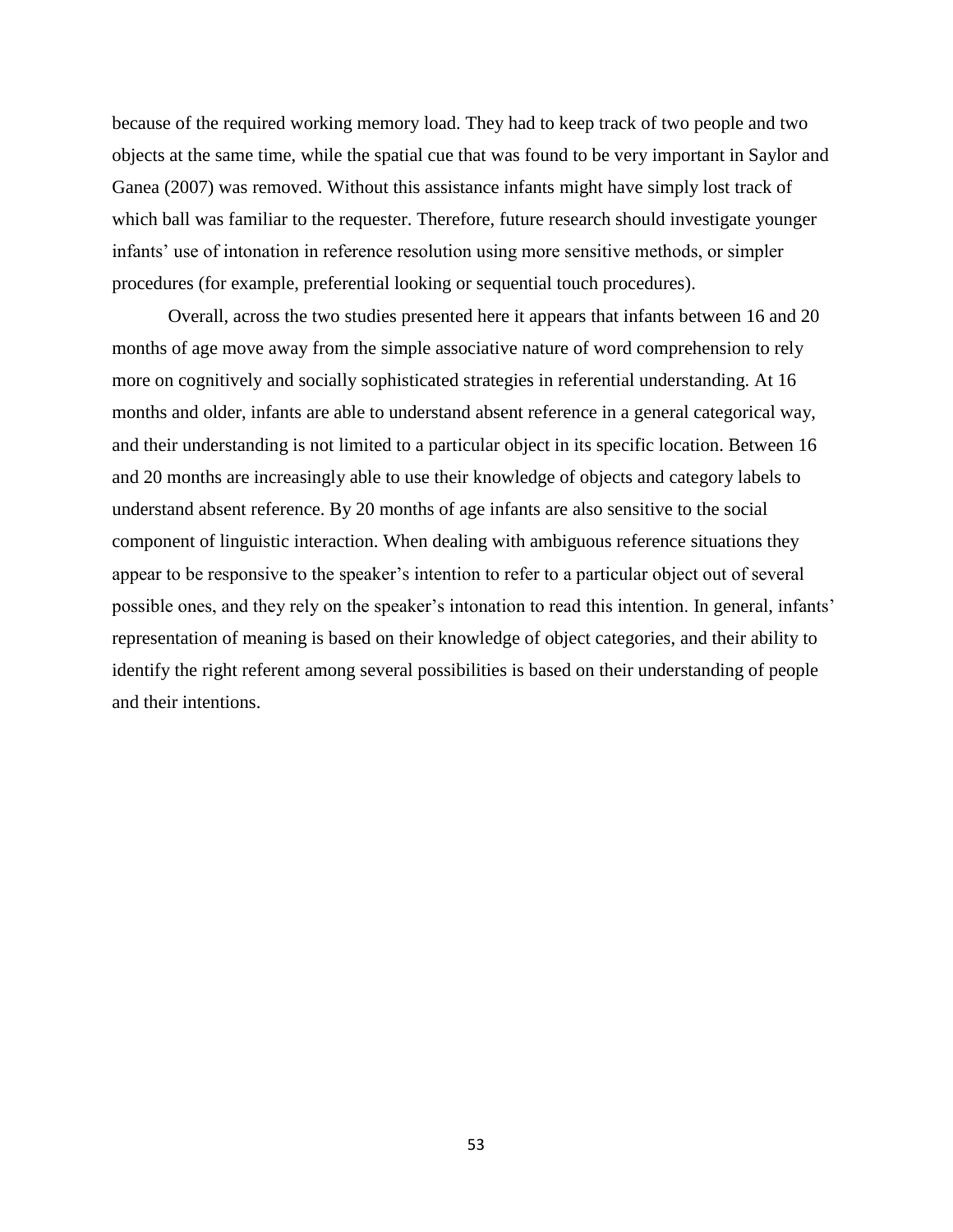because of the required working memory load. They had to keep track of two people and two objects at the same time, while the spatial cue that was found to be very important in Saylor and Ganea (2007) was removed. Without this assistance infants might have simply lost track of which ball was familiar to the requester. Therefore, future research should investigate younger infants' use of intonation in reference resolution using more sensitive methods, or simpler procedures (for example, preferential looking or sequential touch procedures).

Overall, across the two studies presented here it appears that infants between 16 and 20 months of age move away from the simple associative nature of word comprehension to rely more on cognitively and socially sophisticated strategies in referential understanding. At 16 months and older, infants are able to understand absent reference in a general categorical way, and their understanding is not limited to a particular object in its specific location. Between 16 and 20 months are increasingly able to use their knowledge of objects and category labels to understand absent reference. By 20 months of age infants are also sensitive to the social component of linguistic interaction. When dealing with ambiguous reference situations they appear to be responsive to the speaker's intention to refer to a particular object out of several possible ones, and they rely on the speaker's intonation to read this intention. In general, infants' representation of meaning is based on their knowledge of object categories, and their ability to identify the right referent among several possibilities is based on their understanding of people and their intentions.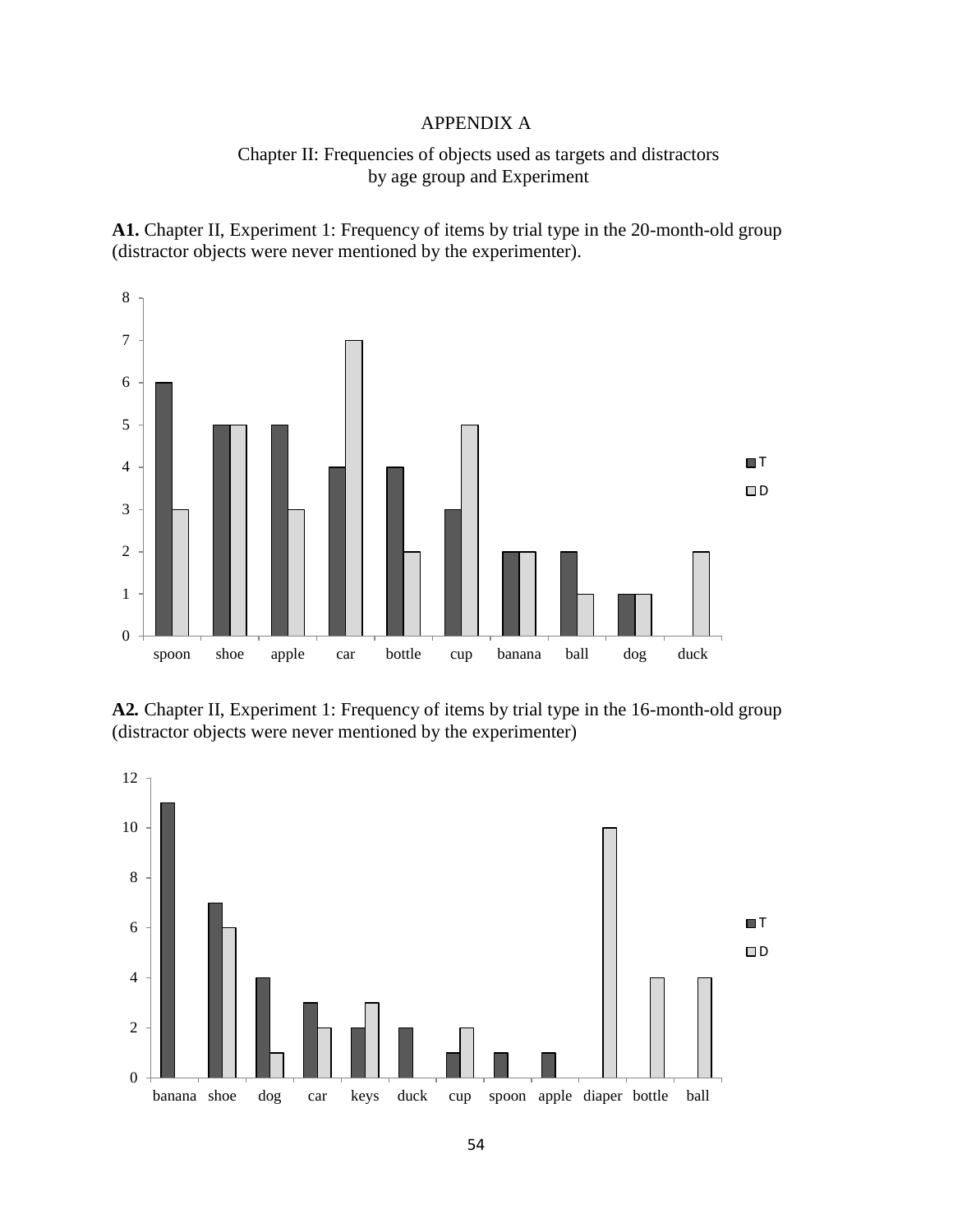# APPENDIX A

## Chapter II: Frequencies of objects used as targets and distractors by age group and Experiment

**A1.** Chapter II, Experiment 1: Frequency of items by trial type in the 20-month-old group (distractor objects were never mentioned by the experimenter).

**A2.** Chapter II, Experiment 1: Frequency of items by trial type in the 16-month-old group (distractor objects were never mentioned by the experimenter)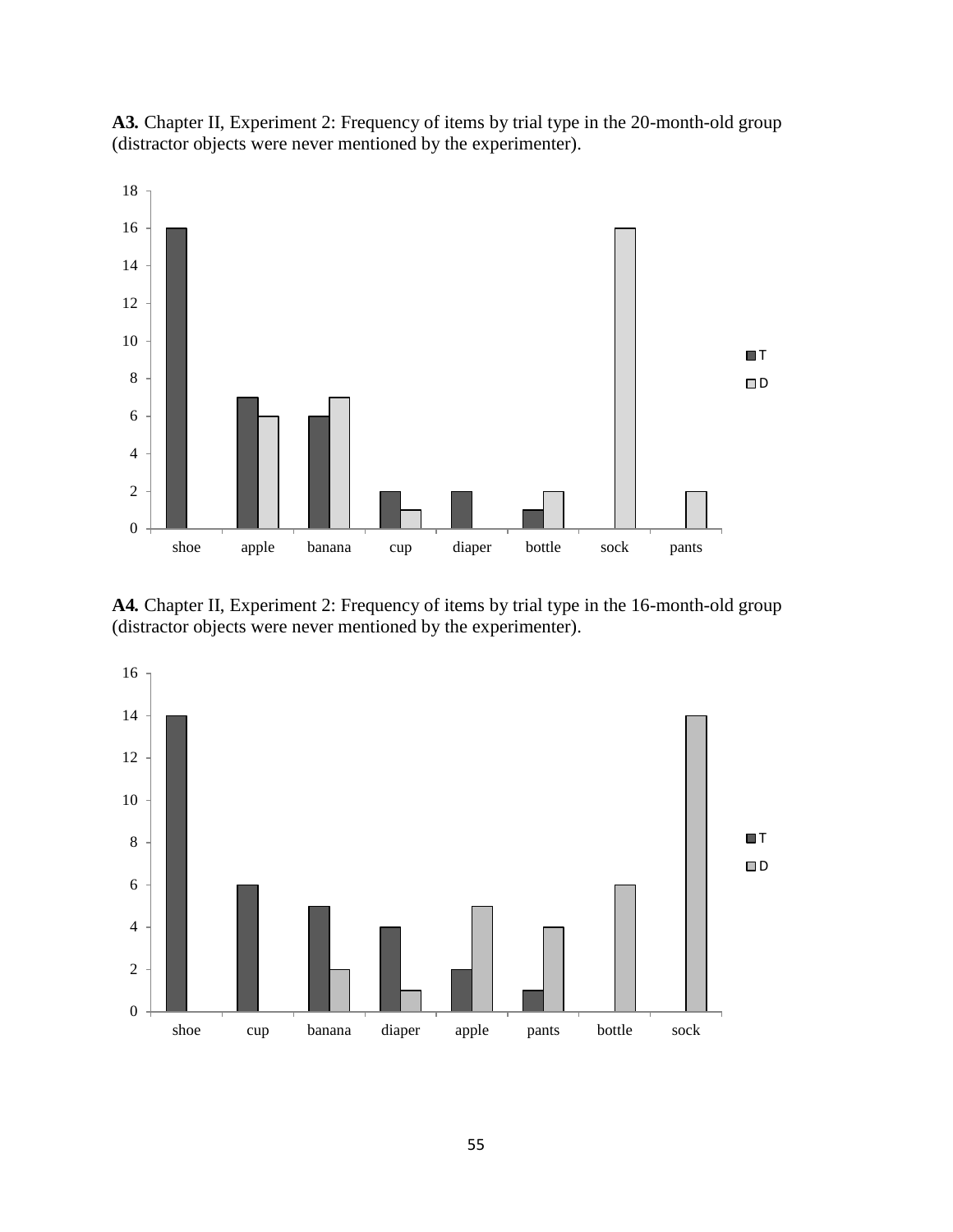**A3.** Chapter II, Experiment 2: Frequency of items by trial type in the 20-month-old group (distractor objects were never mentioned by the experimenter).

**A4.** Chapter II, Experiment 2: Frequency of items by trial type in the 16-month-old group (distractor objects were never mentioned by the experimenter).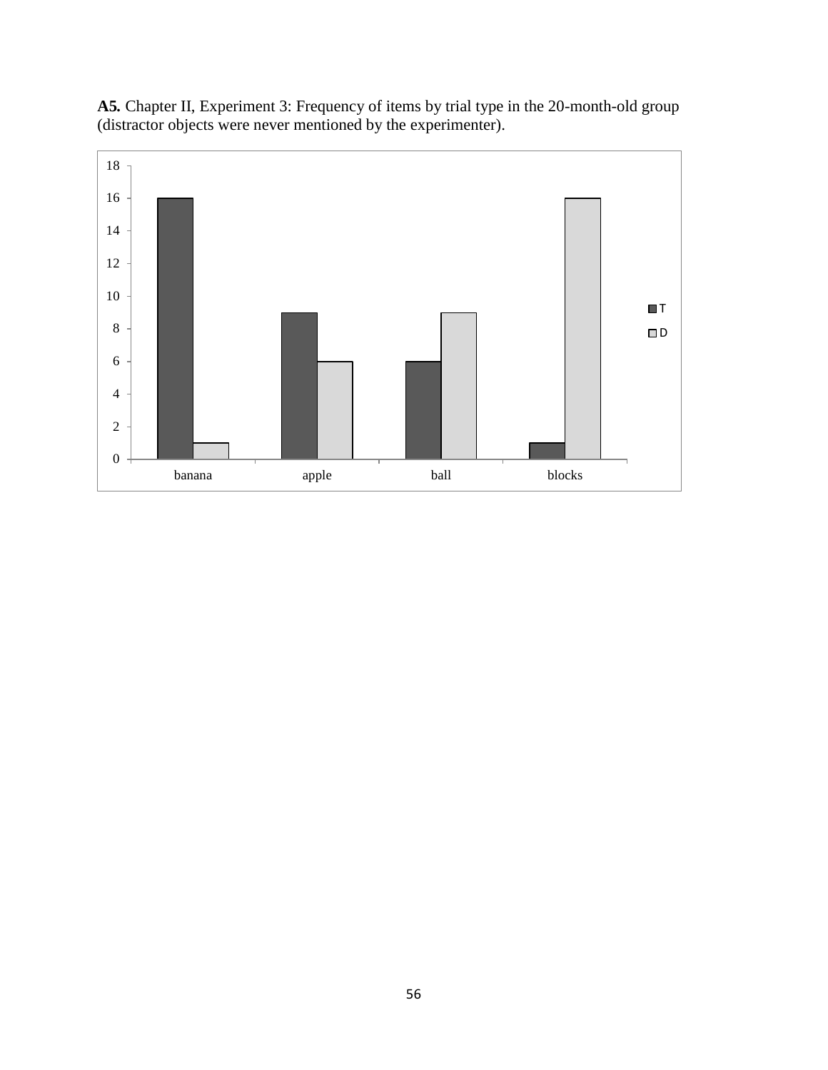**A5.** Chapter II, Experiment 3: Frequency of items by trial type in the 20-month-old group (distractor objects were never mentioned by the experimenter).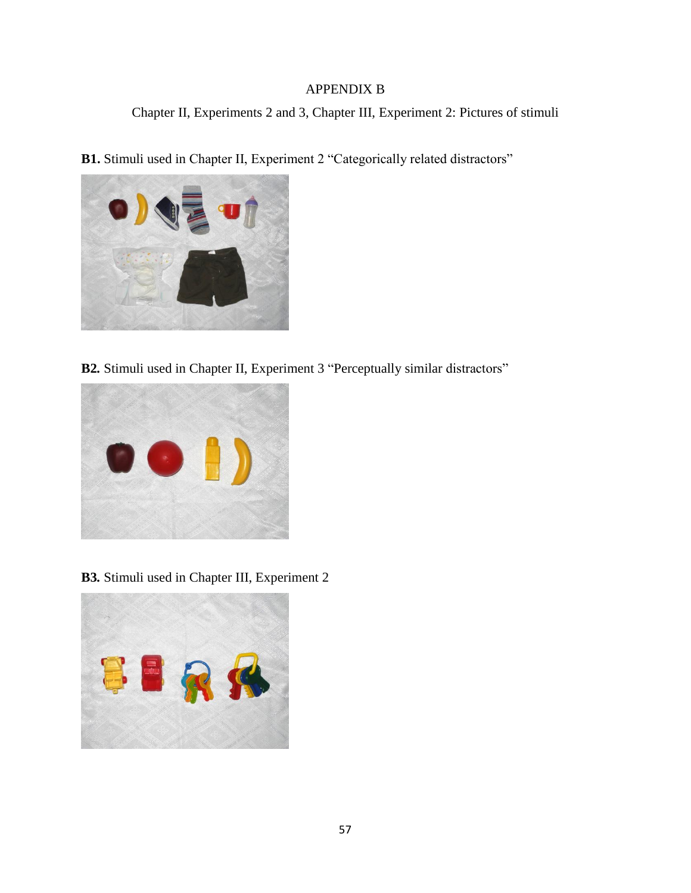# APPENDIX B

## Chapter II, Experiments 2 and 3, Chapter III, Experiment 2: Pictures of stimuli

**B1.** Stimuli used in Chapter II, Experiment 2 "Categorically related distractors"

**B2.** Stimuli used in Chapter II, Experiment 3 "Perceptually similar distractors"

**B3.** Stimuli used in Chapter III, Experiment 2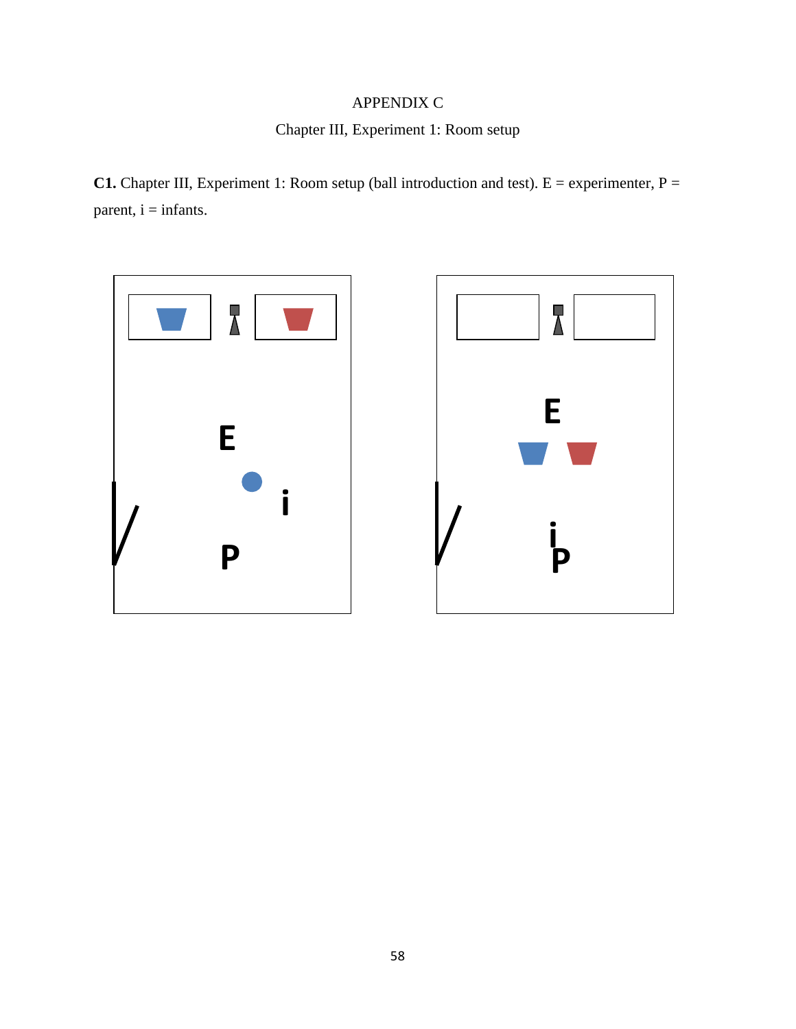APPENDIX C

Chapter III, Experiment 1: Room setup

**C1.** Chapter III, Experiment 1: Room setup (ball introduction and test). E = experimenter, P = parent, i = infants.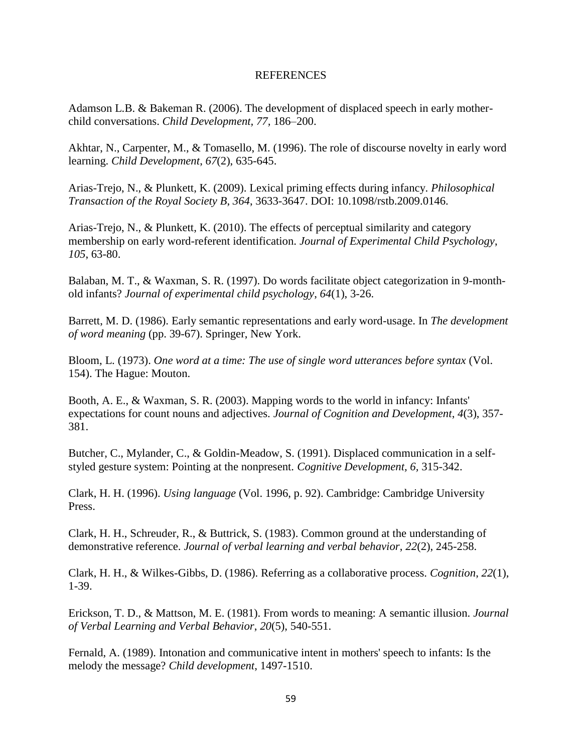# REFERENCES

Adamson L.B. & Bakeman R. (2006). The development of displaced speech in early mother-child conversations. *Child Development*, *77*, 186–200.

Akhtar, N., Carpenter, M., & Tomasello, M. (1996). The role of discourse novelty in early word learning. *Child Development*, *67*(2), 635-645.

Arias-Trejo, N., & Plunkett, K. (2009). Lexical priming effects during infancy. *Philosophical Transaction of the Royal Society B*, *364*, 3633-3647. DOI: 10.1098/rstb.2009.0146.

Arias-Trejo, N., & Plunkett, K. (2010). The effects of perceptual similarity and category membership on early word-referent identification. *Journal of Experimental Child Psychology*, *105*, 63-80.

Balaban, M. T., & Waxman, S. R. (1997). Do words facilitate object categorization in 9-month-old infants? *Journal of experimental child psychology*, *64*(1), 3-26.

Barrett, M. D. (1986). Early semantic representations and early word-usage. In *The development of word meaning* (pp. 39-67). Springer, New York.

Bloom, L. (1973). *One word at a time: The use of single word utterances before syntax* (Vol. 154). The Hague: Mouton.

Booth, A. E., & Waxman, S. R. (2003). Mapping words to the world in infancy: Infants' expectations for count nouns and adjectives. *Journal of Cognition and Development*, *4*(3), 357-381.

Butcher, C., Mylander, C., & Goldin-Meadow, S. (1991). Displaced communication in a self-styled gesture system: Pointing at the nonpresent. *Cognitive Development, 6,* 315-342.

Clark, H. H. (1996). *Using language* (Vol. 1996, p. 92). Cambridge: Cambridge University Press.

Clark, H. H., Schreuder, R., & Buttrick, S. (1983). Common ground at the understanding of demonstrative reference. *Journal of verbal learning and verbal behavior*, *22*(2), 245-258.

Clark, H. H., & Wilkes-Gibbs, D. (1986). Referring as a collaborative process. *Cognition*, *22*(1), 1-39.

Erickson, T. D., & Mattson, M. E. (1981). From words to meaning: A semantic illusion. *Journal of Verbal Learning and Verbal Behavior*, *20*(5), 540-551.

Fernald, A. (1989). Intonation and communicative intent in mothers' speech to infants: Is the melody the message? *Child development*, 1497-1510.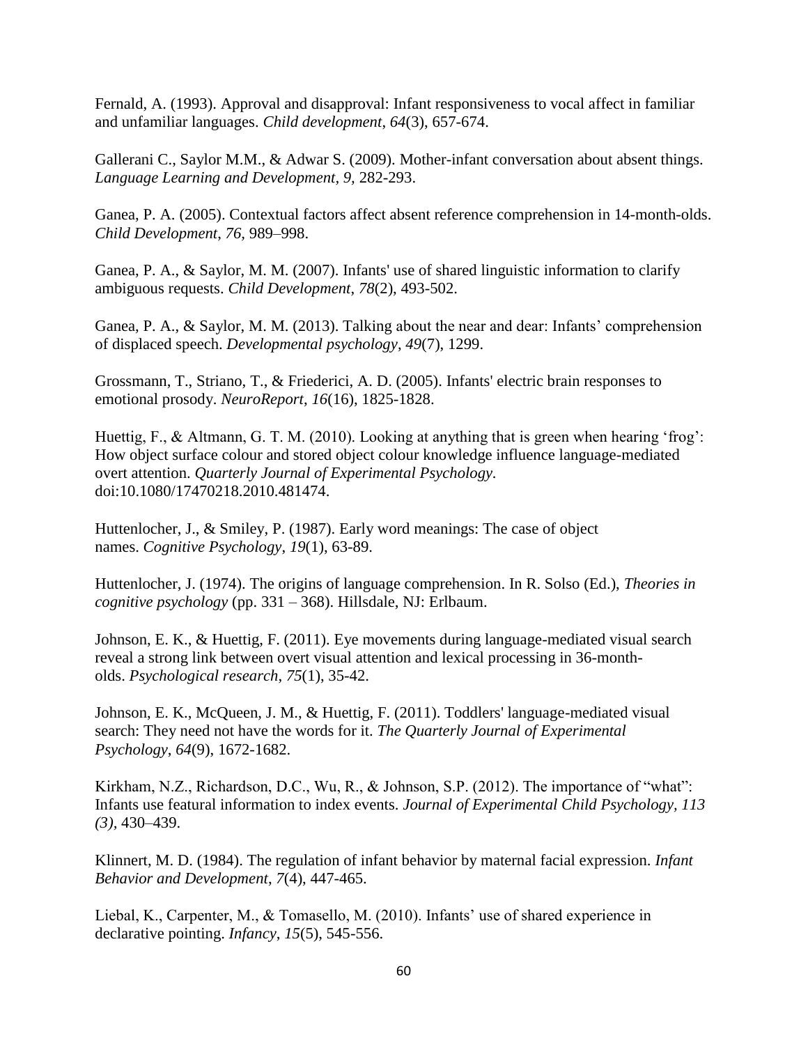Fernald, A. (1993). Approval and disapproval: Infant responsiveness to vocal affect in familiar and unfamiliar languages. *Child development*, *64*(3), 657-674.

Gallerani C., Saylor M.M., & Adwar S. (2009). Mother-infant conversation about absent things. *Language Learning and Development, 9,* 282-293.

Ganea, P. A. (2005). Contextual factors affect absent reference comprehension in 14-month-olds. *Child Development*, *76,* 989–998.

Ganea, P. A., & Saylor, M. M. (2007). Infants' use of shared linguistic information to clarify ambiguous requests. *Child Development*, *78*(2), 493-502.

Ganea, P. A., & Saylor, M. M. (2013). Talking about the near and dear: Infants' comprehension of displaced speech. *Developmental psychology*, *49*(7), 1299.

Grossmann, T., Striano, T., & Friederici, A. D. (2005). Infants' electric brain responses to emotional prosody. *NeuroReport*, *16*(16), 1825-1828.

Huettig, F., & Altmann, G. T. M. (2010). Looking at anything that is green when hearing 'frog': How object surface colour and stored object colour knowledge influence language-mediated overt attention. *Quarterly Journal of Experimental Psychology.* doi:10.1080/17470218.2010.481474.

Huttenlocher, J., & Smiley, P. (1987). Early word meanings: The case of object names. *Cognitive Psychology*, *19*(1), 63-89.

Huttenlocher, J. (1974). The origins of language comprehension. In R. Solso (Ed.), *Theories in cognitive psychology* (pp. 331 – 368). Hillsdale, NJ: Erlbaum.

Johnson, E. K., & Huettig, F. (2011). Eye movements during language-mediated visual search reveal a strong link between overt visual attention and lexical processing in 36-month-olds. *Psychological research*, *75*(1), 35-42.

Johnson, E. K., McQueen, J. M., & Huettig, F. (2011). Toddlers' language-mediated visual search: They need not have the words for it. *The Quarterly Journal of Experimental Psychology*, *64*(9), 1672-1682.

Kirkham, N.Z., Richardson, D.C., Wu, R., & Johnson, S.P. (2012). The importance of "what": Infants use featural information to index events. *Journal of Experimental Child Psychology, 113 (3)*, 430–439.

Klinnert, M. D. (1984). The regulation of infant behavior by maternal facial expression. *Infant Behavior and Development*, *7*(4), 447-465.

Liebal, K., Carpenter, M., & Tomasello, M. (2010). Infants' use of shared experience in declarative pointing. *Infancy*, *15*(5), 545-556.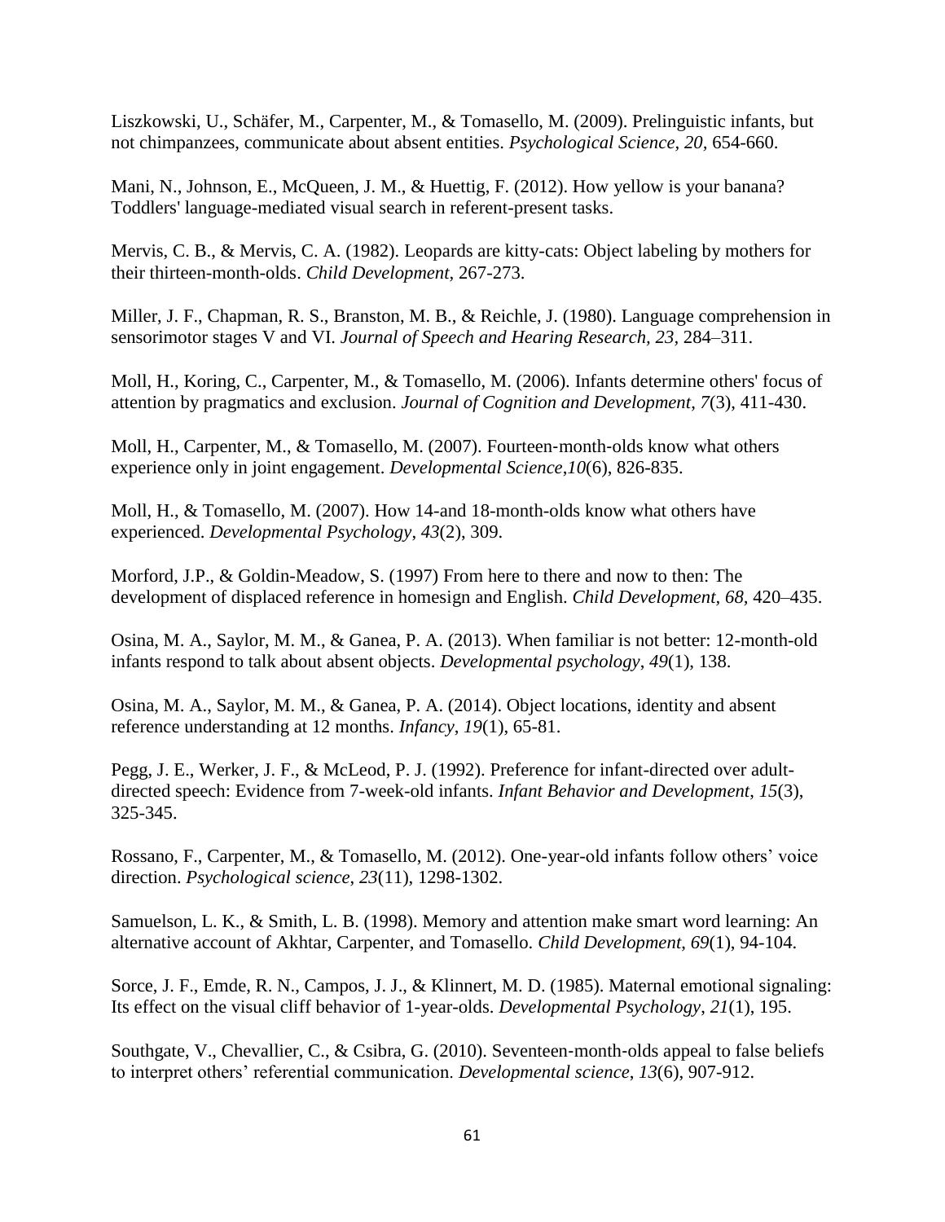Liszkowski, U., Schäfer, M., Carpenter, M., & Tomasello, M. (2009). Prelinguistic infants, but not chimpanzees, communicate about absent entities. *Psychological Science, 20,* 654-660.

Mani, N., Johnson, E., McQueen, J. M., & Huettig, F. (2012). How yellow is your banana? Toddlers' language-mediated visual search in referent-present tasks.

Mervis, C. B., & Mervis, C. A. (1982). Leopards are kitty-cats: Object labeling by mothers for their thirteen-month-olds. *Child Development*, 267-273.

Miller, J. F., Chapman, R. S., Branston, M. B., & Reichle, J. (1980). Language comprehension in sensorimotor stages V and VI. *Journal of Speech and Hearing Research, 23,* 284–311.

Moll, H., Koring, C., Carpenter, M., & Tomasello, M. (2006). Infants determine others' focus of attention by pragmatics and exclusion. *Journal of Cognition and Development*, *7*(3), 411-430.

Moll, H., Carpenter, M., & Tomasello, M. (2007). Fourteen‐month‐olds know what others experience only in joint engagement. *Developmental Science*,*10*(6), 826-835.

Moll, H., & Tomasello, M. (2007). How 14-and 18-month-olds know what others have experienced. *Developmental Psychology*, *43*(2), 309.

Morford, J.P., & Goldin-Meadow, S. (1997) From here to there and now to then: The development of displaced reference in homesign and English. *Child Development, 68,* 420–435.

Osina, M. A., Saylor, M. M., & Ganea, P. A. (2013). When familiar is not better: 12-month-old infants respond to talk about absent objects. *Developmental psychology*, *49*(1), 138.

Osina, M. A., Saylor, M. M., & Ganea, P. A. (2014). Object locations, identity and absent reference understanding at 12 months. *Infancy*, *19*(1), 65-81.

Pegg, J. E., Werker, J. F., & McLeod, P. J. (1992). Preference for infant-directed over adult-directed speech: Evidence from 7-week-old infants. *Infant Behavior and Development*, *15*(3), 325-345.

Rossano, F., Carpenter, M., & Tomasello, M. (2012). One-year-old infants follow others' voice direction. *Psychological science*, *23*(11), 1298-1302.

Samuelson, L. K., & Smith, L. B. (1998). Memory and attention make smart word learning: An alternative account of Akhtar, Carpenter, and Tomasello. *Child Development*, *69*(1), 94-104.

Sorce, J. F., Emde, R. N., Campos, J. J., & Klinnert, M. D. (1985). Maternal emotional signaling: Its effect on the visual cliff behavior of 1-year-olds. *Developmental Psychology*, *21*(1), 195.

Southgate, V., Chevallier, C., & Csibra, G. (2010). Seventeen‐month‐olds appeal to false beliefs to interpret others' referential communication. *Developmental science*, *13*(6), 907-912.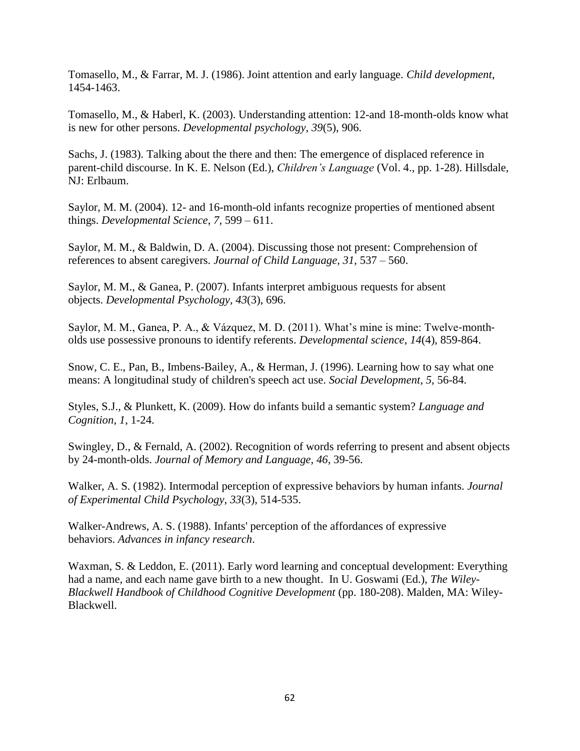Tomasello, M., & Farrar, M. J. (1986). Joint attention and early language. *Child development*, 1454-1463.

Tomasello, M., & Haberl, K. (2003). Understanding attention: 12-and 18-month-olds know what is new for other persons. *Developmental psychology*, *39*(5), 906.

Sachs, J. (1983). Talking about the there and then: The emergence of displaced reference in parent-child discourse. In K. E. Nelson (Ed.), *Children's Language* (Vol. 4., pp. 1-28). Hillsdale, NJ: Erlbaum.

Saylor, M. M. (2004). 12- and 16-month-old infants recognize properties of mentioned absent things. *Developmental Science*, *7*, 599 – 611.

Saylor, M. M., & Baldwin, D. A. (2004). Discussing those not present: Comprehension of references to absent caregivers. *Journal of Child Language, 31*, 537 – 560.

Saylor, M. M., & Ganea, P. (2007). Infants interpret ambiguous requests for absent objects. *Developmental Psychology*, *43*(3), 696.

Saylor, M. M., Ganea, P. A., & Vázquez, M. D. (2011). What's mine is mine: Twelve‐month‐olds use possessive pronouns to identify referents. *Developmental science*, *14*(4), 859-864.

Snow, C. E., Pan, B., Imbens-Bailey, A., & Herman, J. (1996). Learning how to say what one means: A longitudinal study of children's speech act use. *Social Development*, *5*, 56-84.

Styles, S.J., & Plunkett, K. (2009). How do infants build a semantic system? *Language and Cognition*, *1*, 1-24.

Swingley, D., & Fernald, A. (2002). Recognition of words referring to present and absent objects by 24-month-olds. *Journal of Memory and Language*, *46*, 39-56.

Walker, A. S. (1982). Intermodal perception of expressive behaviors by human infants. *Journal of Experimental Child Psychology*, *33*(3), 514-535.

Walker-Andrews, A. S. (1988). Infants' perception of the affordances of expressive behaviors. *Advances in infancy research*.

Waxman, S. & Leddon, E. (2011). Early word learning and conceptual development: Everything had a name, and each name gave birth to a new thought. In U. Goswami (Ed.), *The Wiley-Blackwell Handbook of Childhood Cognitive Development* (pp. 180-208). Malden, MA: Wiley-Blackwell.